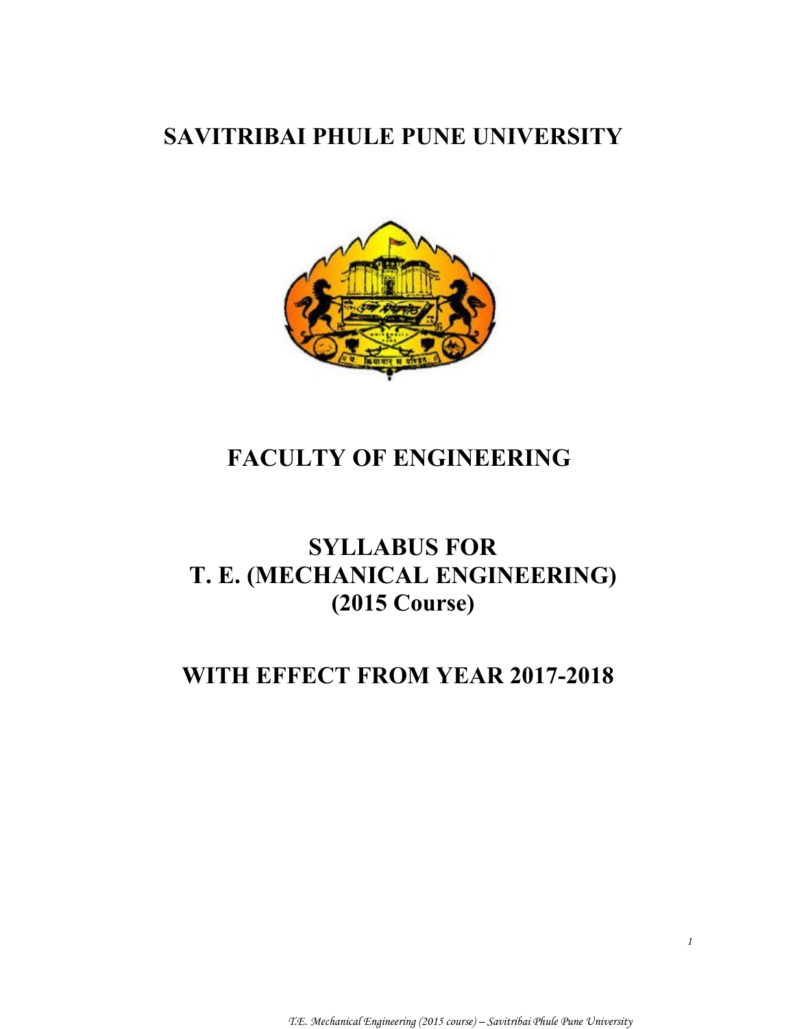# SAVITRIBAI PHULE PUNE UNIVERSITY

# FACULTY OF ENGINEERING

# SYLLABUS FOR
# T. E. (MECHANICAL ENGINEERING)
# (2015 Course)

# WITH EFFECT FROM YEAR 2017-2018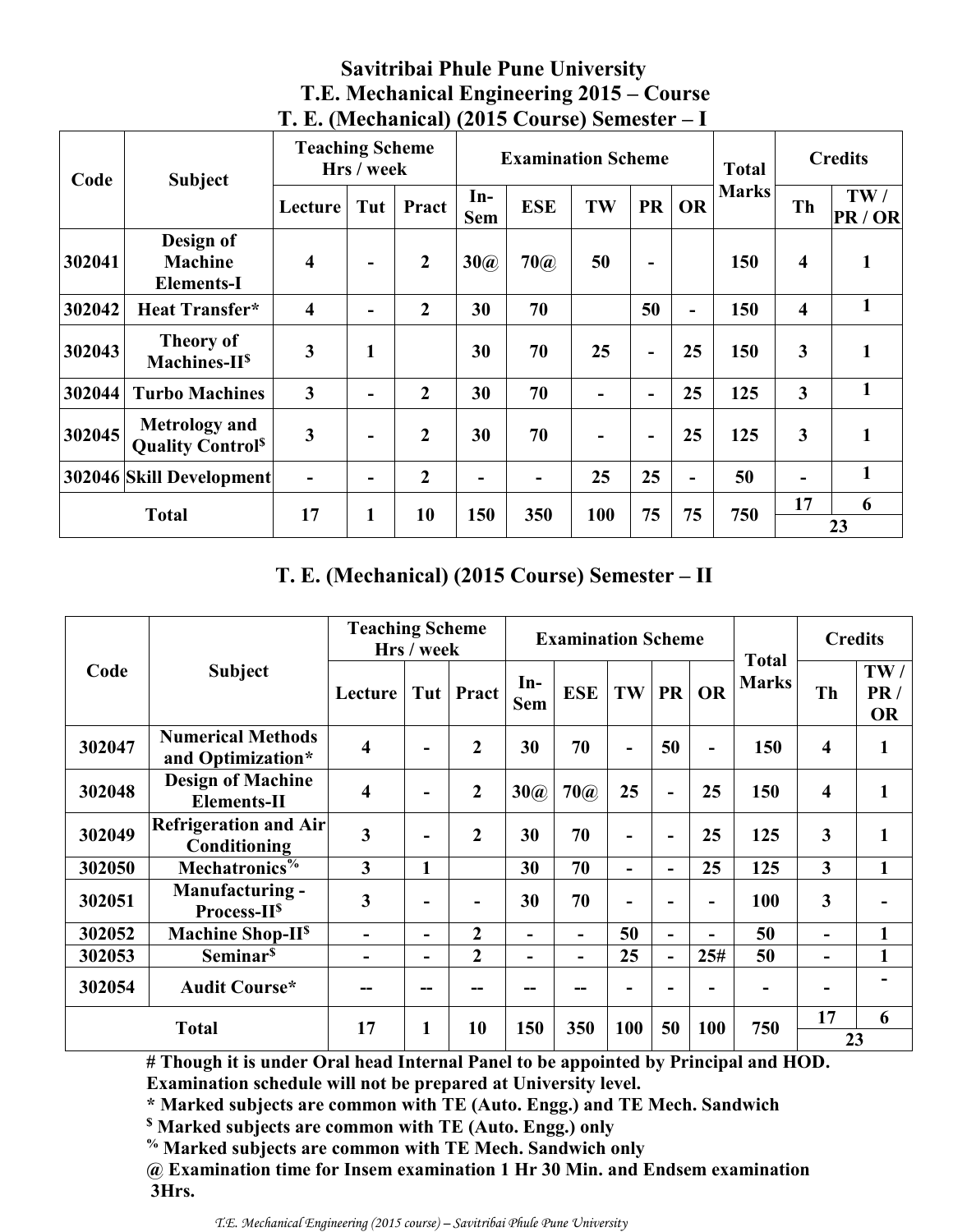# Savitribai Phule Pune University

## T.E. Mechanical Engineering 2015 – Course

### T. E. (Mechanical) (2015 Course) Semester – I

| Code | Subject | Teaching Scheme Hrs / week | | | Examination Scheme | | | | | Total Marks | Credits | |
|---|---|---|---|---|---|---|---|---|---|---|---|---|
| | | Lecture | Tut | Pract | In-Sem | ESE | TW | PR | OR | | Th | TW / PR / OR |
| 302041 | Design of Machine Elements-I | 4 | - | 2 | 30@ | 70@ | 50 | - | | 150 | 4 | 1 |
| 302042 | Heat Transfer* | 4 | - | 2 | 30 | 70 | | 50 | - | 150 | 4 | 1 |
| 302043 | Theory of Machines-II$ | 3 | 1 | | 30 | 70 | 25 | - | 25 | 150 | 3 | 1 |
| 302044 | Turbo Machines | 3 | - | 2 | 30 | 70 | - | - | 25 | 125 | 3 | 1 |
| 302045 | Metrology and Quality Control$ | 3 | - | 2 | 30 | 70 | - | - | 25 | 125 | 3 | 1 |
| 302046 | Skill Development | - | - | 2 | - | - | 25 | 25 | - | 50 | - | 1 |
| Total | | 17 | 1 | 10 | 150 | 350 | 100 | 75 | 75 | 750 | 17 | 6 |
| | | | | | | | | | | | 23 | |

### T. E. (Mechanical) (2015 Course) Semester – II

| Code | Subject | Teaching Scheme Hrs / week | | | Examination Scheme | | | | | Total Marks | Credits | |
|---|---|---|---|---|---|---|---|---|---|---|---|---|
| | | Lecture | Tut | Pract | In-Sem | ESE | TW | PR | OR | | Th | TW / PR / OR |
| 302047 | Numerical Methods and Optimization* | 4 | - | 2 | 30 | 70 | - | 50 | - | 150 | 4 | 1 |
| 302048 | Design of Machine Elements-II | 4 | - | 2 | 30@ | 70@ | 25 | - | 25 | 150 | 4 | 1 |
| 302049 | Refrigeration and Air Conditioning | 3 | - | 2 | 30 | 70 | - | - | 25 | 125 | 3 | 1 |
| 302050 | Mechatronics% | 3 | 1 | | 30 | 70 | - | - | 25 | 125 | 3 | 1 |
| 302051 | Manufacturing - Process-II$ | 3 | - | - | 30 | 70 | - | - | - | 100 | 3 | - |
| 302052 | Machine Shop-II$ | - | - | 2 | - | - | 50 | - | - | 50 | - | 1 |
| 302053 | Seminar$ | - | - | 2 | - | - | 25 | - | 25# | 50 | - | 1 |
| 302054 | Audit Course* | -- | -- | -- | -- | -- | - | - | - | - | - | - |
| Total | | 17 | 1 | 10 | 150 | 350 | 100 | 50 | 100 | 750 | 17 | 6 |
| | | | | | | | | | | | 23 | |

**# Though it is under Oral head Internal Panel to be appointed by Principal and HOD. Examination schedule will not be prepared at University level.**

**\* Marked subjects are common with TE (Auto. Engg.) and TE Mech. Sandwich**

**$ Marked subjects are common with TE (Auto. Engg.) only**

**% Marked subjects are common with TE Mech. Sandwich only**

**@ Examination time for Insem examination 1 Hr 30 Min. and Endsem examination 3Hrs.**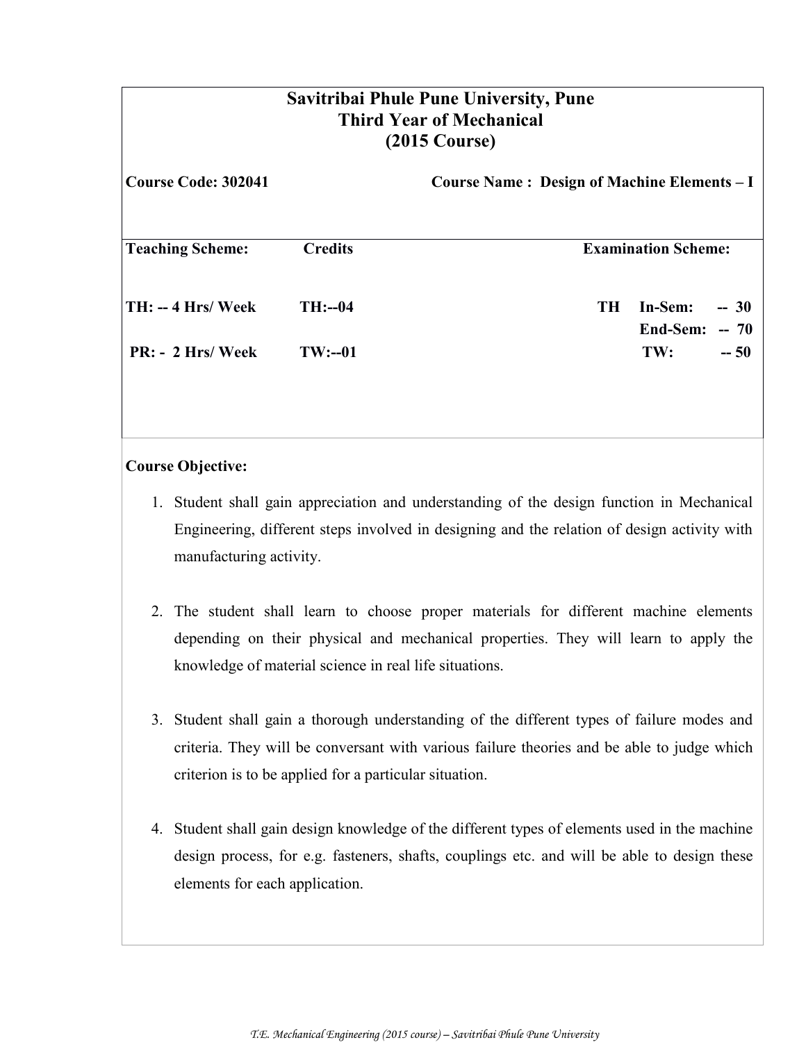# Savitribai Phule Pune University, Pune
## Third Year of Mechanical
## (2015 Course)

**Course Code: 302041** **Course Name : Design of Machine Elements – I**

| **Teaching Scheme:** | **Credits** | **Examination Scheme:** | | |
|---|---|---|---|---|
| **TH: -- 4 Hrs/ Week** | **TH:--04** | **TH** | **In-Sem:** | **-- 30** |
| | | | **End-Sem:** | **-- 70** |
| **PR: - 2 Hrs/ Week** | **TW:--01** | | **TW:** | **-- 50** |

**Course Objective:**

1. Student shall gain appreciation and understanding of the design function in Mechanical Engineering, different steps involved in designing and the relation of design activity with manufacturing activity.

2. The student shall learn to choose proper materials for different machine elements depending on their physical and mechanical properties. They will learn to apply the knowledge of material science in real life situations.

3. Student shall gain a thorough understanding of the different types of failure modes and criteria. They will be conversant with various failure theories and be able to judge which criterion is to be applied for a particular situation.

4. Student shall gain design knowledge of the different types of elements used in the machine design process, for e.g. fasteners, shafts, couplings etc. and will be able to design these elements for each application.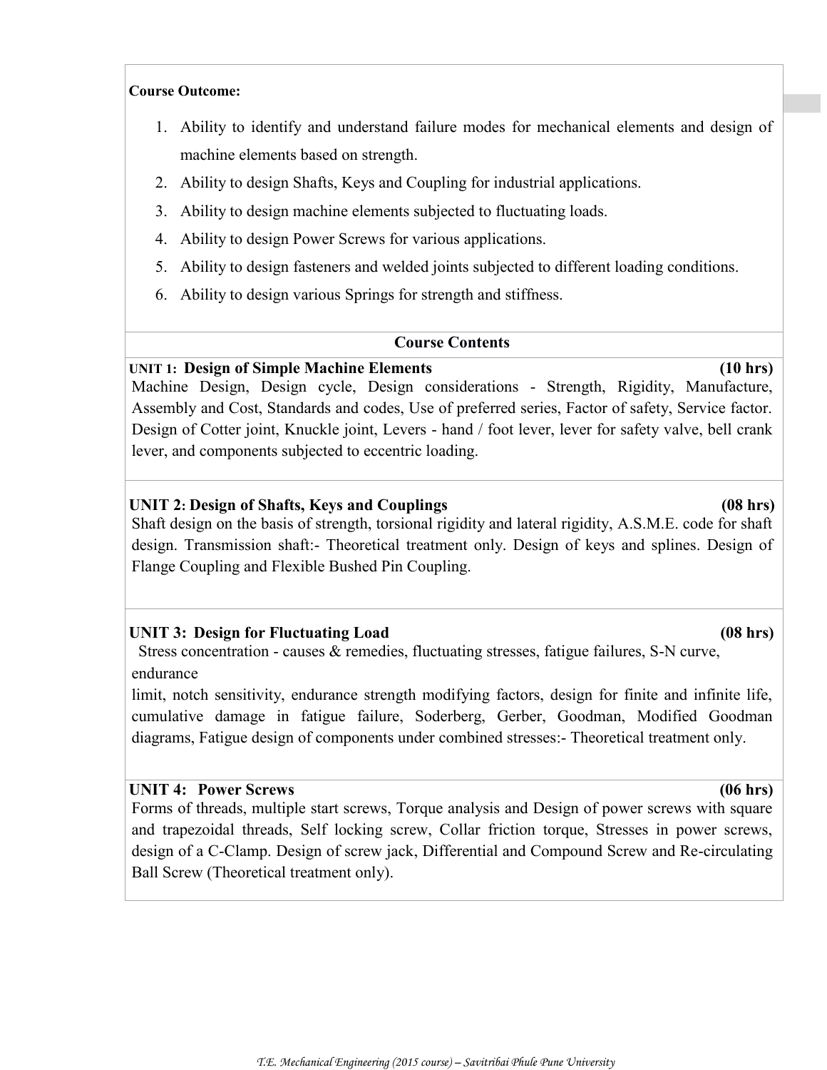**Course Outcome:**

1. Ability to identify and understand failure modes for mechanical elements and design of machine elements based on strength.
2. Ability to design Shafts, Keys and Coupling for industrial applications.
3. Ability to design machine elements subjected to fluctuating loads.
4. Ability to design Power Screws for various applications.
5. Ability to design fasteners and welded joints subjected to different loading conditions.
6. Ability to design various Springs for strength and stiffness.

## Course Contents

**UNIT 1: Design of Simple Machine Elements (10 hrs)**

Machine Design, Design cycle, Design considerations - Strength, Rigidity, Manufacture, Assembly and Cost, Standards and codes, Use of preferred series, Factor of safety, Service factor. Design of Cotter joint, Knuckle joint, Levers - hand / foot lever, lever for safety valve, bell crank lever, and components subjected to eccentric loading.

**UNIT 2: Design of Shafts, Keys and Couplings (08 hrs)**

Shaft design on the basis of strength, torsional rigidity and lateral rigidity, A.S.M.E. code for shaft design. Transmission shaft:- Theoretical treatment only. Design of keys and splines. Design of Flange Coupling and Flexible Bushed Pin Coupling.

**UNIT 3: Design for Fluctuating Load (08 hrs)**

Stress concentration - causes & remedies, fluctuating stresses, fatigue failures, S-N curve, endurance limit, notch sensitivity, endurance strength modifying factors, design for finite and infinite life, cumulative damage in fatigue failure, Soderberg, Gerber, Goodman, Modified Goodman diagrams, Fatigue design of components under combined stresses:- Theoretical treatment only.

**UNIT 4: Power Screws (06 hrs)**

Forms of threads, multiple start screws, Torque analysis and Design of power screws with square and trapezoidal threads, Self locking screw, Collar friction torque, Stresses in power screws, design of a C-Clamp. Design of screw jack, Differential and Compound Screw and Re-circulating Ball Screw (Theoretical treatment only).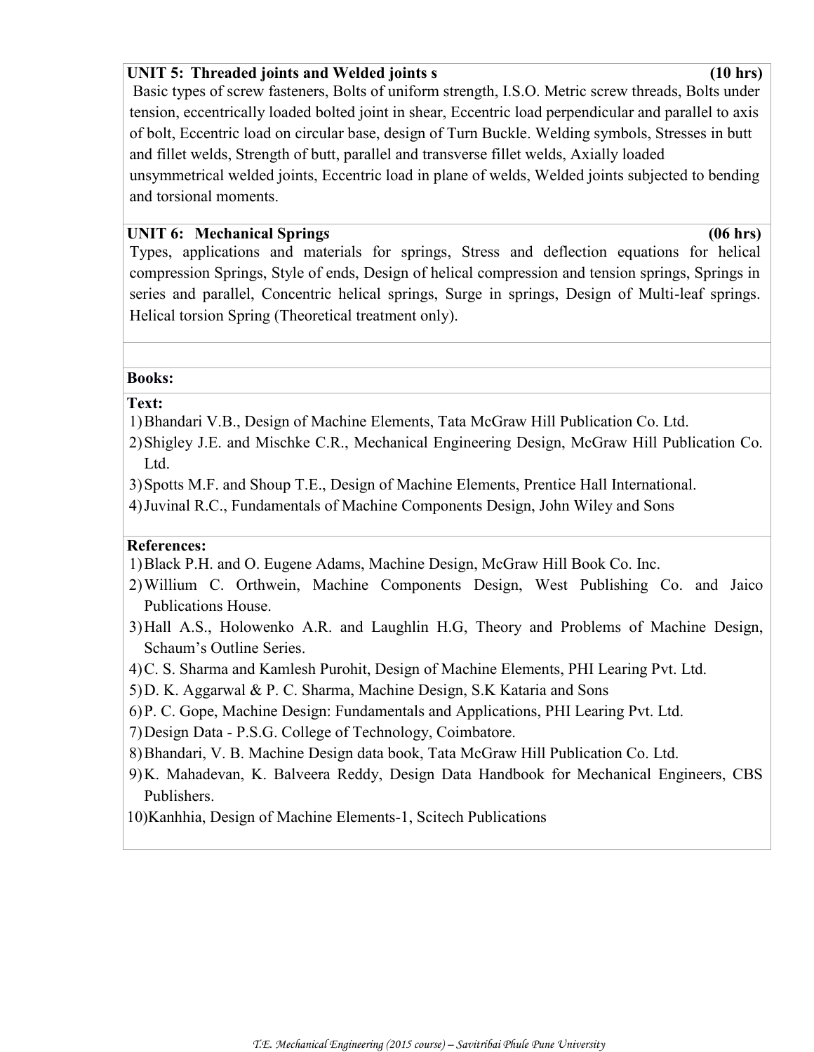**UNIT 5: Threaded joints and Welded joints s** **(10 hrs)**

Basic types of screw fasteners, Bolts of uniform strength, I.S.O. Metric screw threads, Bolts under tension, eccentrically loaded bolted joint in shear, Eccentric load perpendicular and parallel to axis of bolt, Eccentric load on circular base, design of Turn Buckle. Welding symbols, Stresses in butt and fillet welds, Strength of butt, parallel and transverse fillet welds, Axially loaded unsymmetrical welded joints, Eccentric load in plane of welds, Welded joints subjected to bending and torsional moments.

**UNIT 6: Mechanical Springs** **(06 hrs)**

Types, applications and materials for springs, Stress and deflection equations for helical compression Springs, Style of ends, Design of helical compression and tension springs, Springs in series and parallel, Concentric helical springs, Surge in springs, Design of Multi-leaf springs. Helical torsion Spring (Theoretical treatment only).

**Books:**

**Text:**

1) Bhandari V.B., Design of Machine Elements, Tata McGraw Hill Publication Co. Ltd.
2) Shigley J.E. and Mischke C.R., Mechanical Engineering Design, McGraw Hill Publication Co. Ltd.
3) Spotts M.F. and Shoup T.E., Design of Machine Elements, Prentice Hall International.
4) Juvinal R.C., Fundamentals of Machine Components Design, John Wiley and Sons

**References:**

1) Black P.H. and O. Eugene Adams, Machine Design, McGraw Hill Book Co. Inc.
2) Willium C. Orthwein, Machine Components Design, West Publishing Co. and Jaico Publications House.
3) Hall A.S., Holowenko A.R. and Laughlin H.G, Theory and Problems of Machine Design, Schaum's Outline Series.
4) C. S. Sharma and Kamlesh Purohit, Design of Machine Elements, PHI Learing Pvt. Ltd.
5) D. K. Aggarwal & P. C. Sharma, Machine Design, S.K Kataria and Sons
6) P. C. Gope, Machine Design: Fundamentals and Applications, PHI Learing Pvt. Ltd.
7) Design Data - P.S.G. College of Technology, Coimbatore.
8) Bhandari, V. B. Machine Design data book, Tata McGraw Hill Publication Co. Ltd.
9) K. Mahadevan, K. Balveera Reddy, Design Data Handbook for Mechanical Engineers, CBS Publishers.
10) Kanhhia, Design of Machine Elements-1, Scitech Publications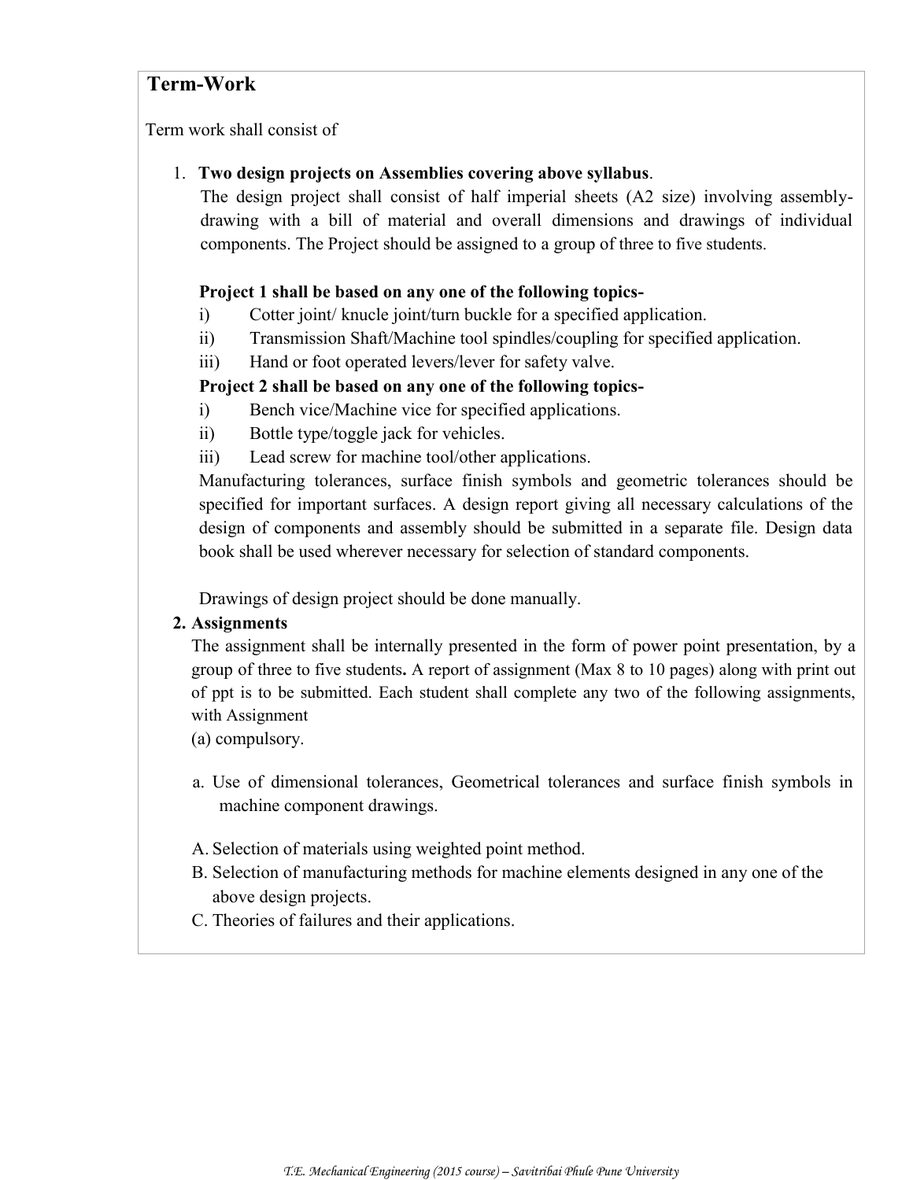## Term-Work

Term work shall consist of

1. **Two design projects on Assemblies covering above syllabus**.
   The design project shall consist of half imperial sheets (A2 size) involving assembly-drawing with a bill of material and overall dimensions and drawings of individual components. The Project should be assigned to a group of three to five students.

   **Project 1 shall be based on any one of the following topics-**
   i) Cotter joint/ knucle joint/turn buckle for a specified application.
   ii) Transmission Shaft/Machine tool spindles/coupling for specified application.
   iii) Hand or foot operated levers/lever for safety valve.

   **Project 2 shall be based on any one of the following topics-**
   i) Bench vice/Machine vice for specified applications.
   ii) Bottle type/toggle jack for vehicles.
   iii) Lead screw for machine tool/other applications.

   Manufacturing tolerances, surface finish symbols and geometric tolerances should be specified for important surfaces. A design report giving all necessary calculations of the design of components and assembly should be submitted in a separate file. Design data book shall be used wherever necessary for selection of standard components.

   Drawings of design project should be done manually.

2. **Assignments**
   The assignment shall be internally presented in the form of power point presentation, by a group of three to five students**.** A report of assignment (Max 8 to 10 pages) along with print out of ppt is to be submitted. Each student shall complete any two of the following assignments, with Assignment
   (a) compulsory.

   a. Use of dimensional tolerances, Geometrical tolerances and surface finish symbols in machine component drawings.

   A. Selection of materials using weighted point method.
   B. Selection of manufacturing methods for machine elements designed in any one of the above design projects.
   C. Theories of failures and their applications.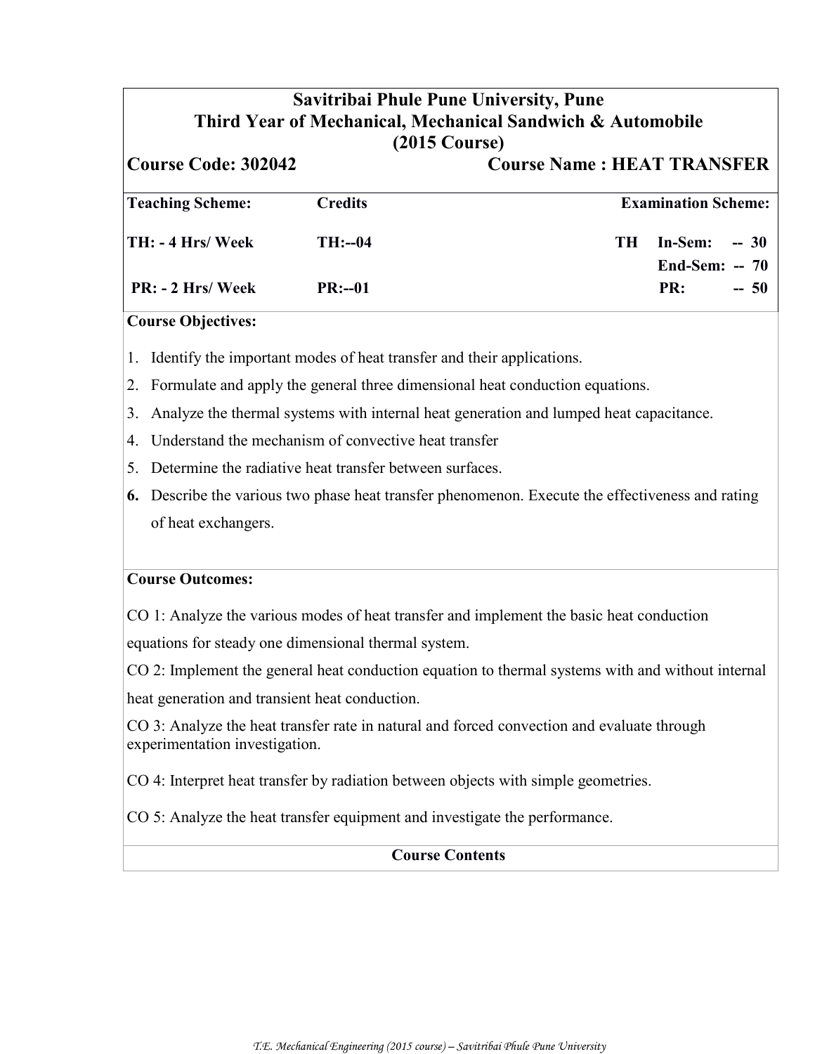# Savitribai Phule Pune University, Pune
## Third Year of Mechanical, Mechanical Sandwich & Automobile
## (2015 Course)

**Course Code: 302042** **Course Name : HEAT TRANSFER**

| Teaching Scheme: | Credits | Examination Scheme: |
|---|---|---|
| TH: - 4 Hrs/ Week | TH:--04 | TH In-Sem: -- 30 |
| | | End-Sem: -- 70 |
| PR: - 2 Hrs/ Week | PR:--01 | PR: -- 50 |

**Course Objectives:**

1. Identify the important modes of heat transfer and their applications.
2. Formulate and apply the general three dimensional heat conduction equations.
3. Analyze the thermal systems with internal heat generation and lumped heat capacitance.
4. Understand the mechanism of convective heat transfer
5. Determine the radiative heat transfer between surfaces.
6. Describe the various two phase heat transfer phenomenon. Execute the effectiveness and rating of heat exchangers.

**Course Outcomes:**

CO 1: Analyze the various modes of heat transfer and implement the basic heat conduction equations for steady one dimensional thermal system.

CO 2: Implement the general heat conduction equation to thermal systems with and without internal heat generation and transient heat conduction.

CO 3: Analyze the heat transfer rate in natural and forced convection and evaluate through experimentation investigation.

CO 4: Interpret heat transfer by radiation between objects with simple geometries.

CO 5: Analyze the heat transfer equipment and investigate the performance.

**Course Contents**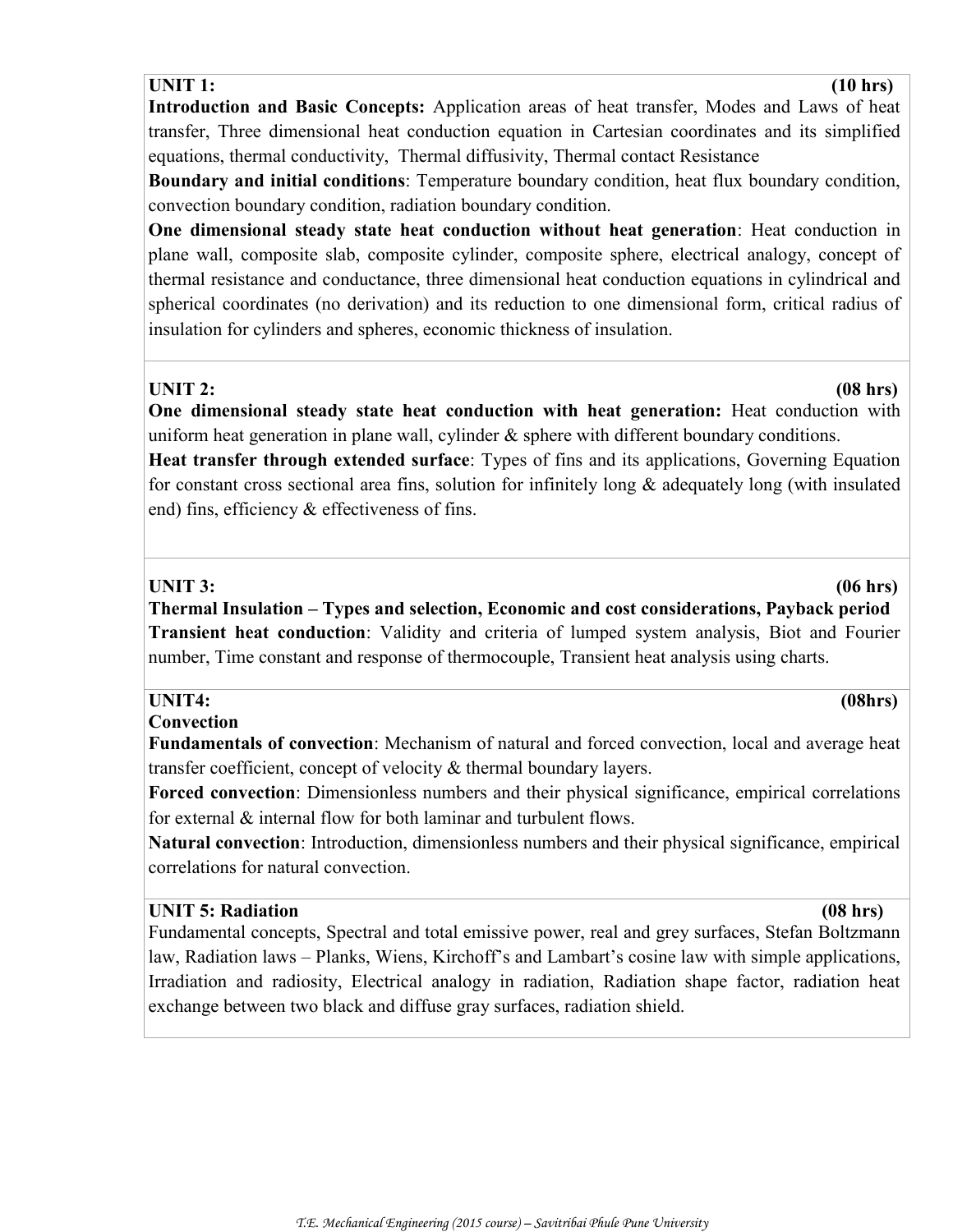**UNIT 1: (10 hrs)**

**Introduction and Basic Concepts:** Application areas of heat transfer, Modes and Laws of heat transfer, Three dimensional heat conduction equation in Cartesian coordinates and its simplified equations, thermal conductivity, Thermal diffusivity, Thermal contact Resistance

**Boundary and initial conditions**: Temperature boundary condition, heat flux boundary condition, convection boundary condition, radiation boundary condition.

**One dimensional steady state heat conduction without heat generation**: Heat conduction in plane wall, composite slab, composite cylinder, composite sphere, electrical analogy, concept of thermal resistance and conductance, three dimensional heat conduction equations in cylindrical and spherical coordinates (no derivation) and its reduction to one dimensional form, critical radius of insulation for cylinders and spheres, economic thickness of insulation.

**UNIT 2: (08 hrs)**

**One dimensional steady state heat conduction with heat generation:** Heat conduction with uniform heat generation in plane wall, cylinder & sphere with different boundary conditions.

**Heat transfer through extended surface**: Types of fins and its applications, Governing Equation for constant cross sectional area fins, solution for infinitely long & adequately long (with insulated end) fins, efficiency & effectiveness of fins.

**UNIT 3: (06 hrs)**

**Thermal Insulation – Types and selection, Economic and cost considerations, Payback period**

**Transient heat conduction**: Validity and criteria of lumped system analysis, Biot and Fourier number, Time constant and response of thermocouple, Transient heat analysis using charts.

**UNIT4: (08hrs)**

**Convection**

**Fundamentals of convection**: Mechanism of natural and forced convection, local and average heat transfer coefficient, concept of velocity & thermal boundary layers.

**Forced convection**: Dimensionless numbers and their physical significance, empirical correlations for external & internal flow for both laminar and turbulent flows.

**Natural convection**: Introduction, dimensionless numbers and their physical significance, empirical correlations for natural convection.

**UNIT 5: Radiation (08 hrs)**

Fundamental concepts, Spectral and total emissive power, real and grey surfaces, Stefan Boltzmann law, Radiation laws – Planks, Wiens, Kirchoff's and Lambart's cosine law with simple applications, Irradiation and radiosity, Electrical analogy in radiation, Radiation shape factor, radiation heat exchange between two black and diffuse gray surfaces, radiation shield.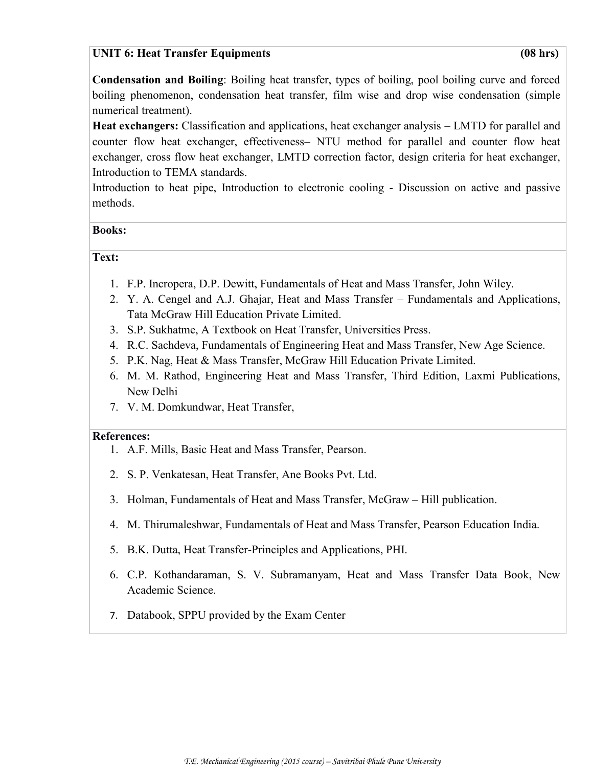**UNIT 6: Heat Transfer Equipments (08 hrs)**

**Condensation and Boiling**: Boiling heat transfer, types of boiling, pool boiling curve and forced boiling phenomenon, condensation heat transfer, film wise and drop wise condensation (simple numerical treatment).

**Heat exchangers:** Classification and applications, heat exchanger analysis – LMTD for parallel and counter flow heat exchanger, effectiveness– NTU method for parallel and counter flow heat exchanger, cross flow heat exchanger, LMTD correction factor, design criteria for heat exchanger, Introduction to TEMA standards.

Introduction to heat pipe, Introduction to electronic cooling - Discussion on active and passive methods.

**Books:**

**Text:**

1. F.P. Incropera, D.P. Dewitt, Fundamentals of Heat and Mass Transfer, John Wiley.
2. Y. A. Cengel and A.J. Ghajar, Heat and Mass Transfer – Fundamentals and Applications, Tata McGraw Hill Education Private Limited.
3. S.P. Sukhatme, A Textbook on Heat Transfer, Universities Press.
4. R.C. Sachdeva, Fundamentals of Engineering Heat and Mass Transfer, New Age Science.
5. P.K. Nag, Heat & Mass Transfer, McGraw Hill Education Private Limited.
6. M. M. Rathod, Engineering Heat and Mass Transfer, Third Edition, Laxmi Publications, New Delhi
7. V. M. Domkundwar, Heat Transfer,

**References:**

1. A.F. Mills, Basic Heat and Mass Transfer, Pearson.
2. S. P. Venkatesan, Heat Transfer, Ane Books Pvt. Ltd.
3. Holman, Fundamentals of Heat and Mass Transfer, McGraw – Hill publication.
4. M. Thirumaleshwar, Fundamentals of Heat and Mass Transfer, Pearson Education India.
5. B.K. Dutta, Heat Transfer-Principles and Applications, PHI.
6. C.P. Kothandaraman, S. V. Subramanyam, Heat and Mass Transfer Data Book, New Academic Science.
7. Databook, SPPU provided by the Exam Center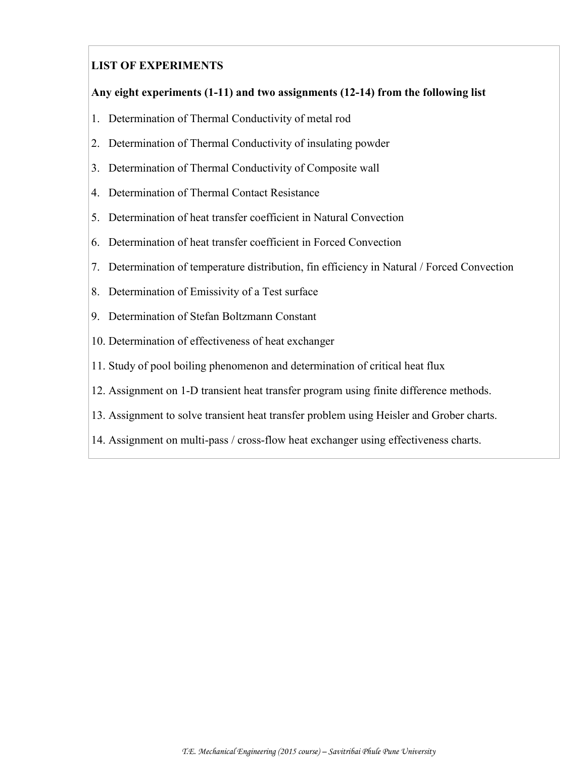**LIST OF EXPERIMENTS**

**Any eight experiments (1-11) and two assignments (12-14) from the following list**

1. Determination of Thermal Conductivity of metal rod
2. Determination of Thermal Conductivity of insulating powder
3. Determination of Thermal Conductivity of Composite wall
4. Determination of Thermal Contact Resistance
5. Determination of heat transfer coefficient in Natural Convection
6. Determination of heat transfer coefficient in Forced Convection
7. Determination of temperature distribution, fin efficiency in Natural / Forced Convection
8. Determination of Emissivity of a Test surface
9. Determination of Stefan Boltzmann Constant
10. Determination of effectiveness of heat exchanger
11. Study of pool boiling phenomenon and determination of critical heat flux
12. Assignment on 1-D transient heat transfer program using finite difference methods.
13. Assignment to solve transient heat transfer problem using Heisler and Grober charts.
14. Assignment on multi-pass / cross-flow heat exchanger using effectiveness charts.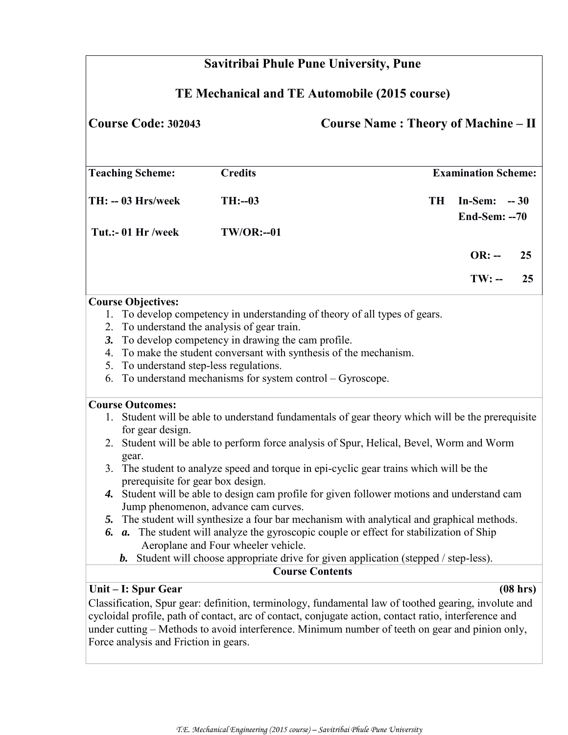## Savitribai Phule Pune University, Pune

## TE Mechanical and TE Automobile (2015 course)

**Course Code: 302043** **Course Name : Theory of Machine – II**

| Teaching Scheme: | Credits | Examination Scheme: |
|---|---|---|
| TH: -- 03 Hrs/week | TH:--03 | TH In-Sem: -- 30 <br> End-Sem: --70 |
| Tut.:- 01 Hr /week | TW/OR:--01 | |
| | | OR: -- 25 |
| | | TW: -- 25 |

**Course Objectives:**

1. To develop competency in understanding of theory of all types of gears.
2. To understand the analysis of gear train.
3. To develop competency in drawing the cam profile.
4. To make the student conversant with synthesis of the mechanism.
5. To understand step-less regulations.
6. To understand mechanisms for system control – Gyroscope.

**Course Outcomes:**

1. Student will be able to understand fundamentals of gear theory which will be the prerequisite for gear design.
2. Student will be able to perform force analysis of Spur, Helical, Bevel, Worm and Worm gear.
3. The student to analyze speed and torque in epi-cyclic gear trains which will be the prerequisite for gear box design.
4. Student will be able to design cam profile for given follower motions and understand cam Jump phenomenon, advance cam curves.
5. The student will synthesize a four bar mechanism with analytical and graphical methods.
6. ***a.*** The student will analyze the gyroscopic couple or effect for stabilization of Ship Aeroplane and Four wheeler vehicle.
   ***b.*** Student will choose appropriate drive for given application (stepped / step-less).

**Course Contents**

**Unit – I: Spur Gear** **(08 hrs)**

Classification, Spur gear: definition, terminology, fundamental law of toothed gearing, involute and cycloidal profile, path of contact, arc of contact, conjugate action, contact ratio, interference and under cutting – Methods to avoid interference. Minimum number of teeth on gear and pinion only, Force analysis and Friction in gears.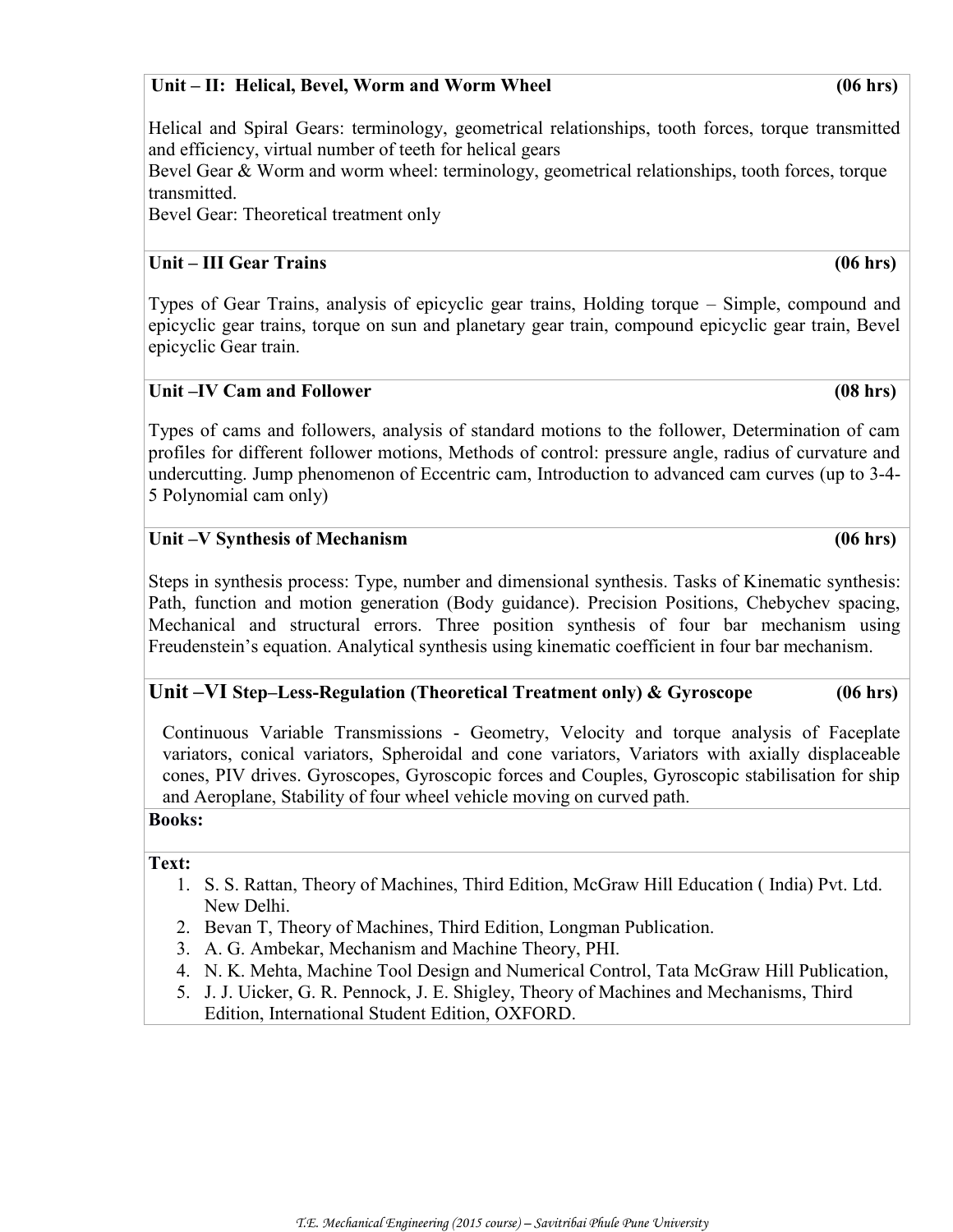**Unit – II: Helical, Bevel, Worm and Worm Wheel (06 hrs)**

Helical and Spiral Gears: terminology, geometrical relationships, tooth forces, torque transmitted and efficiency, virtual number of teeth for helical gears
Bevel Gear & Worm and worm wheel: terminology, geometrical relationships, tooth forces, torque transmitted.
Bevel Gear: Theoretical treatment only

**Unit – III Gear Trains (06 hrs)**

Types of Gear Trains, analysis of epicyclic gear trains, Holding torque – Simple, compound and epicyclic gear trains, torque on sun and planetary gear train, compound epicyclic gear train, Bevel epicyclic Gear train.

**Unit –IV Cam and Follower (08 hrs)**

Types of cams and followers, analysis of standard motions to the follower, Determination of cam profiles for different follower motions, Methods of control: pressure angle, radius of curvature and undercutting. Jump phenomenon of Eccentric cam, Introduction to advanced cam curves (up to 3-4-5 Polynomial cam only)

**Unit –V Synthesis of Mechanism (06 hrs)**

Steps in synthesis process: Type, number and dimensional synthesis. Tasks of Kinematic synthesis: Path, function and motion generation (Body guidance). Precision Positions, Chebychev spacing, Mechanical and structural errors. Three position synthesis of four bar mechanism using Freudenstein's equation. Analytical synthesis using kinematic coefficient in four bar mechanism.

**Unit –VI Step–Less-Regulation (Theoretical Treatment only) & Gyroscope (06 hrs)**

Continuous Variable Transmissions - Geometry, Velocity and torque analysis of Faceplate variators, conical variators, Spheroidal and cone variators, Variators with axially displaceable cones, PIV drives. Gyroscopes, Gyroscopic forces and Couples, Gyroscopic stabilisation for ship and Aeroplane, Stability of four wheel vehicle moving on curved path.

**Books:**

**Text:**

1. S. S. Rattan, Theory of Machines, Third Edition, McGraw Hill Education ( India) Pvt. Ltd. New Delhi.
2. Bevan T, Theory of Machines, Third Edition, Longman Publication.
3. A. G. Ambekar, Mechanism and Machine Theory, PHI.
4. N. K. Mehta, Machine Tool Design and Numerical Control, Tata McGraw Hill Publication,
5. J. J. Uicker, G. R. Pennock, J. E. Shigley, Theory of Machines and Mechanisms, Third Edition, International Student Edition, OXFORD.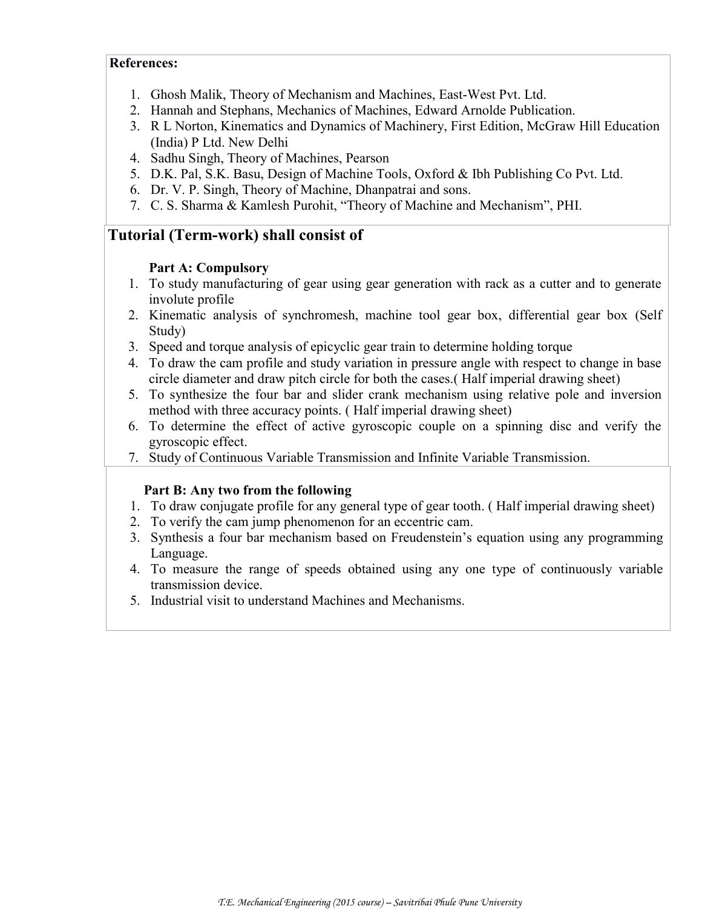**References:**

1. Ghosh Malik, Theory of Mechanism and Machines, East-West Pvt. Ltd.
2. Hannah and Stephans, Mechanics of Machines, Edward Arnolde Publication.
3. R L Norton, Kinematics and Dynamics of Machinery, First Edition, McGraw Hill Education (India) P Ltd. New Delhi
4. Sadhu Singh, Theory of Machines, Pearson
5. D.K. Pal, S.K. Basu, Design of Machine Tools, Oxford & Ibh Publishing Co Pvt. Ltd.
6. Dr. V. P. Singh, Theory of Machine, Dhanpatrai and sons.
7. C. S. Sharma & Kamlesh Purohit, "Theory of Machine and Mechanism", PHI.

## Tutorial (Term-work) shall consist of

**Part A: Compulsory**

1. To study manufacturing of gear using gear generation with rack as a cutter and to generate involute profile
2. Kinematic analysis of synchromesh, machine tool gear box, differential gear box (Self Study)
3. Speed and torque analysis of epicyclic gear train to determine holding torque
4. To draw the cam profile and study variation in pressure angle with respect to change in base circle diameter and draw pitch circle for both the cases.( Half imperial drawing sheet)
5. To synthesize the four bar and slider crank mechanism using relative pole and inversion method with three accuracy points. ( Half imperial drawing sheet)
6. To determine the effect of active gyroscopic couple on a spinning disc and verify the gyroscopic effect.
7. Study of Continuous Variable Transmission and Infinite Variable Transmission.

**Part B: Any two from the following**

1. To draw conjugate profile for any general type of gear tooth. ( Half imperial drawing sheet)
2. To verify the cam jump phenomenon for an eccentric cam.
3. Synthesis a four bar mechanism based on Freudenstein's equation using any programming Language.
4. To measure the range of speeds obtained using any one type of continuously variable transmission device.
5. Industrial visit to understand Machines and Mechanisms.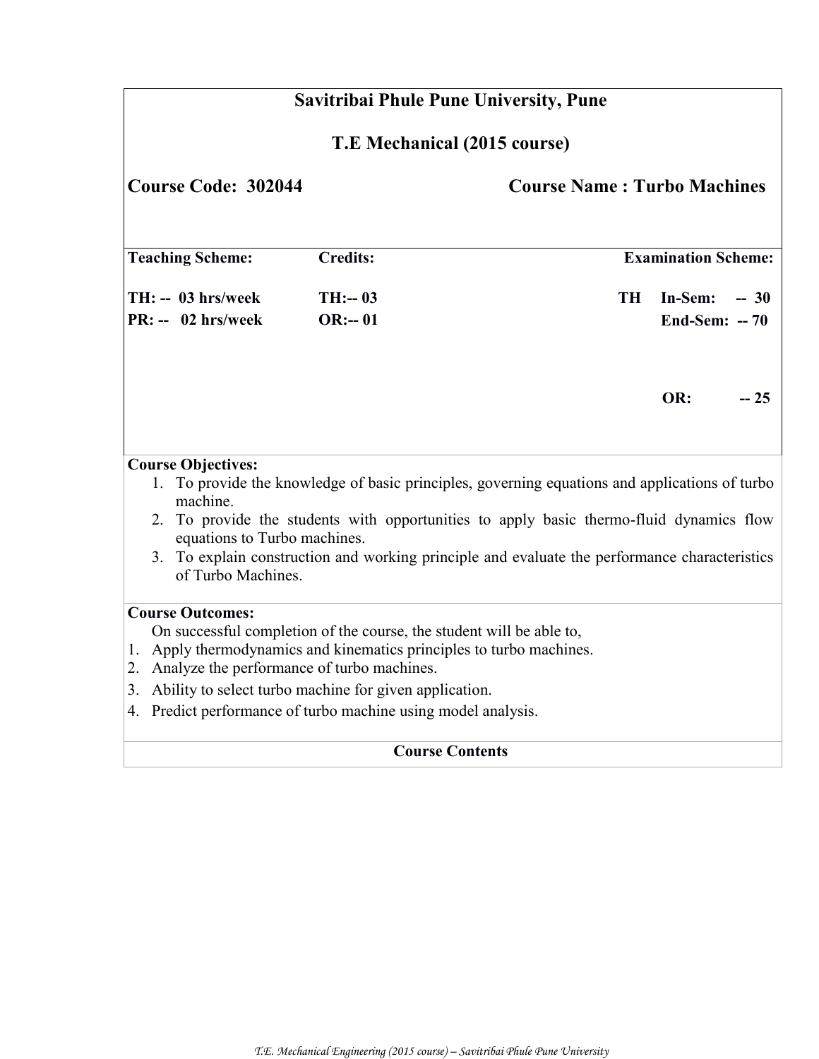**Savitribai Phule Pune University, Pune**

**T.E Mechanical (2015 course)**

**Course Code: 302044** **Course Name : Turbo Machines**

| **Teaching Scheme:** | **Credits:** | **Examination Scheme:** |
|---|---|---|
| **TH: -- 03 hrs/week** | **TH:-- 03** | **TH In-Sem: -- 30** |
| **PR: -- 02 hrs/week** | **OR:-- 01** | **End-Sem: -- 70** |
| | | **OR: -- 25** |

**Course Objectives:**

1. To provide the knowledge of basic principles, governing equations and applications of turbo machine.
2. To provide the students with opportunities to apply basic thermo-fluid dynamics flow equations to Turbo machines.
3. To explain construction and working principle and evaluate the performance characteristics of Turbo Machines.

**Course Outcomes:**

On successful completion of the course, the student will be able to,

1. Apply thermodynamics and kinematics principles to turbo machines.
2. Analyze the performance of turbo machines.
3. Ability to select turbo machine for given application.
4. Predict performance of turbo machine using model analysis.

**Course Contents**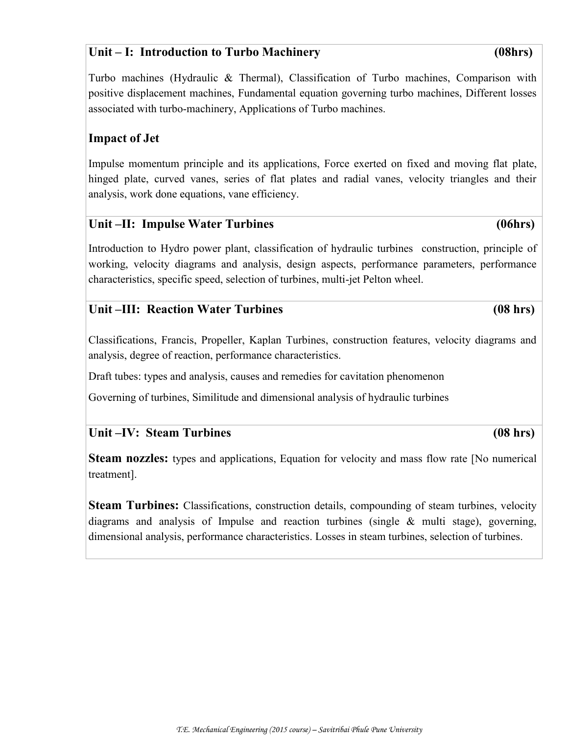## Unit – I: Introduction to Turbo Machinery (08hrs)

Turbo machines (Hydraulic & Thermal), Classification of Turbo machines, Comparison with positive displacement machines, Fundamental equation governing turbo machines, Different losses associated with turbo-machinery, Applications of Turbo machines.

### Impact of Jet

Impulse momentum principle and its applications, Force exerted on fixed and moving flat plate, hinged plate, curved vanes, series of flat plates and radial vanes, velocity triangles and their analysis, work done equations, vane efficiency.

## Unit –II: Impulse Water Turbines (06hrs)

Introduction to Hydro power plant, classification of hydraulic turbines construction, principle of working, velocity diagrams and analysis, design aspects, performance parameters, performance characteristics, specific speed, selection of turbines, multi-jet Pelton wheel.

## Unit –III: Reaction Water Turbines (08 hrs)

Classifications, Francis, Propeller, Kaplan Turbines, construction features, velocity diagrams and analysis, degree of reaction, performance characteristics.

Draft tubes: types and analysis, causes and remedies for cavitation phenomenon

Governing of turbines, Similitude and dimensional analysis of hydraulic turbines

## Unit –IV: Steam Turbines (08 hrs)

**Steam nozzles:** types and applications, Equation for velocity and mass flow rate [No numerical treatment].

**Steam Turbines:** Classifications, construction details, compounding of steam turbines, velocity diagrams and analysis of Impulse and reaction turbines (single & multi stage), governing, dimensional analysis, performance characteristics. Losses in steam turbines, selection of turbines.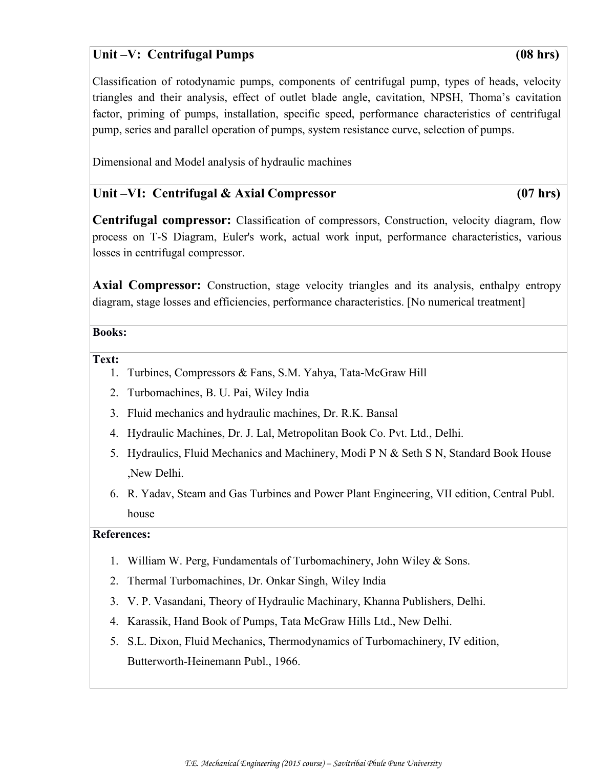### Unit –V: Centrifugal Pumps (08 hrs)

Classification of rotodynamic pumps, components of centrifugal pump, types of heads, velocity triangles and their analysis, effect of outlet blade angle, cavitation, NPSH, Thoma's cavitation factor, priming of pumps, installation, specific speed, performance characteristics of centrifugal pump, series and parallel operation of pumps, system resistance curve, selection of pumps.

Dimensional and Model analysis of hydraulic machines

### Unit –VI: Centrifugal & Axial Compressor (07 hrs)

**Centrifugal compressor:** Classification of compressors, Construction, velocity diagram, flow process on T-S Diagram, Euler's work, actual work input, performance characteristics, various losses in centrifugal compressor.

**Axial Compressor:** Construction, stage velocity triangles and its analysis, enthalpy entropy diagram, stage losses and efficiencies, performance characteristics. [No numerical treatment]

**Books:**

**Text:**

1. Turbines, Compressors & Fans, S.M. Yahya, Tata-McGraw Hill
2. Turbomachines, B. U. Pai, Wiley India
3. Fluid mechanics and hydraulic machines, Dr. R.K. Bansal
4. Hydraulic Machines, Dr. J. Lal, Metropolitan Book Co. Pvt. Ltd., Delhi.
5. Hydraulics, Fluid Mechanics and Machinery, Modi P N & Seth S N, Standard Book House ,New Delhi.
6. R. Yadav, Steam and Gas Turbines and Power Plant Engineering, VII edition, Central Publ. house

**References:**

1. William W. Perg, Fundamentals of Turbomachinery, John Wiley & Sons.
2. Thermal Turbomachines, Dr. Onkar Singh, Wiley India
3. V. P. Vasandani, Theory of Hydraulic Machinary, Khanna Publishers, Delhi.
4. Karassik, Hand Book of Pumps, Tata McGraw Hills Ltd., New Delhi.
5. S.L. Dixon, Fluid Mechanics, Thermodynamics of Turbomachinery, IV edition, Butterworth-Heinemann Publ., 1966.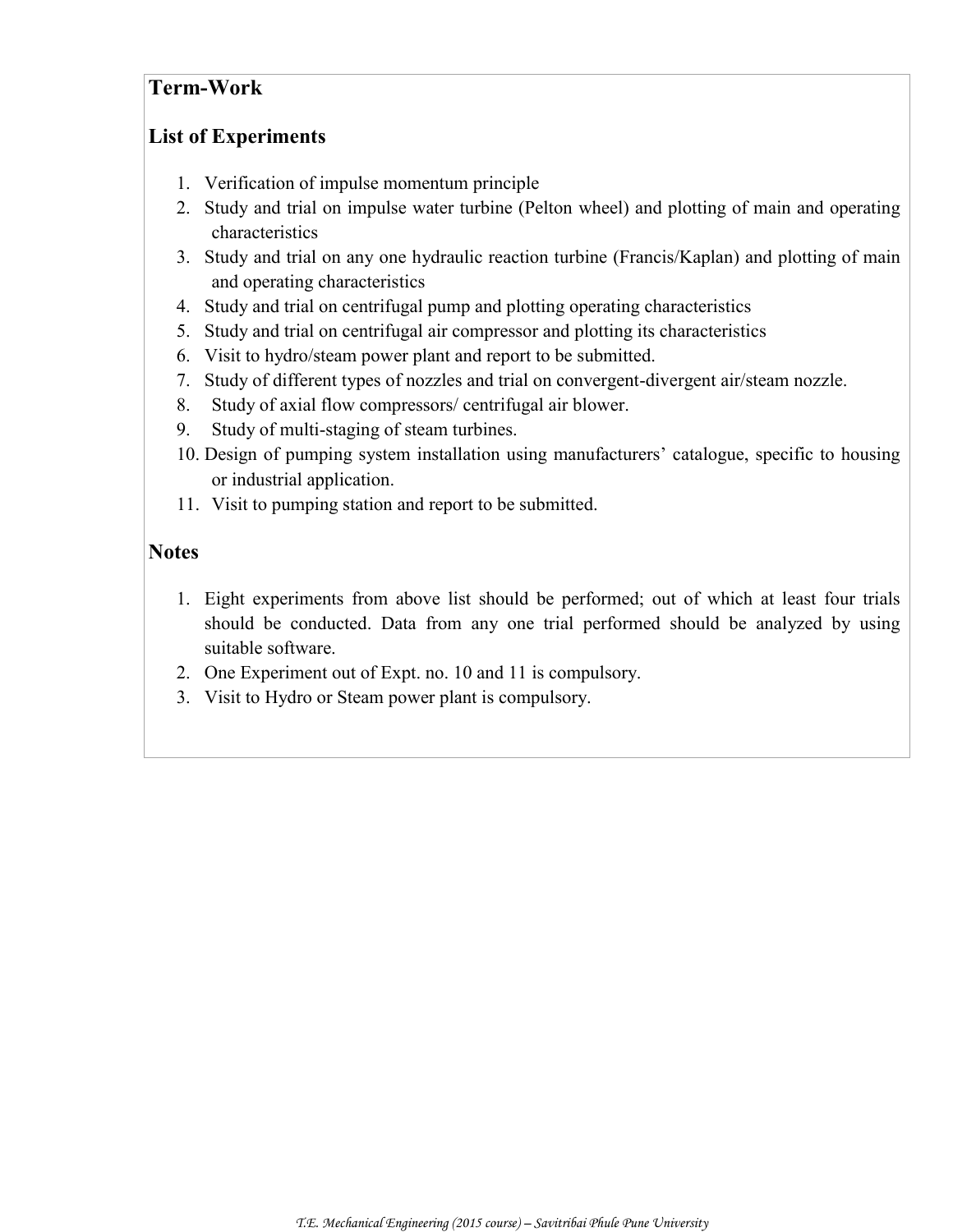## Term-Work

### List of Experiments

1. Verification of impulse momentum principle
2. Study and trial on impulse water turbine (Pelton wheel) and plotting of main and operating characteristics
3. Study and trial on any one hydraulic reaction turbine (Francis/Kaplan) and plotting of main and operating characteristics
4. Study and trial on centrifugal pump and plotting operating characteristics
5. Study and trial on centrifugal air compressor and plotting its characteristics
6. Visit to hydro/steam power plant and report to be submitted.
7. Study of different types of nozzles and trial on convergent-divergent air/steam nozzle.
8. Study of axial flow compressors/ centrifugal air blower.
9. Study of multi-staging of steam turbines.
10. Design of pumping system installation using manufacturers' catalogue, specific to housing or industrial application.
11. Visit to pumping station and report to be submitted.

### Notes

1. Eight experiments from above list should be performed; out of which at least four trials should be conducted. Data from any one trial performed should be analyzed by using suitable software.
2. One Experiment out of Expt. no. 10 and 11 is compulsory.
3. Visit to Hydro or Steam power plant is compulsory.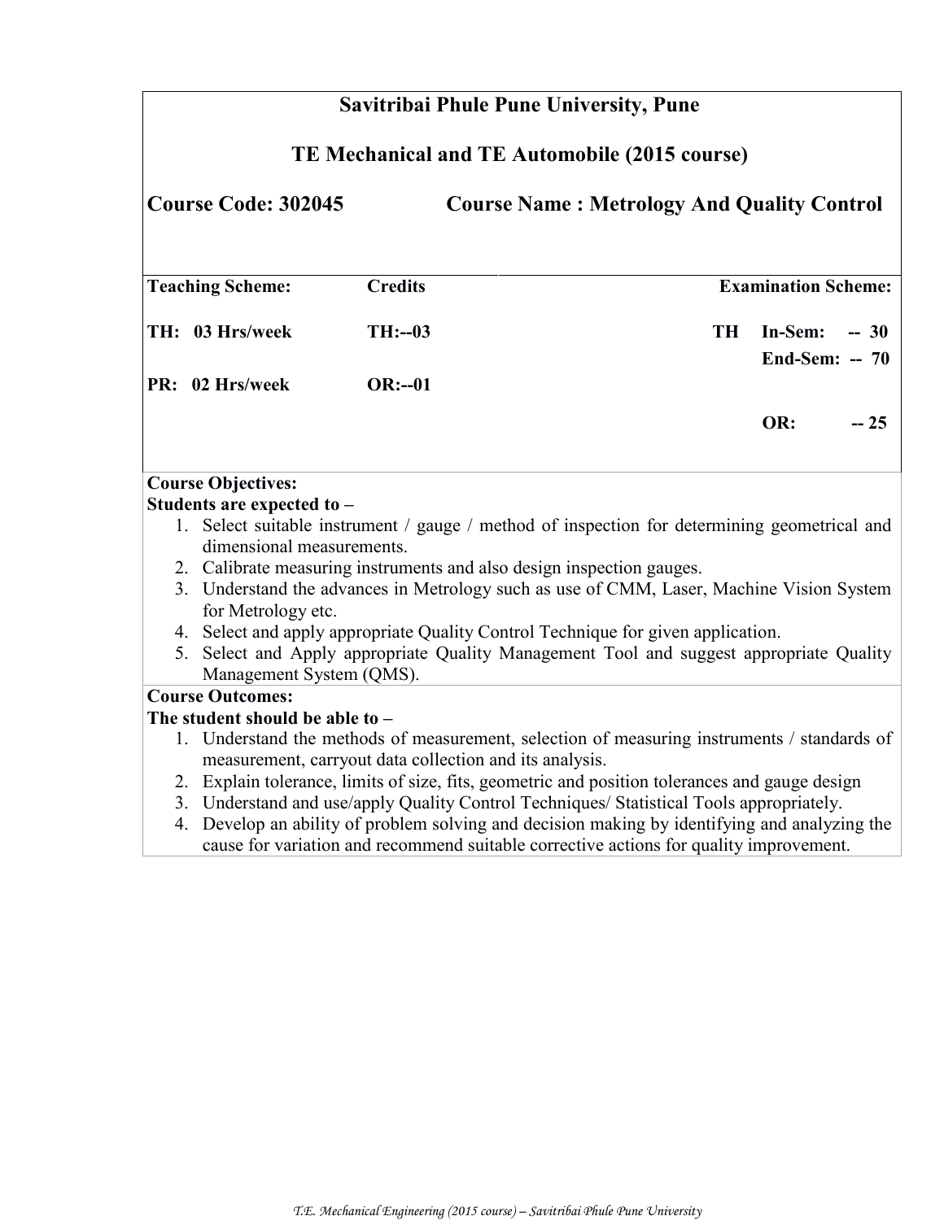**Savitribai Phule Pune University, Pune**

**TE Mechanical and TE Automobile (2015 course)**

**Course Code: 302045 Course Name : Metrology And Quality Control**

| Teaching Scheme: | Credits | Examination Scheme: | | |
|---|---|---|---|---|
| TH: 03 Hrs/week | TH:--03 | TH | In-Sem: | -- 30 |
| | | | End-Sem: | -- 70 |
| PR: 02 Hrs/week | OR:--01 | | | |
| | | | OR: | -- 25 |

**Course Objectives:**

**Students are expected to –**

1. Select suitable instrument / gauge / method of inspection for determining geometrical and dimensional measurements.
2. Calibrate measuring instruments and also design inspection gauges.
3. Understand the advances in Metrology such as use of CMM, Laser, Machine Vision System for Metrology etc.
4. Select and apply appropriate Quality Control Technique for given application.
5. Select and Apply appropriate Quality Management Tool and suggest appropriate Quality Management System (QMS).

**Course Outcomes:**

**The student should be able to –**

1. Understand the methods of measurement, selection of measuring instruments / standards of measurement, carryout data collection and its analysis.
2. Explain tolerance, limits of size, fits, geometric and position tolerances and gauge design
3. Understand and use/apply Quality Control Techniques/ Statistical Tools appropriately.
4. Develop an ability of problem solving and decision making by identifying and analyzing the cause for variation and recommend suitable corrective actions for quality improvement.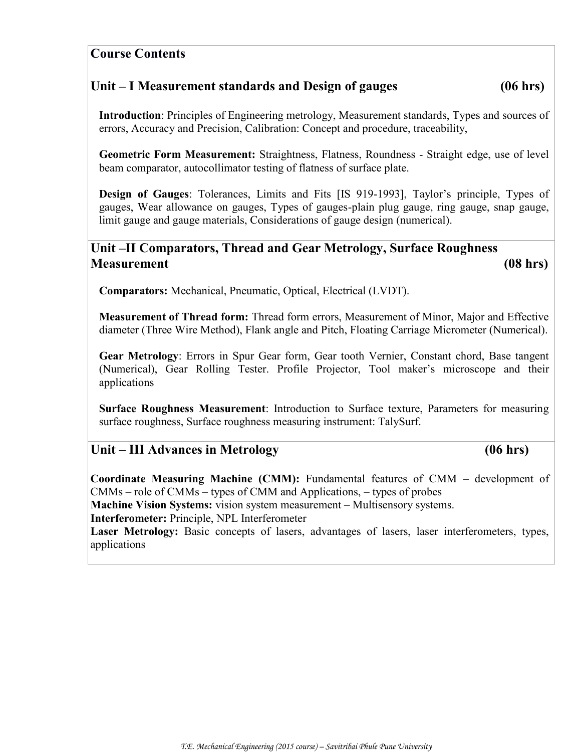## Course Contents

### Unit – I Measurement standards and Design of gauges (06 hrs)

**Introduction**: Principles of Engineering metrology, Measurement standards, Types and sources of errors, Accuracy and Precision, Calibration: Concept and procedure, traceability,

**Geometric Form Measurement:** Straightness, Flatness, Roundness - Straight edge, use of level beam comparator, autocollimator testing of flatness of surface plate.

**Design of Gauges**: Tolerances, Limits and Fits [IS 919-1993], Taylor's principle, Types of gauges, Wear allowance on gauges, Types of gauges-plain plug gauge, ring gauge, snap gauge, limit gauge and gauge materials, Considerations of gauge design (numerical).

### Unit –II Comparators, Thread and Gear Metrology, Surface Roughness Measurement (08 hrs)

**Comparators:** Mechanical, Pneumatic, Optical, Electrical (LVDT).

**Measurement of Thread form:** Thread form errors, Measurement of Minor, Major and Effective diameter (Three Wire Method), Flank angle and Pitch, Floating Carriage Micrometer (Numerical).

**Gear Metrology**: Errors in Spur Gear form, Gear tooth Vernier, Constant chord, Base tangent (Numerical), Gear Rolling Tester. Profile Projector, Tool maker's microscope and their applications

**Surface Roughness Measurement**: Introduction to Surface texture, Parameters for measuring surface roughness, Surface roughness measuring instrument: TalySurf.

### Unit – III Advances in Metrology (06 hrs)

**Coordinate Measuring Machine (CMM):** Fundamental features of CMM – development of CMMs – role of CMMs – types of CMM and Applications, – types of probes

**Machine Vision Systems:** vision system measurement – Multisensory systems.

**Interferometer:** Principle, NPL Interferometer

**Laser Metrology:** Basic concepts of lasers, advantages of lasers, laser interferometers, types, applications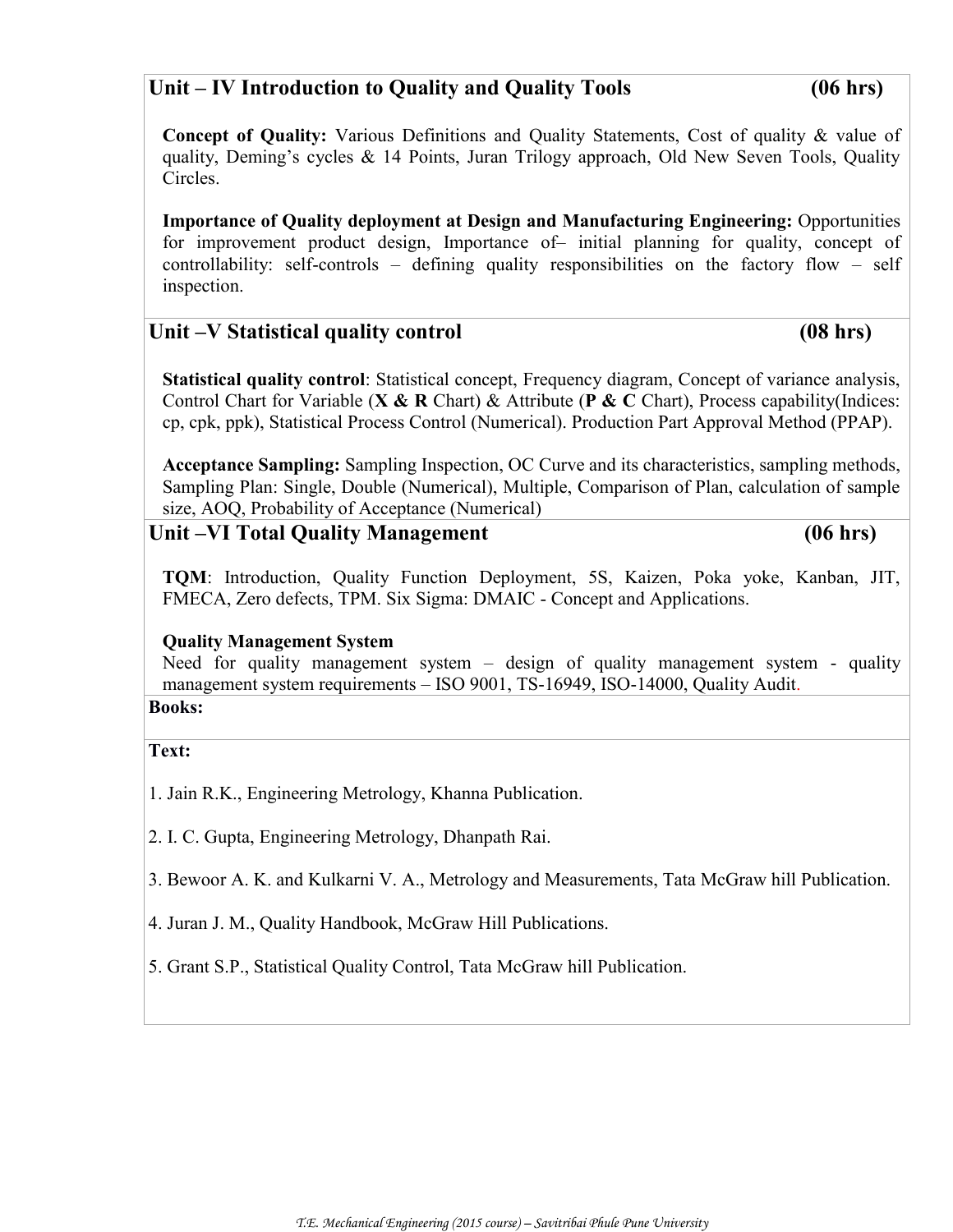## Unit – IV Introduction to Quality and Quality Tools (06 hrs)

**Concept of Quality:** Various Definitions and Quality Statements, Cost of quality & value of quality, Deming's cycles & 14 Points, Juran Trilogy approach, Old New Seven Tools, Quality Circles.

**Importance of Quality deployment at Design and Manufacturing Engineering:** Opportunities for improvement product design, Importance of– initial planning for quality, concept of controllability: self-controls – defining quality responsibilities on the factory flow – self inspection.

## Unit –V Statistical quality control (08 hrs)

**Statistical quality control**: Statistical concept, Frequency diagram, Concept of variance analysis, Control Chart for Variable (**X & R** Chart) & Attribute (**P & C** Chart), Process capability(Indices: cp, cpk, ppk), Statistical Process Control (Numerical). Production Part Approval Method (PPAP).

**Acceptance Sampling:** Sampling Inspection, OC Curve and its characteristics, sampling methods, Sampling Plan: Single, Double (Numerical), Multiple, Comparison of Plan, calculation of sample size, AOQ, Probability of Acceptance (Numerical)

## Unit –VI Total Quality Management (06 hrs)

**TQM**: Introduction, Quality Function Deployment, 5S, Kaizen, Poka yoke, Kanban, JIT, FMECA, Zero defects, TPM. Six Sigma: DMAIC - Concept and Applications.

**Quality Management System**

Need for quality management system – design of quality management system - quality management system requirements – ISO 9001, TS-16949, ISO-14000, Quality Audit.

**Books:**

**Text:**

1. Jain R.K., Engineering Metrology, Khanna Publication.
2. I. C. Gupta, Engineering Metrology, Dhanpath Rai.
3. Bewoor A. K. and Kulkarni V. A., Metrology and Measurements, Tata McGraw hill Publication.
4. Juran J. M., Quality Handbook, McGraw Hill Publications.
5. Grant S.P., Statistical Quality Control, Tata McGraw hill Publication.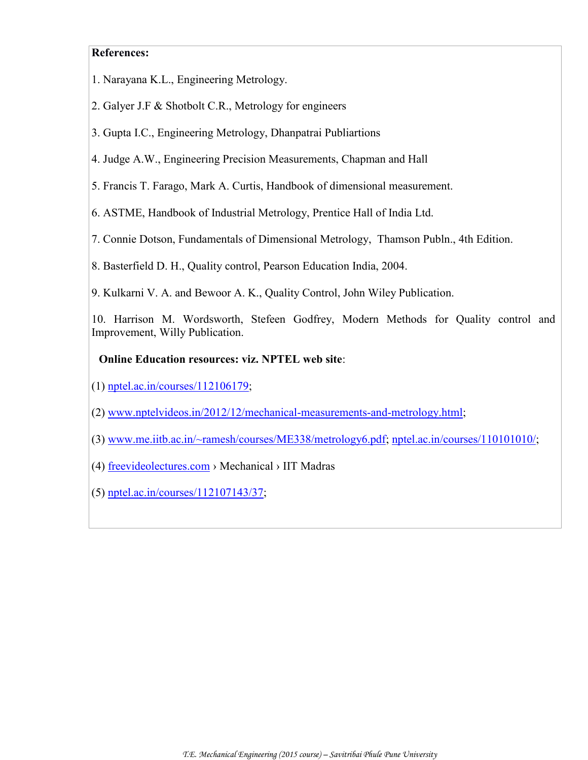**References:**

1. Narayana K.L., Engineering Metrology.

2. Galyer J.F & Shotbolt C.R., Metrology for engineers

3. Gupta I.C., Engineering Metrology, Dhanpatrai Publiartions

4. Judge A.W., Engineering Precision Measurements, Chapman and Hall

5. Francis T. Farago, Mark A. Curtis, Handbook of dimensional measurement.

6. ASTME, Handbook of Industrial Metrology, Prentice Hall of India Ltd.

7. Connie Dotson, Fundamentals of Dimensional Metrology, Thamson Publn., 4th Edition.

8. Basterfield D. H., Quality control, Pearson Education India, 2004.

9. Kulkarni V. A. and Bewoor A. K., Quality Control, John Wiley Publication.

10. Harrison M. Wordsworth, Stefeen Godfrey, Modern Methods for Quality control and Improvement, Willy Publication.

**Online Education resources: viz. NPTEL web site**:

(1) nptel.ac.in/courses/112106179;

(2) www.nptelvideos.in/2012/12/mechanical-measurements-and-metrology.html;

(3) www.me.iitb.ac.in/~ramesh/courses/ME338/metrology6.pdf; nptel.ac.in/courses/110101010/;

(4) freevideolectures.com › Mechanical › IIT Madras

(5) nptel.ac.in/courses/112107143/37;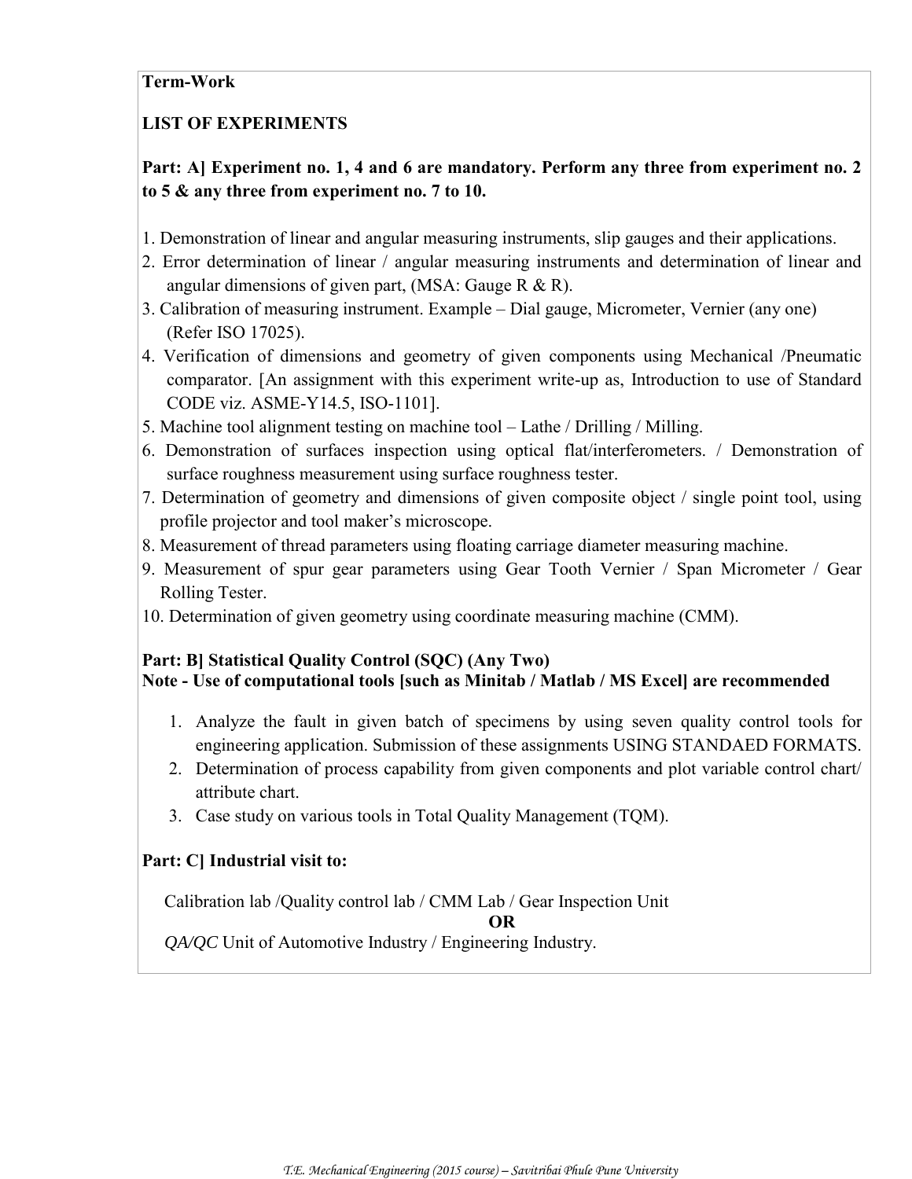**Term-Work**

**LIST OF EXPERIMENTS**

**Part: A] Experiment no. 1, 4 and 6 are mandatory. Perform any three from experiment no. 2 to 5 & any three from experiment no. 7 to 10.**

1. Demonstration of linear and angular measuring instruments, slip gauges and their applications.
2. Error determination of linear / angular measuring instruments and determination of linear and angular dimensions of given part, (MSA: Gauge R & R).
3. Calibration of measuring instrument. Example – Dial gauge, Micrometer, Vernier (any one) (Refer ISO 17025).
4. Verification of dimensions and geometry of given components using Mechanical /Pneumatic comparator. [An assignment with this experiment write-up as, Introduction to use of Standard CODE viz. ASME-Y14.5, ISO-1101].
5. Machine tool alignment testing on machine tool – Lathe / Drilling / Milling.
6. Demonstration of surfaces inspection using optical flat/interferometers. / Demonstration of surface roughness measurement using surface roughness tester.
7. Determination of geometry and dimensions of given composite object / single point tool, using profile projector and tool maker's microscope.
8. Measurement of thread parameters using floating carriage diameter measuring machine.
9. Measurement of spur gear parameters using Gear Tooth Vernier / Span Micrometer / Gear Rolling Tester.
10. Determination of given geometry using coordinate measuring machine (CMM).

**Part: B] Statistical Quality Control (SQC) (Any Two)**
**Note - Use of computational tools [such as Minitab / Matlab / MS Excel] are recommended**

1. Analyze the fault in given batch of specimens by using seven quality control tools for engineering application. Submission of these assignments USING STANDAED FORMATS.
2. Determination of process capability from given components and plot variable control chart/ attribute chart.
3. Case study on various tools in Total Quality Management (TQM).

**Part: C] Industrial visit to:**

Calibration lab /Quality control lab / CMM Lab / Gear Inspection Unit

**OR**

*QA/QC* Unit of Automotive Industry / Engineering Industry.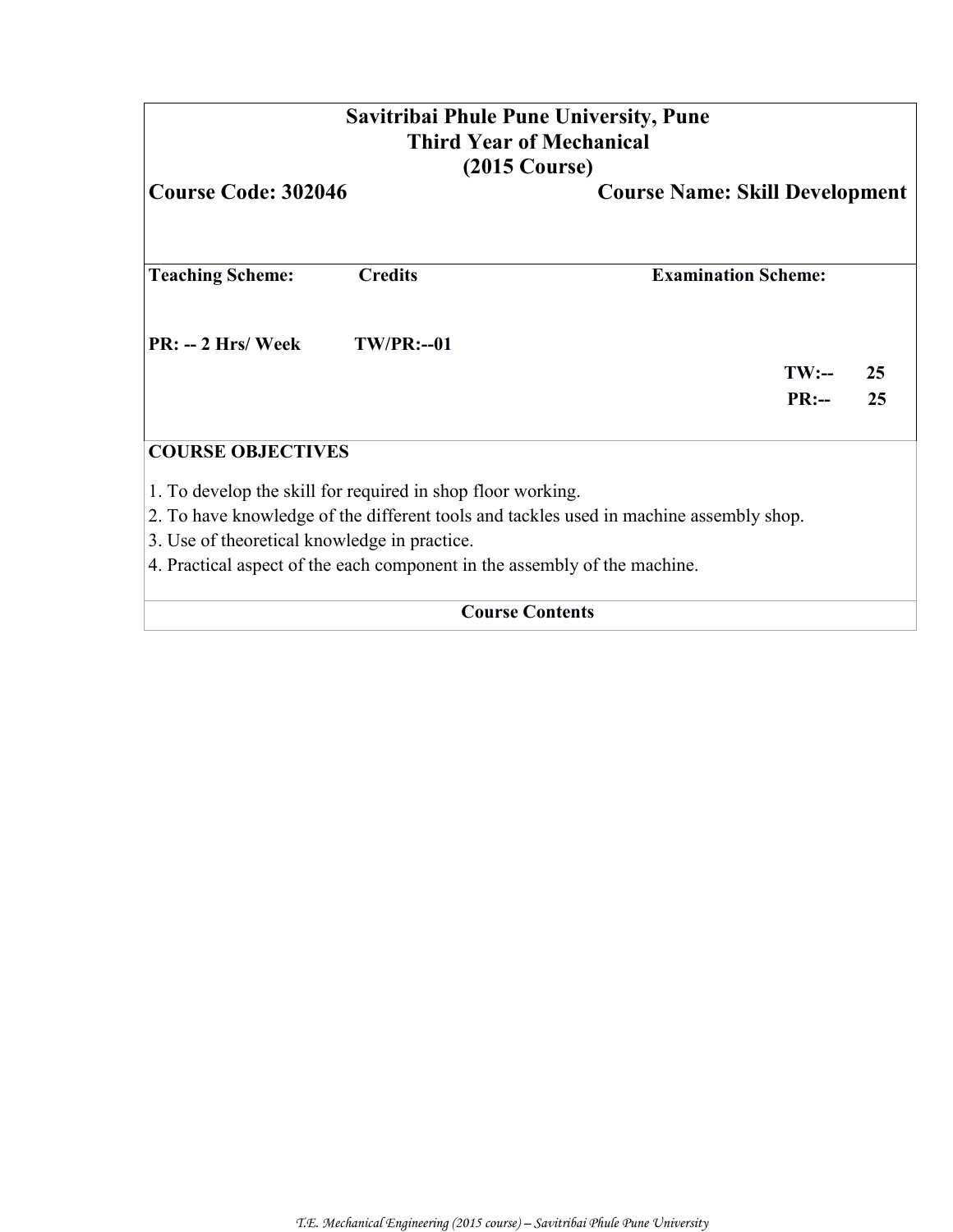# Savitribai Phule Pune University, Pune
## Third Year of Mechanical
## (2015 Course)

**Course Code: 302046** **Course Name: Skill Development**

| **Teaching Scheme:** | **Credits** | **Examination Scheme:** |
|---|---|---|
| **PR: -- 2 Hrs/ Week** | **TW/PR:--01** | |
| | | **TW:-- 25** |
| | | **PR:-- 25** |

**COURSE OBJECTIVES**

1. To develop the skill for required in shop floor working.
2. To have knowledge of the different tools and tackles used in machine assembly shop.
3. Use of theoretical knowledge in practice.
4. Practical aspect of the each component in the assembly of the machine.

**Course Contents**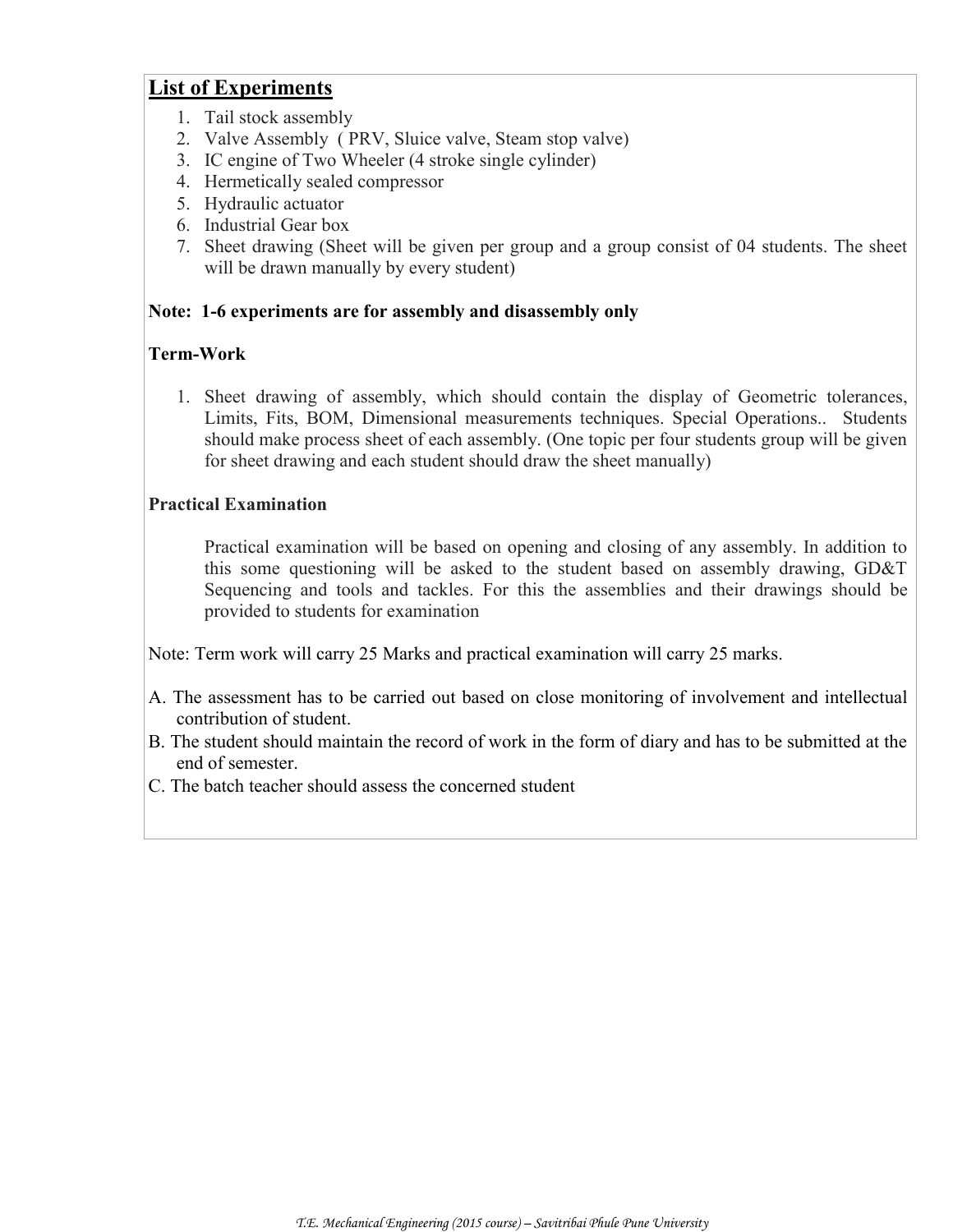## List of Experiments

1. Tail stock assembly
2. Valve Assembly ( PRV, Sluice valve, Steam stop valve)
3. IC engine of Two Wheeler (4 stroke single cylinder)
4. Hermetically sealed compressor
5. Hydraulic actuator
6. Industrial Gear box
7. Sheet drawing (Sheet will be given per group and a group consist of 04 students. The sheet will be drawn manually by every student)

**Note: 1-6 experiments are for assembly and disassembly only**

**Term-Work**

1. Sheet drawing of assembly, which should contain the display of Geometric tolerances, Limits, Fits, BOM, Dimensional measurements techniques. Special Operations.. Students should make process sheet of each assembly. (One topic per four students group will be given for sheet drawing and each student should draw the sheet manually)

**Practical Examination**

Practical examination will be based on opening and closing of any assembly. In addition to this some questioning will be asked to the student based on assembly drawing, GD&T Sequencing and tools and tackles. For this the assemblies and their drawings should be provided to students for examination

Note: Term work will carry 25 Marks and practical examination will carry 25 marks.

A. The assessment has to be carried out based on close monitoring of involvement and intellectual contribution of student.
B. The student should maintain the record of work in the form of diary and has to be submitted at the end of semester.
C. The batch teacher should assess the concerned student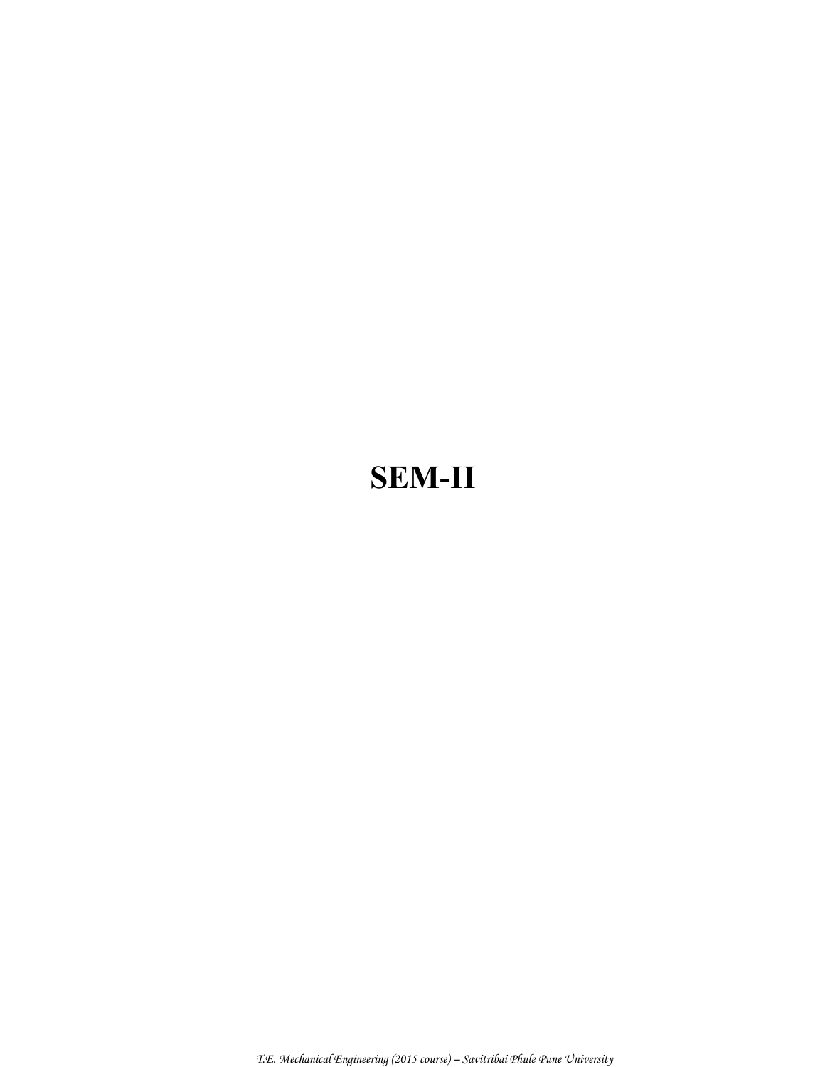# SEM-II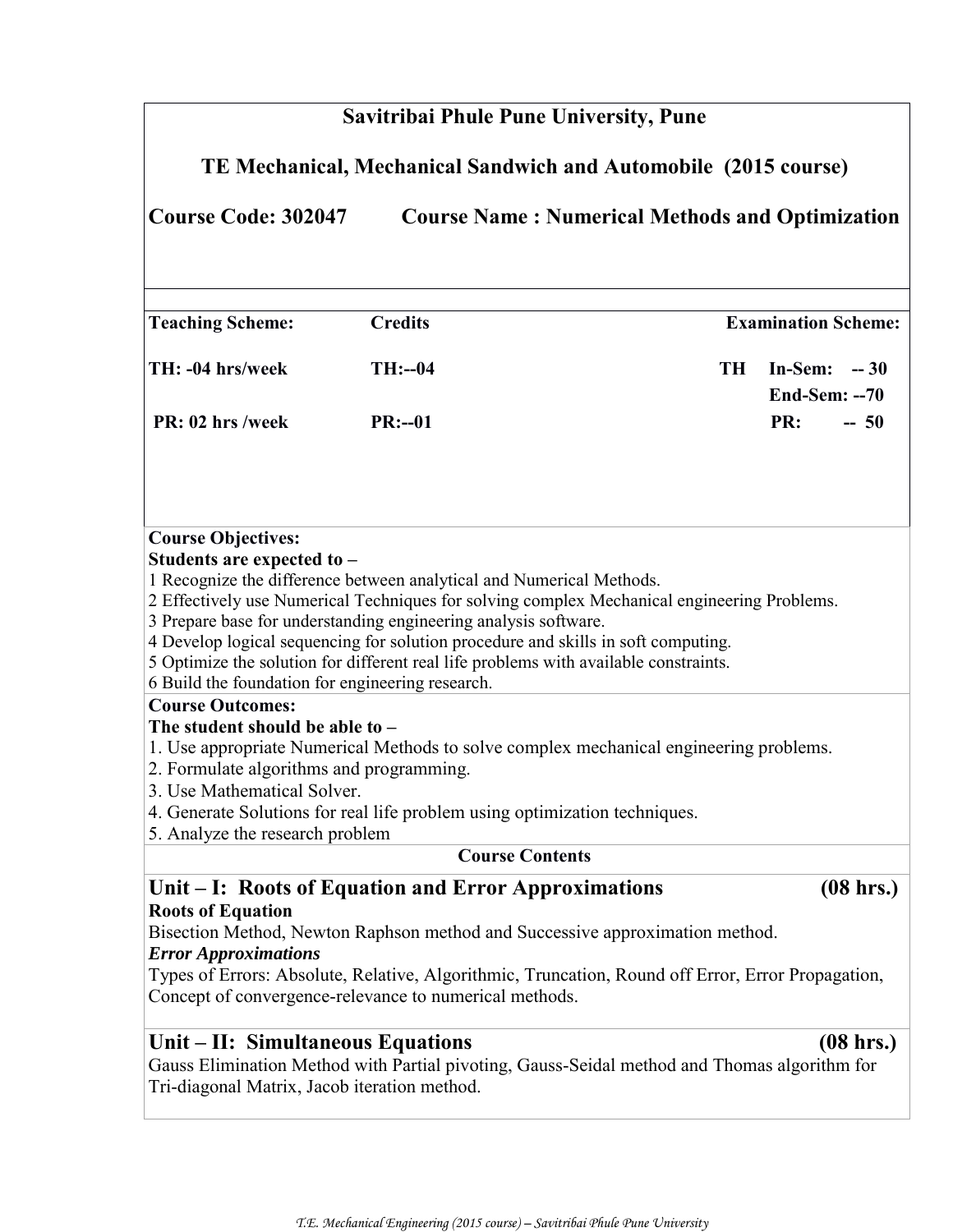# Savitribai Phule Pune University, Pune

## TE Mechanical, Mechanical Sandwich and Automobile (2015 course)

**Course Code: 302047 Course Name : Numerical Methods and Optimization**

| Teaching Scheme: | Credits | Examination Scheme: |
|---|---|---|
| TH: -04 hrs/week | TH:--04 | TH In-Sem: -- 30 |
| | | End-Sem: --70 |
| PR: 02 hrs /week | PR:--01 | PR: -- 50 |

**Course Objectives:**
**Students are expected to –**
1 Recognize the difference between analytical and Numerical Methods.
2 Effectively use Numerical Techniques for solving complex Mechanical engineering Problems.
3 Prepare base for understanding engineering analysis software.
4 Develop logical sequencing for solution procedure and skills in soft computing.
5 Optimize the solution for different real life problems with available constraints.
6 Build the foundation for engineering research.

**Course Outcomes:**
**The student should be able to –**
1. Use appropriate Numerical Methods to solve complex mechanical engineering problems.
2. Formulate algorithms and programming.
3. Use Mathematical Solver.
4. Generate Solutions for real life problem using optimization techniques.
5. Analyze the research problem

**Course Contents**

### Unit – I: Roots of Equation and Error Approximations (08 hrs.)

**Roots of Equation**

Bisection Method, Newton Raphson method and Successive approximation method.

***Error Approximations***

Types of Errors: Absolute, Relative, Algorithmic, Truncation, Round off Error, Error Propagation, Concept of convergence-relevance to numerical methods.

### Unit – II: Simultaneous Equations (08 hrs.)

Gauss Elimination Method with Partial pivoting, Gauss-Seidal method and Thomas algorithm for Tri-diagonal Matrix, Jacob iteration method.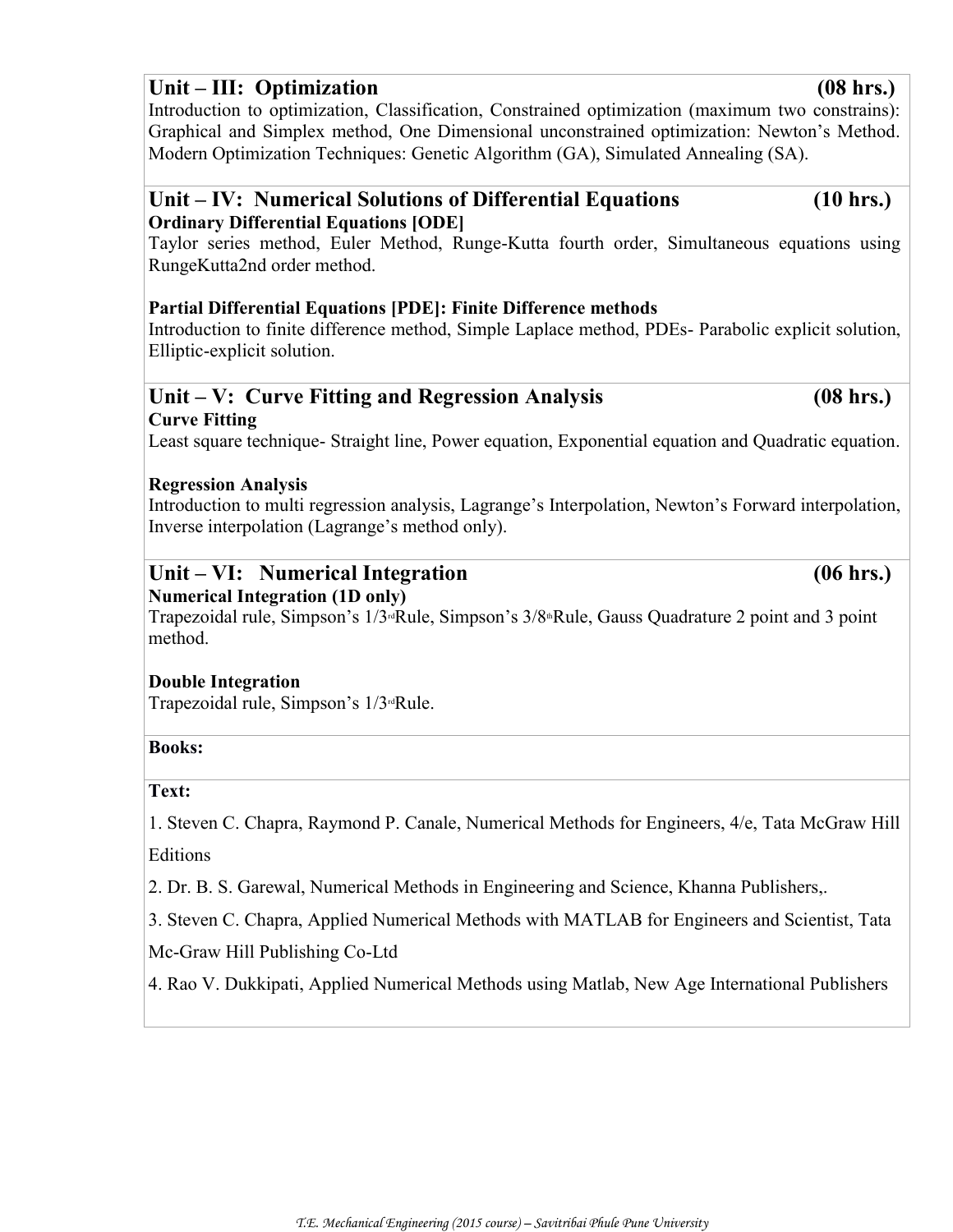## Unit – III: Optimization (08 hrs.)

Introduction to optimization, Classification, Constrained optimization (maximum two constrains): Graphical and Simplex method, One Dimensional unconstrained optimization: Newton's Method. Modern Optimization Techniques: Genetic Algorithm (GA), Simulated Annealing (SA).

## Unit – IV: Numerical Solutions of Differential Equations (10 hrs.)

**Ordinary Differential Equations [ODE]**

Taylor series method, Euler Method, Runge-Kutta fourth order, Simultaneous equations using RungeKutta2nd order method.

**Partial Differential Equations [PDE]: Finite Difference methods**

Introduction to finite difference method, Simple Laplace method, PDEs- Parabolic explicit solution, Elliptic-explicit solution.

## Unit – V: Curve Fitting and Regression Analysis (08 hrs.)

**Curve Fitting**

Least square technique- Straight line, Power equation, Exponential equation and Quadratic equation.

**Regression Analysis**

Introduction to multi regression analysis, Lagrange's Interpolation, Newton's Forward interpolation, Inverse interpolation (Lagrange's method only).

## Unit – VI: Numerical Integration (06 hrs.)

**Numerical Integration (1D only)**

Trapezoidal rule, Simpson's 1/3rd Rule, Simpson's 3/8th Rule, Gauss Quadrature 2 point and 3 point method.

**Double Integration**

Trapezoidal rule, Simpson's 1/3rd Rule.

**Books:**

**Text:**

1. Steven C. Chapra, Raymond P. Canale, Numerical Methods for Engineers, 4/e, Tata McGraw Hill Editions
2. Dr. B. S. Garewal, Numerical Methods in Engineering and Science, Khanna Publishers,.
3. Steven C. Chapra, Applied Numerical Methods with MATLAB for Engineers and Scientist, Tata Mc-Graw Hill Publishing Co-Ltd
4. Rao V. Dukkipati, Applied Numerical Methods using Matlab, New Age International Publishers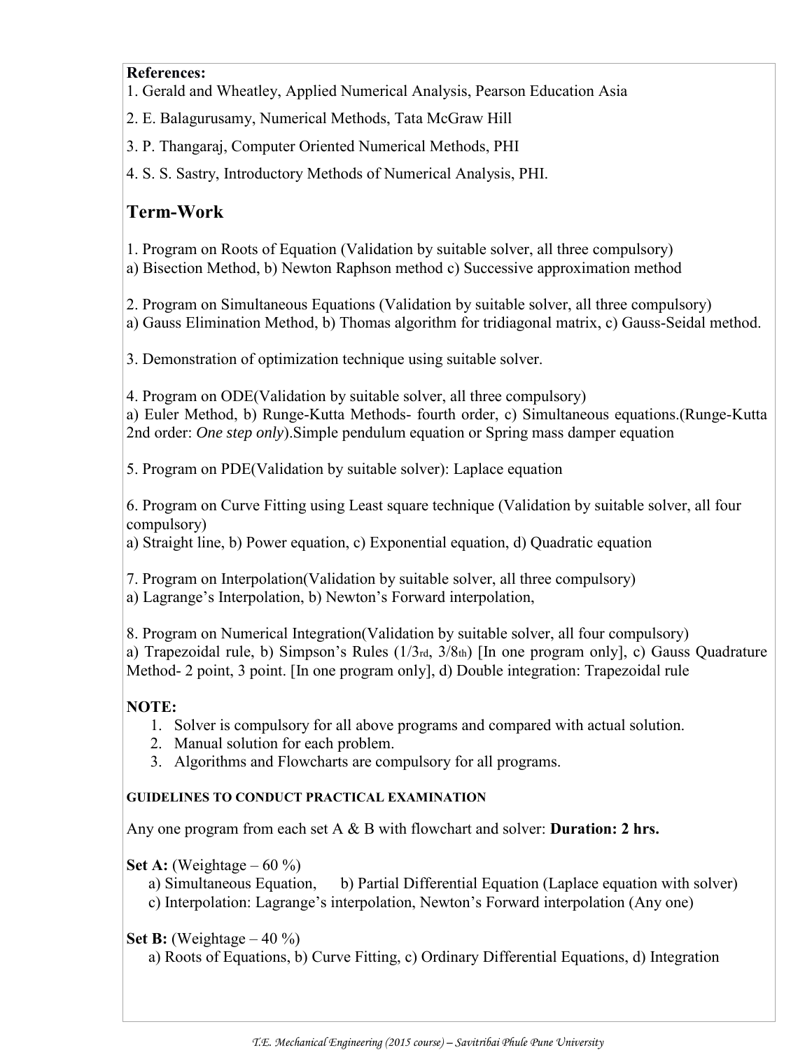**References:**

1. Gerald and Wheatley, Applied Numerical Analysis, Pearson Education Asia
2. E. Balagurusamy, Numerical Methods, Tata McGraw Hill
3. P. Thangaraj, Computer Oriented Numerical Methods, PHI
4. S. S. Sastry, Introductory Methods of Numerical Analysis, PHI.

## Term-Work

1. Program on Roots of Equation (Validation by suitable solver, all three compulsory)
a) Bisection Method, b) Newton Raphson method c) Successive approximation method

2. Program on Simultaneous Equations (Validation by suitable solver, all three compulsory)
a) Gauss Elimination Method, b) Thomas algorithm for tridiagonal matrix, c) Gauss-Seidal method.

3. Demonstration of optimization technique using suitable solver.

4. Program on ODE(Validation by suitable solver, all three compulsory)
a) Euler Method, b) Runge-Kutta Methods- fourth order, c) Simultaneous equations.(Runge-Kutta 2nd order: *One step only*).Simple pendulum equation or Spring mass damper equation

5. Program on PDE(Validation by suitable solver): Laplace equation

6. Program on Curve Fitting using Least square technique (Validation by suitable solver, all four compulsory)
a) Straight line, b) Power equation, c) Exponential equation, d) Quadratic equation

7. Program on Interpolation(Validation by suitable solver, all three compulsory)
a) Lagrange's Interpolation, b) Newton's Forward interpolation,

8. Program on Numerical Integration(Validation by suitable solver, all four compulsory)
a) Trapezoidal rule, b) Simpson's Rules (1/3rd, 3/8th) [In one program only], c) Gauss Quadrature Method- 2 point, 3 point. [In one program only], d) Double integration: Trapezoidal rule

**NOTE:**

1. Solver is compulsory for all above programs and compared with actual solution.
2. Manual solution for each problem.
3. Algorithms and Flowcharts are compulsory for all programs.

**GUIDELINES TO CONDUCT PRACTICAL EXAMINATION**

Any one program from each set A & B with flowchart and solver: **Duration: 2 hrs.**

**Set A:** (Weightage – 60 %)

a) Simultaneous Equation, b) Partial Differential Equation (Laplace equation with solver)
c) Interpolation: Lagrange's interpolation, Newton's Forward interpolation (Any one)

**Set B:** (Weightage – 40 %)

a) Roots of Equations, b) Curve Fitting, c) Ordinary Differential Equations, d) Integration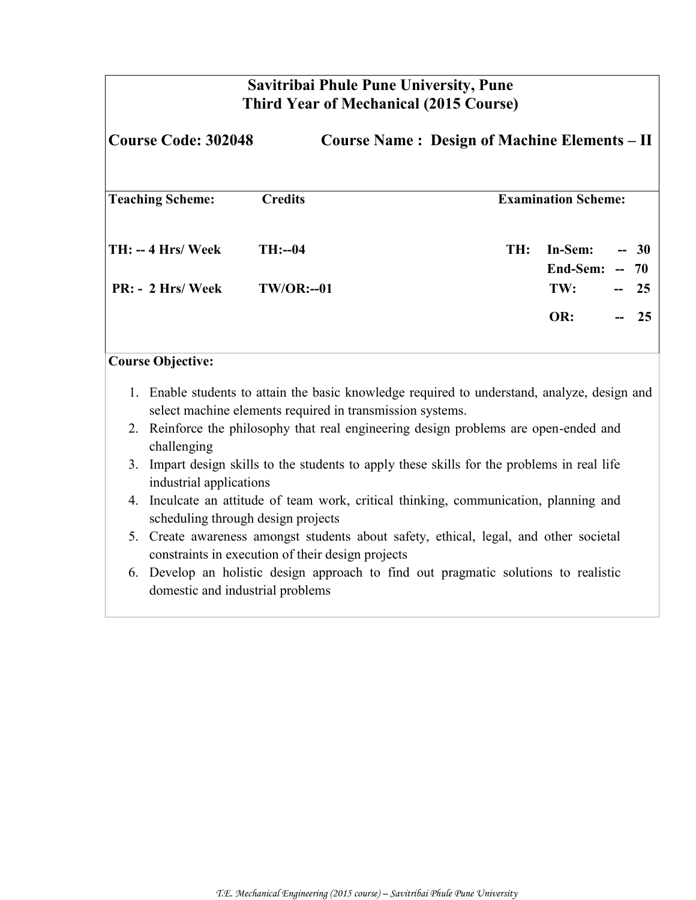# Savitribai Phule Pune University, Pune
## Third Year of Mechanical (2015 Course)

**Course Code: 302048** **Course Name : Design of Machine Elements – II**

| Teaching Scheme: | Credits | Examination Scheme: | |
|---|---|---|---|
| TH: -- 4 Hrs/ Week | TH:--04 | TH: | In-Sem: -- 30 |
| | | | End-Sem: -- 70 |
| PR: - 2 Hrs/ Week | TW/OR:--01 | | TW: -- 25 |
| | | | OR: -- 25 |

**Course Objective:**

1. Enable students to attain the basic knowledge required to understand, analyze, design and select machine elements required in transmission systems.
2. Reinforce the philosophy that real engineering design problems are open-ended and challenging
3. Impart design skills to the students to apply these skills for the problems in real life industrial applications
4. Inculcate an attitude of team work, critical thinking, communication, planning and scheduling through design projects
5. Create awareness amongst students about safety, ethical, legal, and other societal constraints in execution of their design projects
6. Develop an holistic design approach to find out pragmatic solutions to realistic domestic and industrial problems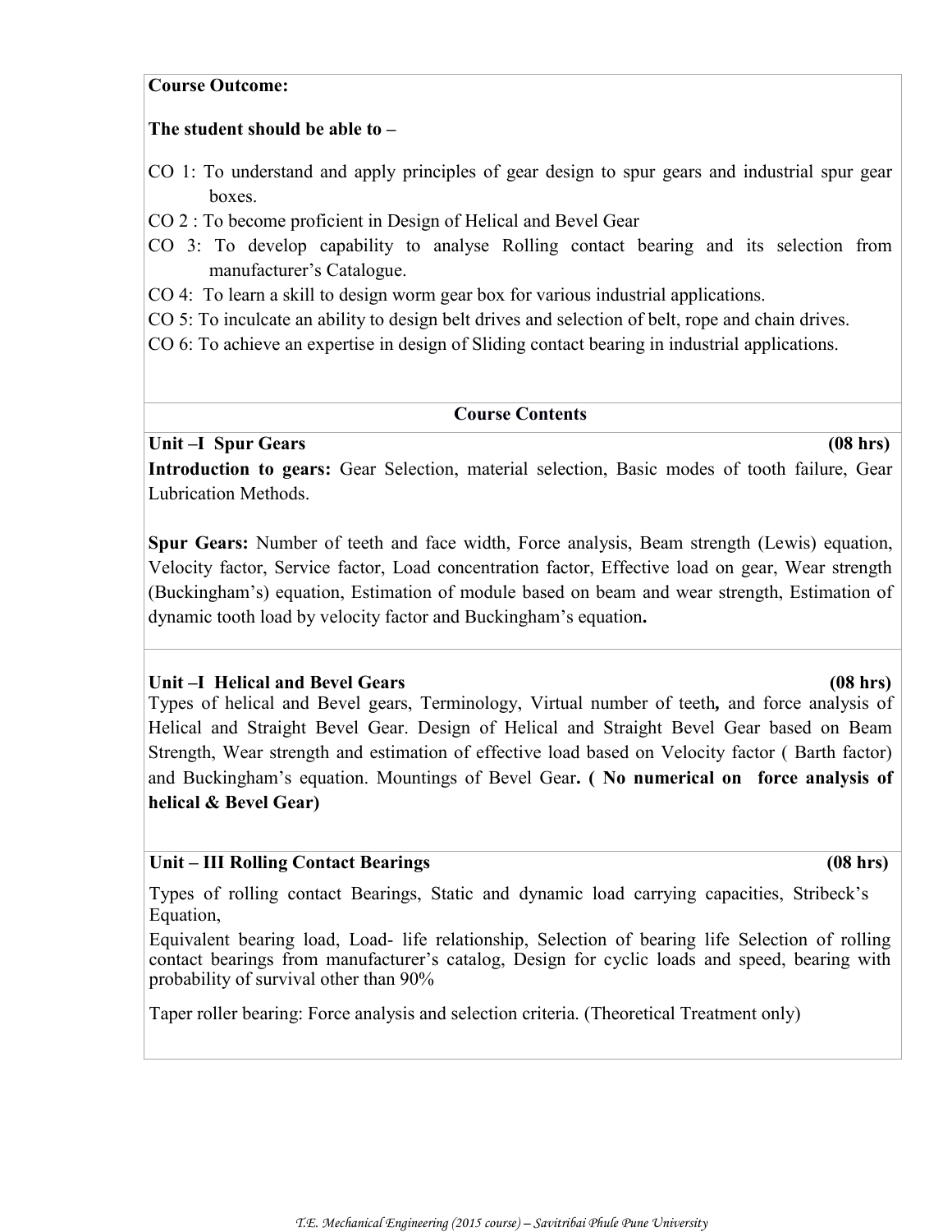**Course Outcome:**

**The student should be able to –**

CO 1: To understand and apply principles of gear design to spur gears and industrial spur gear boxes.

CO 2 : To become proficient in Design of Helical and Bevel Gear

CO 3: To develop capability to analyse Rolling contact bearing and its selection from manufacturer's Catalogue.

CO 4: To learn a skill to design worm gear box for various industrial applications.

CO 5: To inculcate an ability to design belt drives and selection of belt, rope and chain drives.

CO 6: To achieve an expertise in design of Sliding contact bearing in industrial applications.

**Course Contents**

**Unit –I Spur Gears (08 hrs)**

**Introduction to gears:** Gear Selection, material selection, Basic modes of tooth failure, Gear Lubrication Methods.

**Spur Gears:** Number of teeth and face width, Force analysis, Beam strength (Lewis) equation, Velocity factor, Service factor, Load concentration factor, Effective load on gear, Wear strength (Buckingham's) equation, Estimation of module based on beam and wear strength, Estimation of dynamic tooth load by velocity factor and Buckingham's equation**.**

**Unit –I Helical and Bevel Gears (08 hrs)**

Types of helical and Bevel gears, Terminology, Virtual number of teeth**,** and force analysis of Helical and Straight Bevel Gear. Design of Helical and Straight Bevel Gear based on Beam Strength, Wear strength and estimation of effective load based on Velocity factor ( Barth factor) and Buckingham's equation. Mountings of Bevel Gear**. ( No numerical on force analysis of helical & Bevel Gear)**

**Unit – III Rolling Contact Bearings (08 hrs)**

Types of rolling contact Bearings, Static and dynamic load carrying capacities, Stribeck's Equation,

Equivalent bearing load, Load- life relationship, Selection of bearing life Selection of rolling contact bearings from manufacturer's catalog, Design for cyclic loads and speed, bearing with probability of survival other than 90%

Taper roller bearing: Force analysis and selection criteria. (Theoretical Treatment only)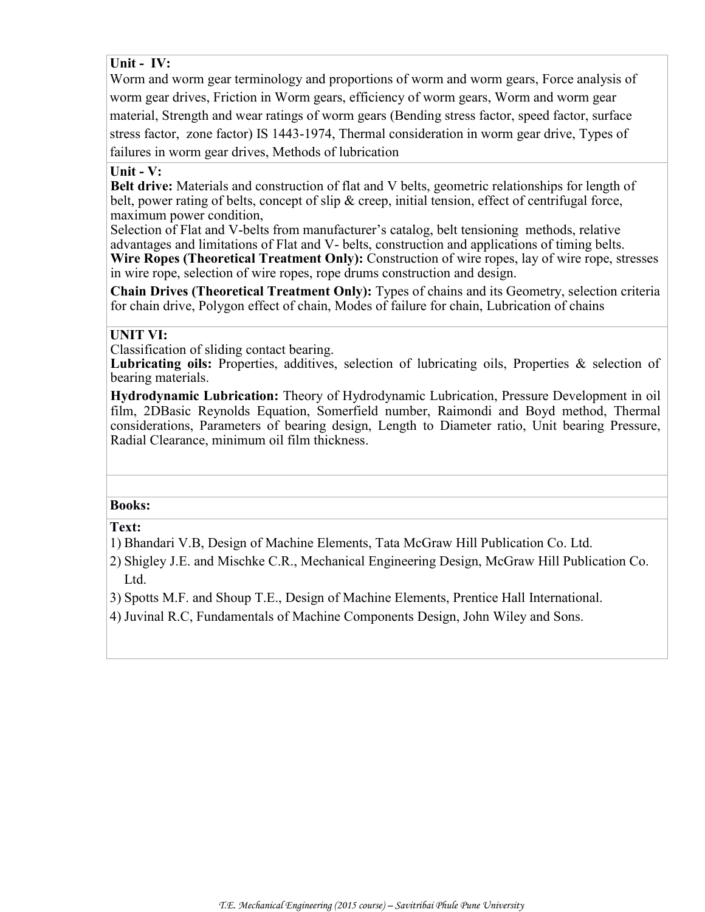**Unit - IV:**

Worm and worm gear terminology and proportions of worm and worm gears, Force analysis of worm gear drives, Friction in Worm gears, efficiency of worm gears, Worm and worm gear material, Strength and wear ratings of worm gears (Bending stress factor, speed factor, surface stress factor, zone factor) IS 1443-1974, Thermal consideration in worm gear drive, Types of failures in worm gear drives, Methods of lubrication

**Unit - V:**

**Belt drive:** Materials and construction of flat and V belts, geometric relationships for length of belt, power rating of belts, concept of slip & creep, initial tension, effect of centrifugal force, maximum power condition,

Selection of Flat and V-belts from manufacturer's catalog, belt tensioning methods, relative advantages and limitations of Flat and V- belts, construction and applications of timing belts.

**Wire Ropes (Theoretical Treatment Only):** Construction of wire ropes, lay of wire rope, stresses in wire rope, selection of wire ropes, rope drums construction and design.

**Chain Drives (Theoretical Treatment Only):** Types of chains and its Geometry, selection criteria for chain drive, Polygon effect of chain, Modes of failure for chain, Lubrication of chains

**UNIT VI:**

Classification of sliding contact bearing.

**Lubricating oils:** Properties, additives, selection of lubricating oils, Properties & selection of bearing materials.

**Hydrodynamic Lubrication:** Theory of Hydrodynamic Lubrication, Pressure Development in oil film, 2DBasic Reynolds Equation, Somerfield number, Raimondi and Boyd method, Thermal considerations, Parameters of bearing design, Length to Diameter ratio, Unit bearing Pressure, Radial Clearance, minimum oil film thickness.

**Books:**

**Text:**

1) Bhandari V.B, Design of Machine Elements, Tata McGraw Hill Publication Co. Ltd.
2) Shigley J.E. and Mischke C.R., Mechanical Engineering Design, McGraw Hill Publication Co. Ltd.
3) Spotts M.F. and Shoup T.E., Design of Machine Elements, Prentice Hall International.
4) Juvinal R.C, Fundamentals of Machine Components Design, John Wiley and Sons.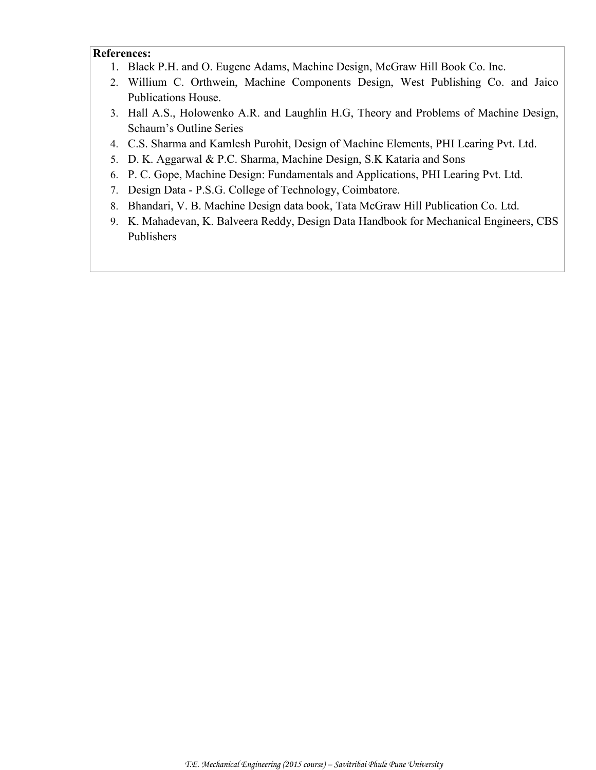**References:**

1. Black P.H. and O. Eugene Adams, Machine Design, McGraw Hill Book Co. Inc.
2. Willium C. Orthwein, Machine Components Design, West Publishing Co. and Jaico Publications House.
3. Hall A.S., Holowenko A.R. and Laughlin H.G, Theory and Problems of Machine Design, Schaum's Outline Series
4. C.S. Sharma and Kamlesh Purohit, Design of Machine Elements, PHI Learing Pvt. Ltd.
5. D. K. Aggarwal & P.C. Sharma, Machine Design, S.K Kataria and Sons
6. P. C. Gope, Machine Design: Fundamentals and Applications, PHI Learing Pvt. Ltd.
7. Design Data - P.S.G. College of Technology, Coimbatore.
8. Bhandari, V. B. Machine Design data book, Tata McGraw Hill Publication Co. Ltd.
9. K. Mahadevan, K. Balveera Reddy, Design Data Handbook for Mechanical Engineers, CBS Publishers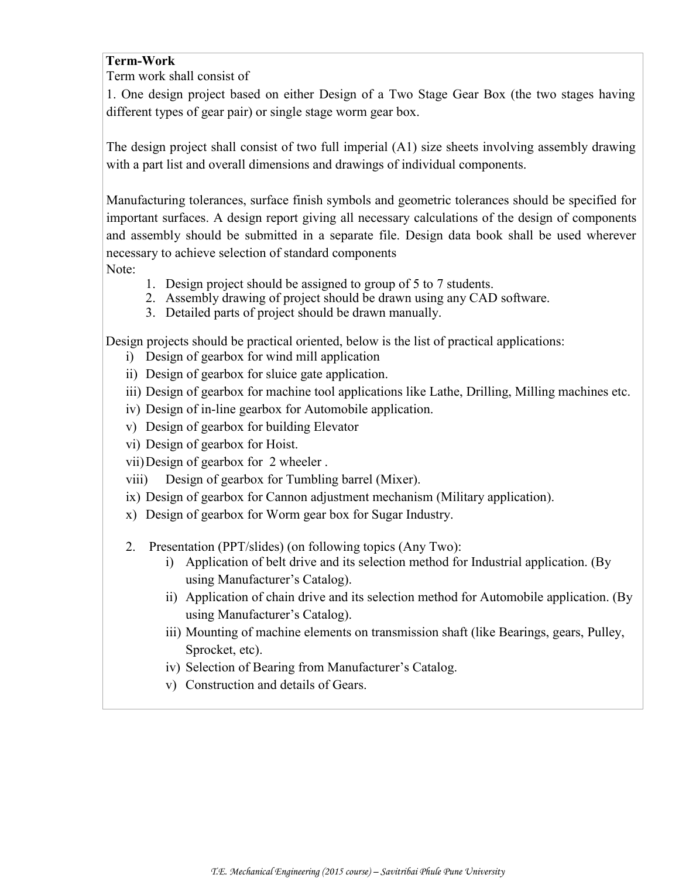**Term-Work**

Term work shall consist of

1. One design project based on either Design of a Two Stage Gear Box (the two stages having different types of gear pair) or single stage worm gear box.

The design project shall consist of two full imperial (A1) size sheets involving assembly drawing with a part list and overall dimensions and drawings of individual components.

Manufacturing tolerances, surface finish symbols and geometric tolerances should be specified for important surfaces. A design report giving all necessary calculations of the design of components and assembly should be submitted in a separate file. Design data book shall be used wherever necessary to achieve selection of standard components

Note:

1. Design project should be assigned to group of 5 to 7 students.
2. Assembly drawing of project should be drawn using any CAD software.
3. Detailed parts of project should be drawn manually.

Design projects should be practical oriented, below is the list of practical applications:

i) Design of gearbox for wind mill application
ii) Design of gearbox for sluice gate application.
iii) Design of gearbox for machine tool applications like Lathe, Drilling, Milling machines etc.
iv) Design of in-line gearbox for Automobile application.
v) Design of gearbox for building Elevator
vi) Design of gearbox for Hoist.
vii) Design of gearbox for 2 wheeler .
viii) Design of gearbox for Tumbling barrel (Mixer).
ix) Design of gearbox for Cannon adjustment mechanism (Military application).
x) Design of gearbox for Worm gear box for Sugar Industry.

2. Presentation (PPT/slides) (on following topics (Any Two):
    i) Application of belt drive and its selection method for Industrial application. (By using Manufacturer's Catalog).
    ii) Application of chain drive and its selection method for Automobile application. (By using Manufacturer's Catalog).
    iii) Mounting of machine elements on transmission shaft (like Bearings, gears, Pulley, Sprocket, etc).
    iv) Selection of Bearing from Manufacturer's Catalog.
    v) Construction and details of Gears.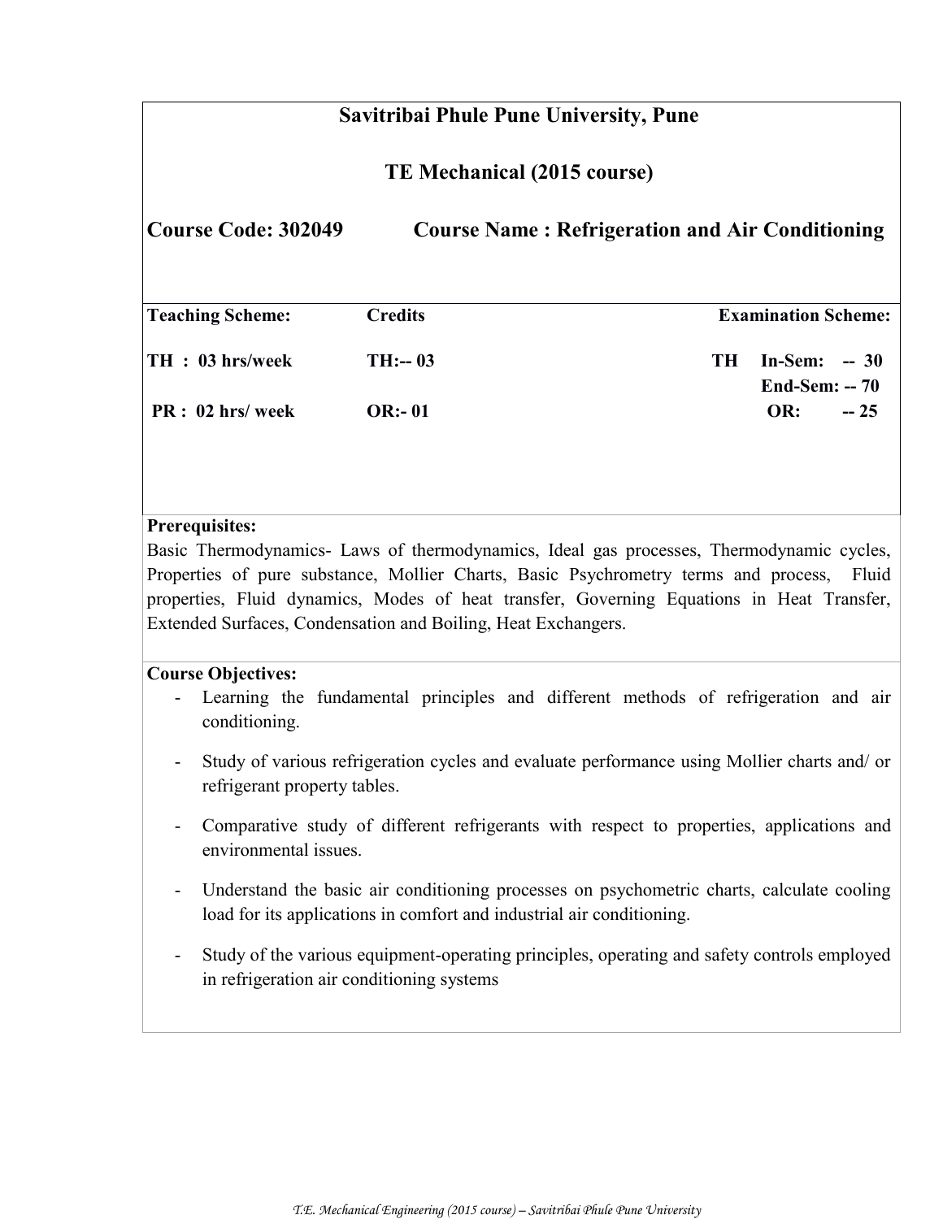# Savitribai Phule Pune University, Pune

## TE Mechanical (2015 course)

**Course Code: 302049 Course Name : Refrigeration and Air Conditioning**

| Teaching Scheme: | Credits | Examination Scheme: |
|---|---|---|
| TH : 03 hrs/week | TH:-- 03 | TH In-Sem: -- 30 End-Sem: -- 70 |
| PR : 02 hrs/ week | OR:- 01 | OR: -- 25 |

**Prerequisites:**

Basic Thermodynamics- Laws of thermodynamics, Ideal gas processes, Thermodynamic cycles, Properties of pure substance, Mollier Charts, Basic Psychrometry terms and process, Fluid properties, Fluid dynamics, Modes of heat transfer, Governing Equations in Heat Transfer, Extended Surfaces, Condensation and Boiling, Heat Exchangers.

**Course Objectives:**

- Learning the fundamental principles and different methods of refrigeration and air conditioning.
- Study of various refrigeration cycles and evaluate performance using Mollier charts and/ or refrigerant property tables.
- Comparative study of different refrigerants with respect to properties, applications and environmental issues.
- Understand the basic air conditioning processes on psychometric charts, calculate cooling load for its applications in comfort and industrial air conditioning.
- Study of the various equipment-operating principles, operating and safety controls employed in refrigeration air conditioning systems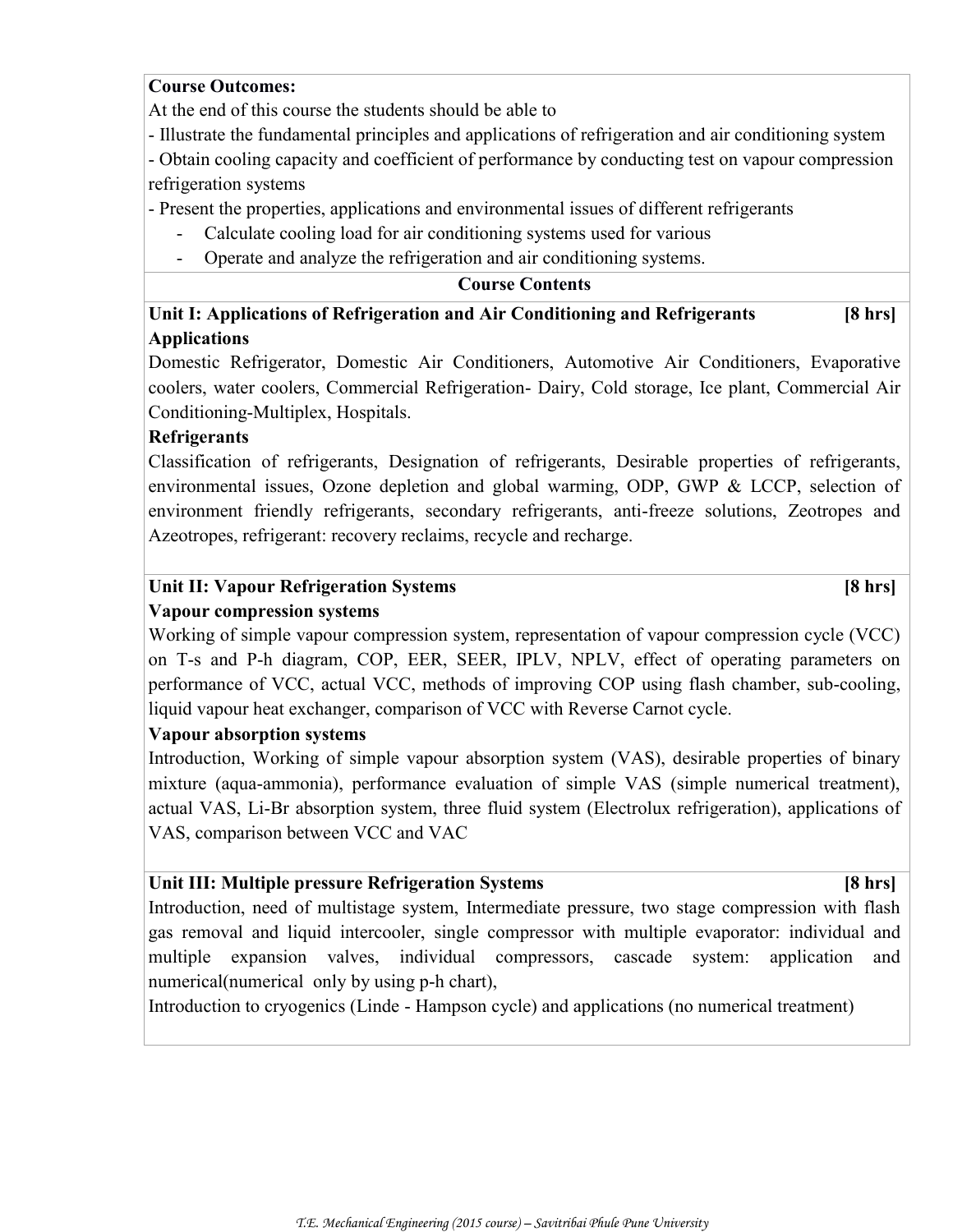**Course Outcomes:**

At the end of this course the students should be able to

- Illustrate the fundamental principles and applications of refrigeration and air conditioning system
- Obtain cooling capacity and coefficient of performance by conducting test on vapour compression refrigeration systems
- Present the properties, applications and environmental issues of different refrigerants
- Calculate cooling load for air conditioning systems used for various
- Operate and analyze the refrigeration and air conditioning systems.

**Course Contents**

**Unit I: Applications of Refrigeration and Air Conditioning and Refrigerants [8 hrs]**

**Applications**

Domestic Refrigerator, Domestic Air Conditioners, Automotive Air Conditioners, Evaporative coolers, water coolers, Commercial Refrigeration- Dairy, Cold storage, Ice plant, Commercial Air Conditioning-Multiplex, Hospitals.

**Refrigerants**

Classification of refrigerants, Designation of refrigerants, Desirable properties of refrigerants, environmental issues, Ozone depletion and global warming, ODP, GWP & LCCP, selection of environment friendly refrigerants, secondary refrigerants, anti-freeze solutions, Zeotropes and Azeotropes, refrigerant: recovery reclaims, recycle and recharge.

**Unit II: Vapour Refrigeration Systems [8 hrs]**

**Vapour compression systems**

Working of simple vapour compression system, representation of vapour compression cycle (VCC) on T-s and P-h diagram, COP, EER, SEER, IPLV, NPLV, effect of operating parameters on performance of VCC, actual VCC, methods of improving COP using flash chamber, sub-cooling, liquid vapour heat exchanger, comparison of VCC with Reverse Carnot cycle.

**Vapour absorption systems**

Introduction, Working of simple vapour absorption system (VAS), desirable properties of binary mixture (aqua-ammonia), performance evaluation of simple VAS (simple numerical treatment), actual VAS, Li-Br absorption system, three fluid system (Electrolux refrigeration), applications of VAS, comparison between VCC and VAC

**Unit III: Multiple pressure Refrigeration Systems [8 hrs]**

Introduction, need of multistage system, Intermediate pressure, two stage compression with flash gas removal and liquid intercooler, single compressor with multiple evaporator: individual and multiple expansion valves, individual compressors, cascade system: application and numerical(numerical only by using p-h chart),

Introduction to cryogenics (Linde - Hampson cycle) and applications (no numerical treatment)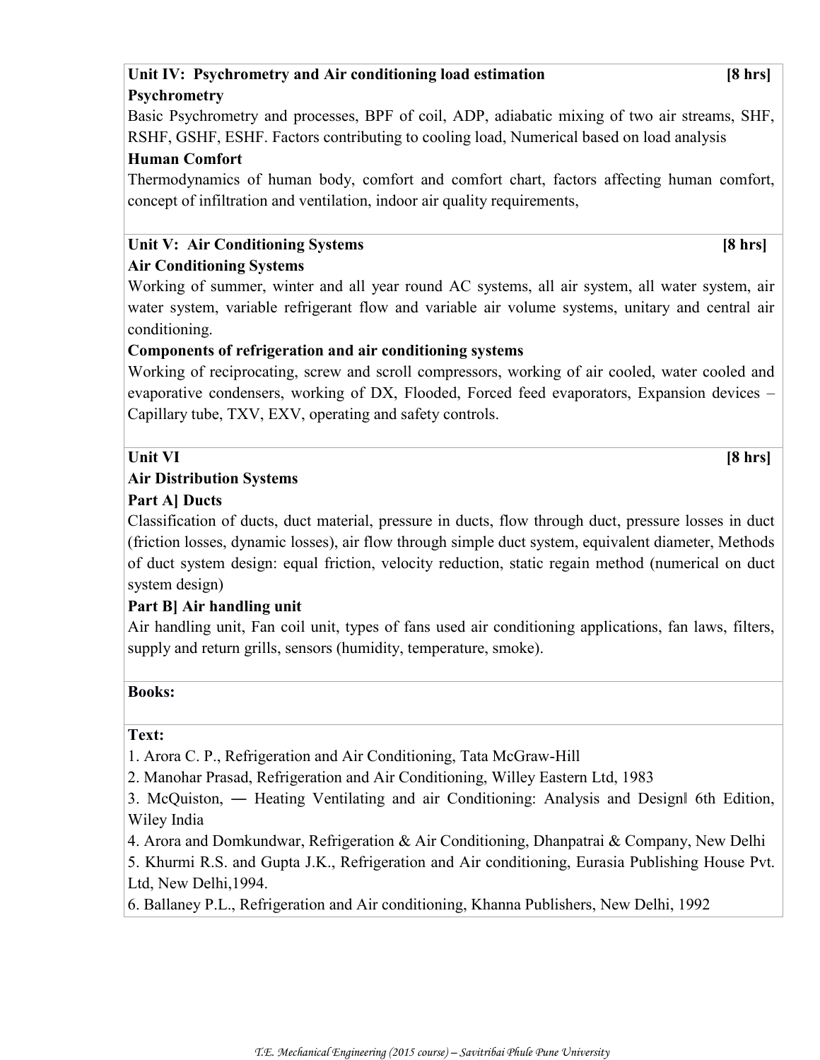**Unit IV: Psychrometry and Air conditioning load estimation [8 hrs]**

**Psychrometry**

Basic Psychrometry and processes, BPF of coil, ADP, adiabatic mixing of two air streams, SHF, RSHF, GSHF, ESHF. Factors contributing to cooling load, Numerical based on load analysis

**Human Comfort**

Thermodynamics of human body, comfort and comfort chart, factors affecting human comfort, concept of infiltration and ventilation, indoor air quality requirements,

**Unit V: Air Conditioning Systems [8 hrs]**

**Air Conditioning Systems**

Working of summer, winter and all year round AC systems, all air system, all water system, air water system, variable refrigerant flow and variable air volume systems, unitary and central air conditioning.

**Components of refrigeration and air conditioning systems**

Working of reciprocating, screw and scroll compressors, working of air cooled, water cooled and evaporative condensers, working of DX, Flooded, Forced feed evaporators, Expansion devices – Capillary tube, TXV, EXV, operating and safety controls.

**Unit VI [8 hrs]**

**Air Distribution Systems**

**Part A] Ducts**

Classification of ducts, duct material, pressure in ducts, flow through duct, pressure losses in duct (friction losses, dynamic losses), air flow through simple duct system, equivalent diameter, Methods of duct system design: equal friction, velocity reduction, static regain method (numerical on duct system design)

**Part B] Air handling unit**

Air handling unit, Fan coil unit, types of fans used air conditioning applications, fan laws, filters, supply and return grills, sensors (humidity, temperature, smoke).

**Books:**

**Text:**

1. Arora C. P., Refrigeration and Air Conditioning, Tata McGraw-Hill
2. Manohar Prasad, Refrigeration and Air Conditioning, Willey Eastern Ltd, 1983
3. McQuiston, ― Heating Ventilating and air Conditioning: Analysis and Design‖ 6th Edition, Wiley India
4. Arora and Domkundwar, Refrigeration & Air Conditioning, Dhanpatrai & Company, New Delhi
5. Khurmi R.S. and Gupta J.K., Refrigeration and Air conditioning, Eurasia Publishing House Pvt. Ltd, New Delhi,1994.
6. Ballaney P.L., Refrigeration and Air conditioning, Khanna Publishers, New Delhi, 1992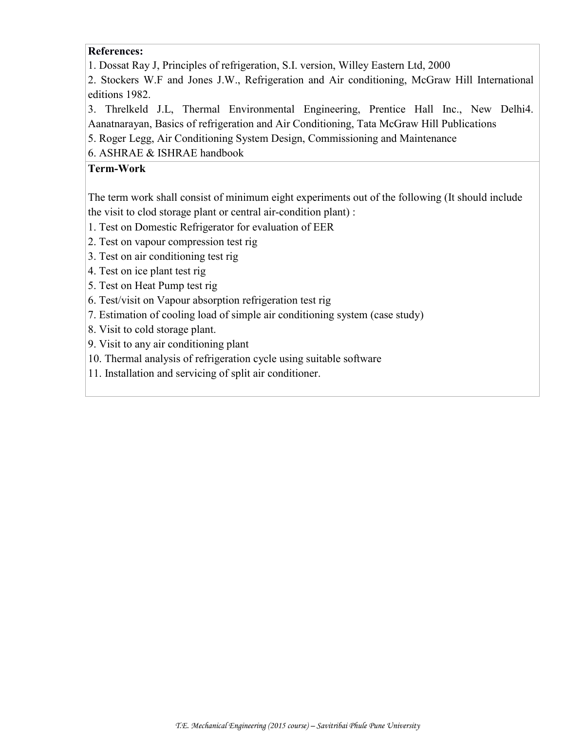**References:**

1. Dossat Ray J, Principles of refrigeration, S.I. version, Willey Eastern Ltd, 2000
2. Stockers W.F and Jones J.W., Refrigeration and Air conditioning, McGraw Hill International editions 1982.
3. Threlkeld J.L, Thermal Environmental Engineering, Prentice Hall Inc., New Delhi4. Aanatnarayan, Basics of refrigeration and Air Conditioning, Tata McGraw Hill Publications
5. Roger Legg, Air Conditioning System Design, Commissioning and Maintenance
6. ASHRAE & ISHRAE handbook

**Term-Work**

The term work shall consist of minimum eight experiments out of the following (It should include the visit to clod storage plant or central air-condition plant) :

1. Test on Domestic Refrigerator for evaluation of EER
2. Test on vapour compression test rig
3. Test on air conditioning test rig
4. Test on ice plant test rig
5. Test on Heat Pump test rig
6. Test/visit on Vapour absorption refrigeration test rig
7. Estimation of cooling load of simple air conditioning system (case study)
8. Visit to cold storage plant.
9. Visit to any air conditioning plant
10. Thermal analysis of refrigeration cycle using suitable software
11. Installation and servicing of split air conditioner.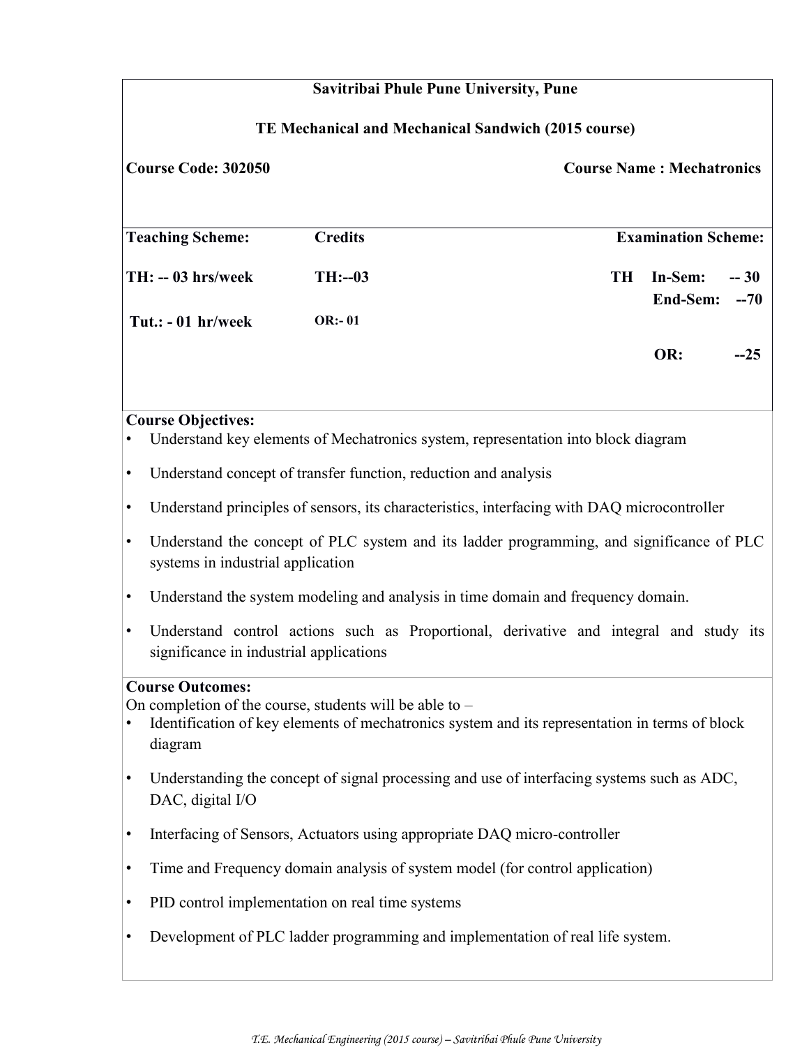**Savitribai Phule Pune University, Pune**

**TE Mechanical and Mechanical Sandwich (2015 course)**

**Course Code: 302050** **Course Name : Mechatronics**

| **Teaching Scheme:** | **Credits** | **Examination Scheme:** |
|---|---|---|
| **TH: -- 03 hrs/week** | **TH:--03** | **TH In-Sem: -- 30** |
| | | **End-Sem: --70** |
| **Tut.: - 01 hr/week** | **OR:- 01** | |
| | | **OR: --25** |

**Course Objectives:**

- Understand key elements of Mechatronics system, representation into block diagram
- Understand concept of transfer function, reduction and analysis
- Understand principles of sensors, its characteristics, interfacing with DAQ microcontroller
- Understand the concept of PLC system and its ladder programming, and significance of PLC systems in industrial application
- Understand the system modeling and analysis in time domain and frequency domain.
- Understand control actions such as Proportional, derivative and integral and study its significance in industrial applications

**Course Outcomes:**

On completion of the course, students will be able to –

- Identification of key elements of mechatronics system and its representation in terms of block diagram
- Understanding the concept of signal processing and use of interfacing systems such as ADC, DAC, digital I/O
- Interfacing of Sensors, Actuators using appropriate DAQ micro-controller
- Time and Frequency domain analysis of system model (for control application)
- PID control implementation on real time systems
- Development of PLC ladder programming and implementation of real life system.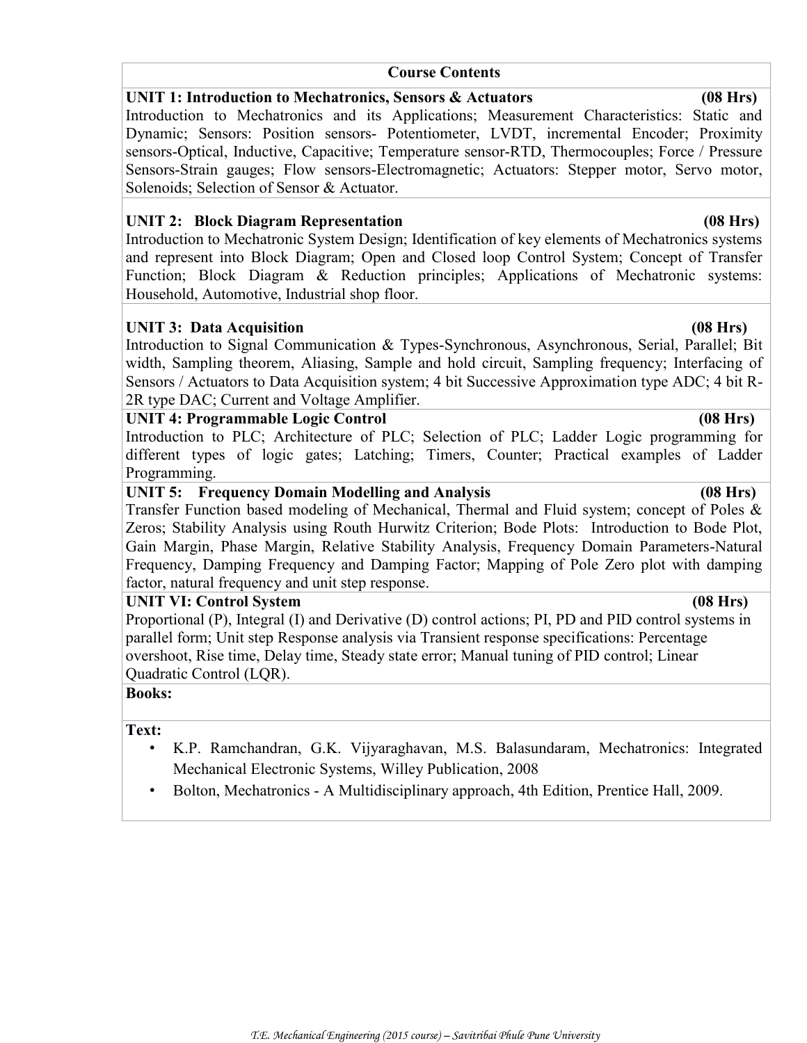## Course Contents

**UNIT 1: Introduction to Mechatronics, Sensors & Actuators (08 Hrs)**

Introduction to Mechatronics and its Applications; Measurement Characteristics: Static and Dynamic; Sensors: Position sensors- Potentiometer, LVDT, incremental Encoder; Proximity sensors-Optical, Inductive, Capacitive; Temperature sensor-RTD, Thermocouples; Force / Pressure Sensors-Strain gauges; Flow sensors-Electromagnetic; Actuators: Stepper motor, Servo motor, Solenoids; Selection of Sensor & Actuator.

**UNIT 2: Block Diagram Representation (08 Hrs)**

Introduction to Mechatronic System Design; Identification of key elements of Mechatronics systems and represent into Block Diagram; Open and Closed loop Control System; Concept of Transfer Function; Block Diagram & Reduction principles; Applications of Mechatronic systems: Household, Automotive, Industrial shop floor.

**UNIT 3: Data Acquisition (08 Hrs)**

Introduction to Signal Communication & Types-Synchronous, Asynchronous, Serial, Parallel; Bit width, Sampling theorem, Aliasing, Sample and hold circuit, Sampling frequency; Interfacing of Sensors / Actuators to Data Acquisition system; 4 bit Successive Approximation type ADC; 4 bit R-2R type DAC; Current and Voltage Amplifier.

**UNIT 4: Programmable Logic Control (08 Hrs)**

Introduction to PLC; Architecture of PLC; Selection of PLC; Ladder Logic programming for different types of logic gates; Latching; Timers, Counter; Practical examples of Ladder Programming.

**UNIT 5: Frequency Domain Modelling and Analysis (08 Hrs)**

Transfer Function based modeling of Mechanical, Thermal and Fluid system; concept of Poles & Zeros; Stability Analysis using Routh Hurwitz Criterion; Bode Plots: Introduction to Bode Plot, Gain Margin, Phase Margin, Relative Stability Analysis, Frequency Domain Parameters-Natural Frequency, Damping Frequency and Damping Factor; Mapping of Pole Zero plot with damping factor, natural frequency and unit step response.

**UNIT VI: Control System (08 Hrs)**

Proportional (P), Integral (I) and Derivative (D) control actions; PI, PD and PID control systems in parallel form; Unit step Response analysis via Transient response specifications: Percentage overshoot, Rise time, Delay time, Steady state error; Manual tuning of PID control; Linear Quadratic Control (LQR).

**Books:**

**Text:**

- K.P. Ramchandran, G.K. Vijyaraghavan, M.S. Balasundaram, Mechatronics: Integrated Mechanical Electronic Systems, Willey Publication, 2008
- Bolton, Mechatronics - A Multidisciplinary approach, 4th Edition, Prentice Hall, 2009.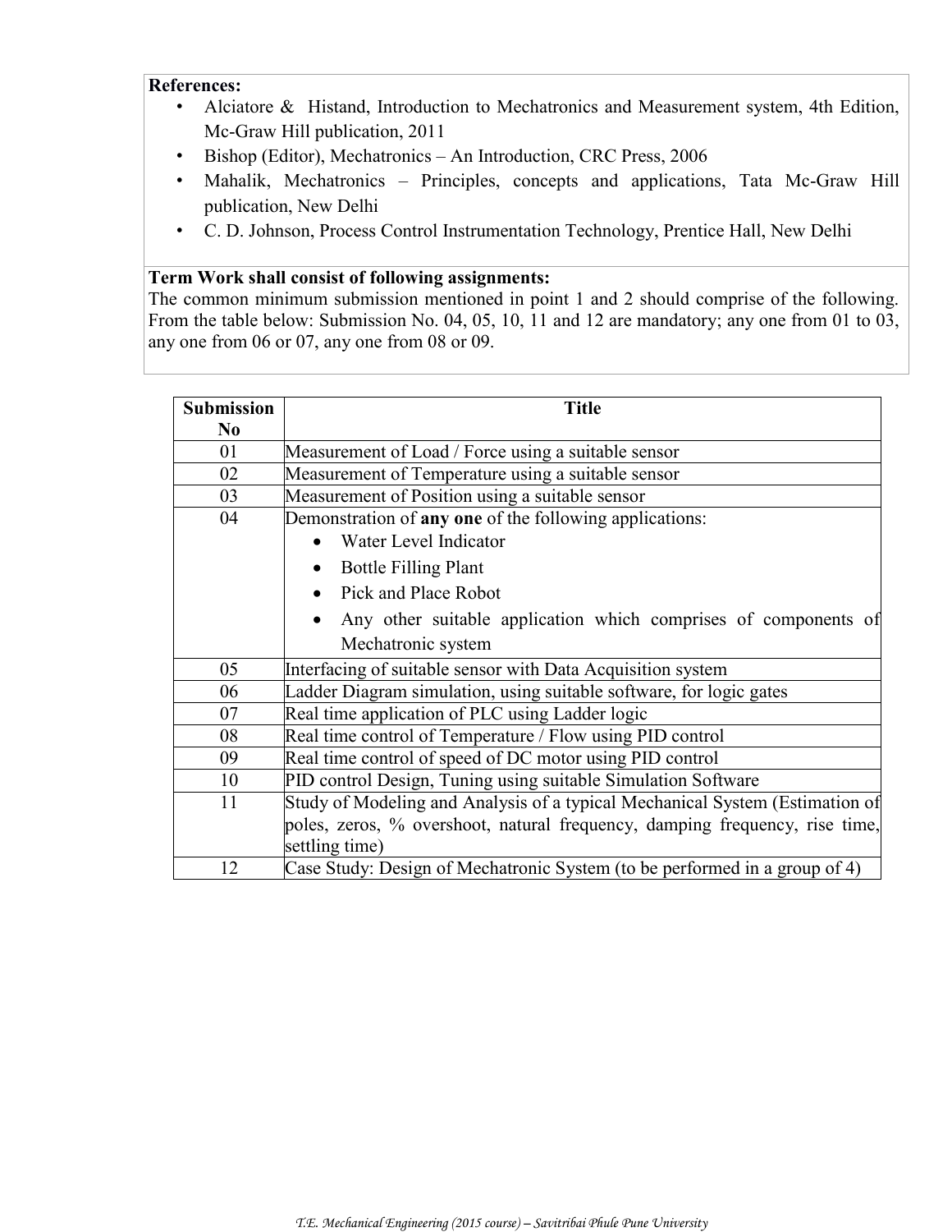**References:**

- Alciatore & Histand, Introduction to Mechatronics and Measurement system, 4th Edition, Mc-Graw Hill publication, 2011
- Bishop (Editor), Mechatronics – An Introduction, CRC Press, 2006
- Mahalik, Mechatronics – Principles, concepts and applications, Tata Mc-Graw Hill publication, New Delhi
- C. D. Johnson, Process Control Instrumentation Technology, Prentice Hall, New Delhi

**Term Work shall consist of following assignments:**

The common minimum submission mentioned in point 1 and 2 should comprise of the following. From the table below: Submission No. 04, 05, 10, 11 and 12 are mandatory; any one from 01 to 03, any one from 06 or 07, any one from 08 or 09.

| Submission No | Title |
|---|---|
| 01 | Measurement of Load / Force using a suitable sensor |
| 02 | Measurement of Temperature using a suitable sensor |
| 03 | Measurement of Position using a suitable sensor |
| 04 | Demonstration of **any one** of the following applications: <br>• Water Level Indicator <br>• Bottle Filling Plant <br>• Pick and Place Robot <br>• Any other suitable application which comprises of components of Mechatronic system |
| 05 | Interfacing of suitable sensor with Data Acquisition system |
| 06 | Ladder Diagram simulation, using suitable software, for logic gates |
| 07 | Real time application of PLC using Ladder logic |
| 08 | Real time control of Temperature / Flow using PID control |
| 09 | Real time control of speed of DC motor using PID control |
| 10 | PID control Design, Tuning using suitable Simulation Software |
| 11 | Study of Modeling and Analysis of a typical Mechanical System (Estimation of poles, zeros, % overshoot, natural frequency, damping frequency, rise time, settling time) |
| 12 | Case Study: Design of Mechatronic System (to be performed in a group of 4) |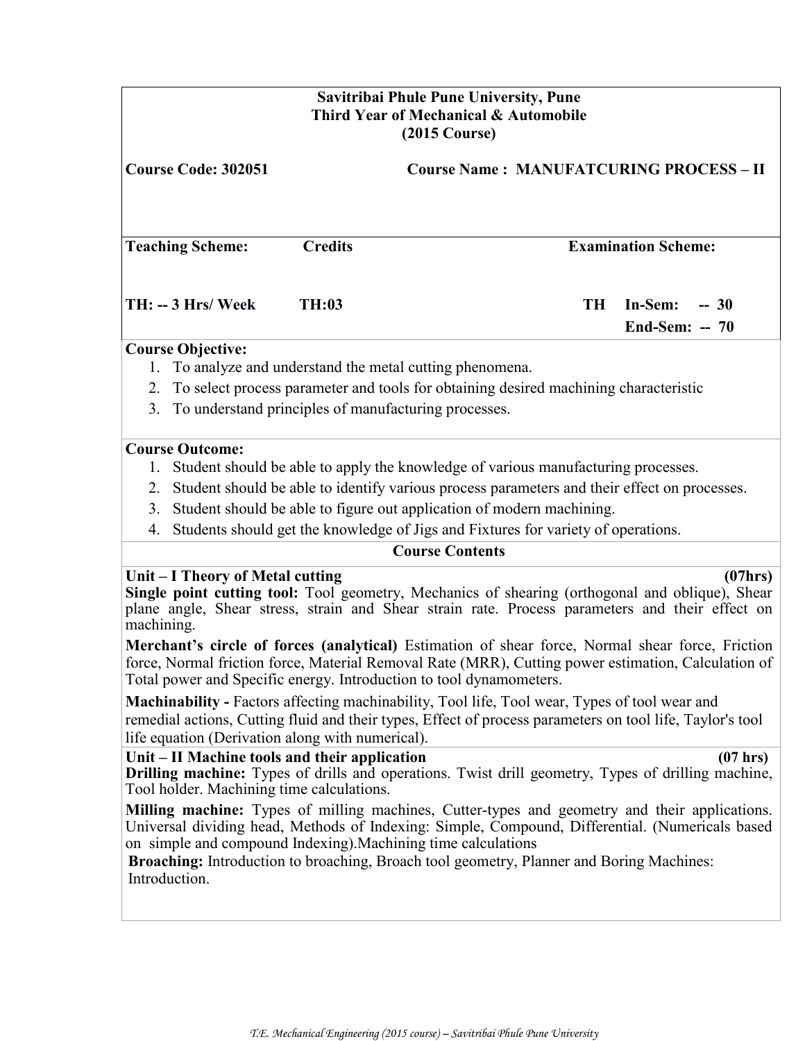**Savitribai Phule Pune University, Pune**
**Third Year of Mechanical & Automobile**
**(2015 Course)**

**Course Code: 302051** | **Course Name : MANUFATCURING PROCESS – II**

| **Teaching Scheme:** | **Credits** | **Examination Scheme:** |
|---|---|---|
| **TH: -- 3 Hrs/ Week** | **TH:03** | **TH In-Sem: -- 30** <br> **End-Sem: -- 70** |

**Course Objective:**

1. To analyze and understand the metal cutting phenomena.
2. To select process parameter and tools for obtaining desired machining characteristic
3. To understand principles of manufacturing processes.

**Course Outcome:**

1. Student should be able to apply the knowledge of various manufacturing processes.
2. Student should be able to identify various process parameters and their effect on processes.
3. Student should be able to figure out application of modern machining.
4. Students should get the knowledge of Jigs and Fixtures for variety of operations.

## Course Contents

### Unit – I Theory of Metal cutting (07hrs)

**Single point cutting tool:** Tool geometry, Mechanics of shearing (orthogonal and oblique), Shear plane angle, Shear stress, strain and Shear strain rate. Process parameters and their effect on machining.

**Merchant's circle of forces (analytical)** Estimation of shear force, Normal shear force, Friction force, Normal friction force, Material Removal Rate (MRR), Cutting power estimation, Calculation of Total power and Specific energy. Introduction to tool dynamometers.

**Machinability -** Factors affecting machinability, Tool life, Tool wear, Types of tool wear and remedial actions, Cutting fluid and their types, Effect of process parameters on tool life, Taylor's tool life equation (Derivation along with numerical).

### Unit – II Machine tools and their application (07 hrs)

**Drilling machine:** Types of drills and operations. Twist drill geometry, Types of drilling machine, Tool holder. Machining time calculations.

**Milling machine:** Types of milling machines, Cutter-types and geometry and their applications. Universal dividing head, Methods of Indexing: Simple, Compound, Differential. (Numericals based on simple and compound Indexing).Machining time calculations

**Broaching:** Introduction to broaching, Broach tool geometry, Planner and Boring Machines: Introduction.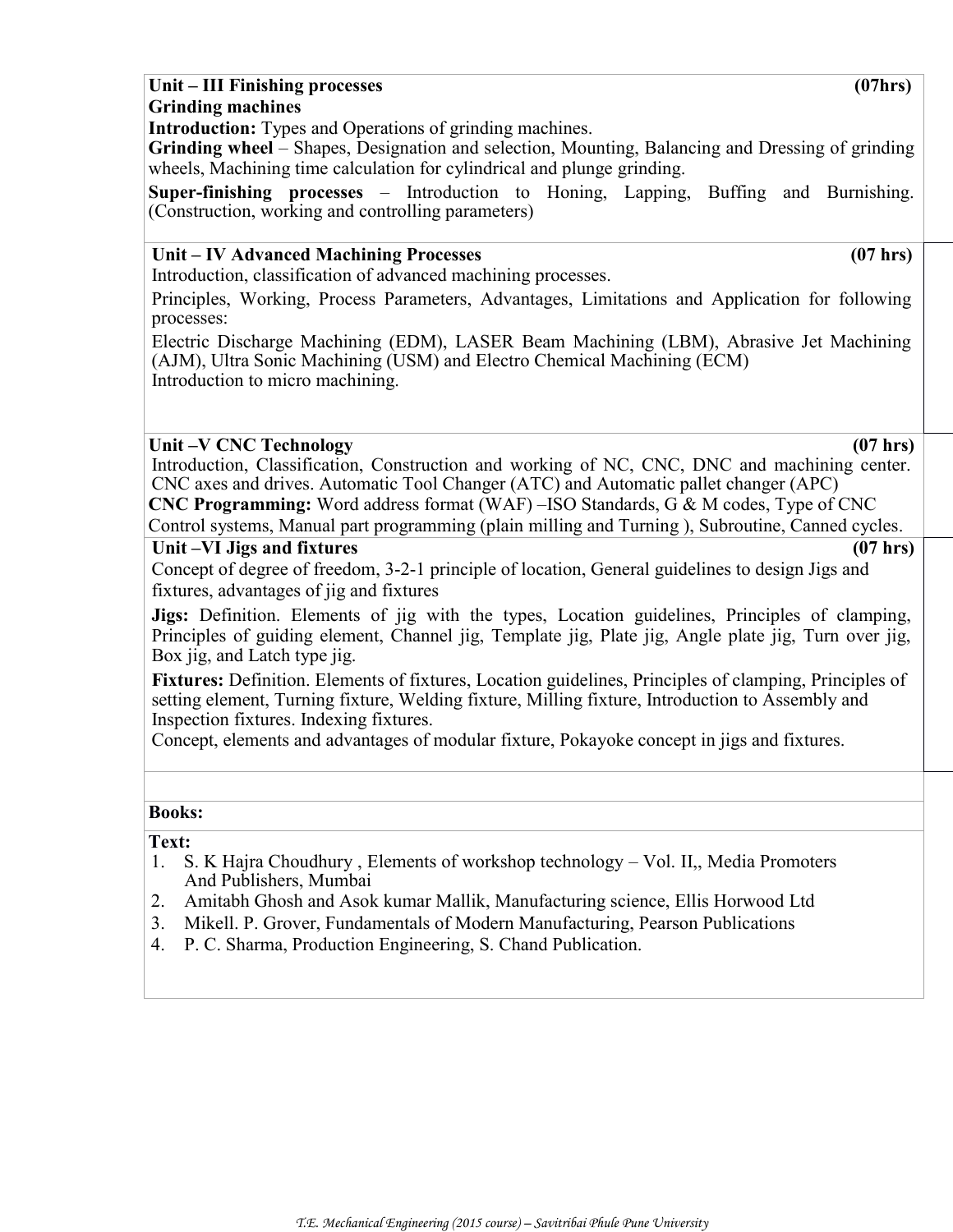**Unit – III Finishing processes (07hrs)**

**Grinding machines**

**Introduction:** Types and Operations of grinding machines.

**Grinding wheel** – Shapes, Designation and selection, Mounting, Balancing and Dressing of grinding wheels, Machining time calculation for cylindrical and plunge grinding.

**Super-finishing processes** – Introduction to Honing, Lapping, Buffing and Burnishing. (Construction, working and controlling parameters)

**Unit – IV Advanced Machining Processes (07 hrs)**

Introduction, classification of advanced machining processes.

Principles, Working, Process Parameters, Advantages, Limitations and Application for following processes:

Electric Discharge Machining (EDM), LASER Beam Machining (LBM), Abrasive Jet Machining (AJM), Ultra Sonic Machining (USM) and Electro Chemical Machining (ECM)

Introduction to micro machining.

**Unit –V CNC Technology (07 hrs)**

Introduction, Classification, Construction and working of NC, CNC, DNC and machining center. CNC axes and drives. Automatic Tool Changer (ATC) and Automatic pallet changer (APC)

**CNC Programming:** Word address format (WAF) –ISO Standards, G & M codes, Type of CNC Control systems, Manual part programming (plain milling and Turning ), Subroutine, Canned cycles.

**Unit –VI Jigs and fixtures (07 hrs)**

Concept of degree of freedom, 3-2-1 principle of location, General guidelines to design Jigs and fixtures, advantages of jig and fixtures

**Jigs:** Definition. Elements of jig with the types, Location guidelines, Principles of clamping, Principles of guiding element, Channel jig, Template jig, Plate jig, Angle plate jig, Turn over jig, Box jig, and Latch type jig.

**Fixtures:** Definition. Elements of fixtures, Location guidelines, Principles of clamping, Principles of setting element, Turning fixture, Welding fixture, Milling fixture, Introduction to Assembly and Inspection fixtures. Indexing fixtures.

Concept, elements and advantages of modular fixture, Pokayoke concept in jigs and fixtures.

**Books:**

**Text:**

1. S. K Hajra Choudhury , Elements of workshop technology – Vol. II,, Media Promoters And Publishers, Mumbai
2. Amitabh Ghosh and Asok kumar Mallik, Manufacturing science, Ellis Horwood Ltd
3. Mikell. P. Grover, Fundamentals of Modern Manufacturing, Pearson Publications
4. P. C. Sharma, Production Engineering, S. Chand Publication.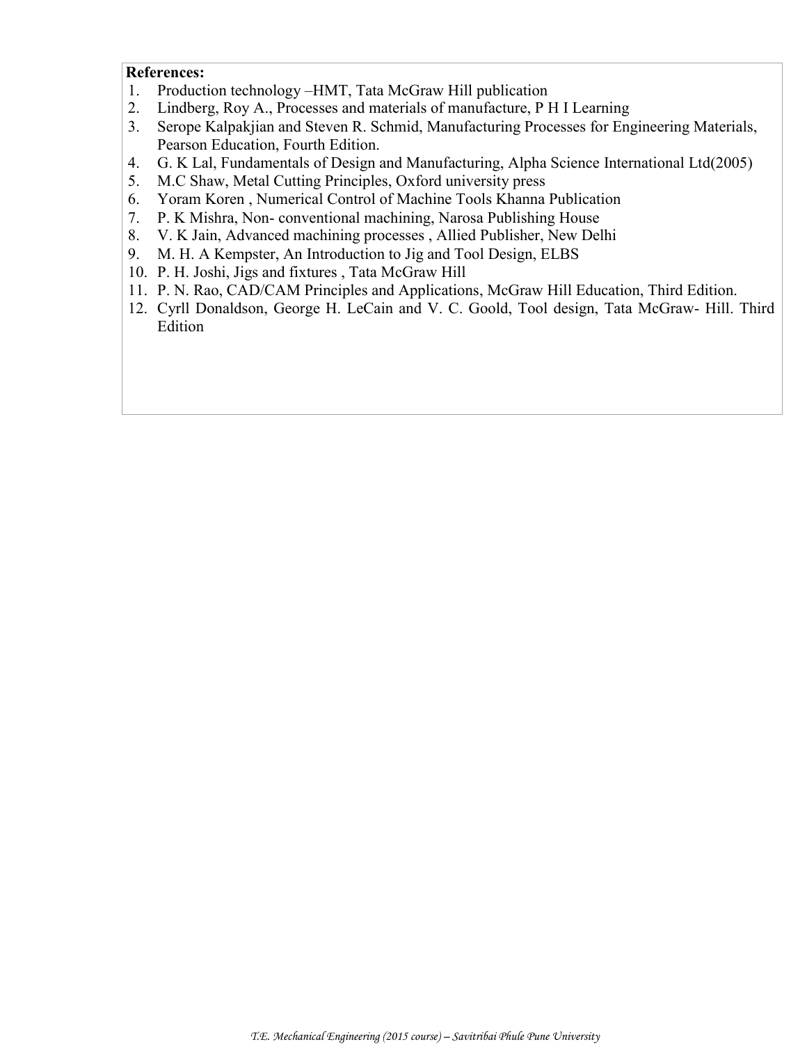**References:**

1. Production technology –HMT, Tata McGraw Hill publication
2. Lindberg, Roy A., Processes and materials of manufacture, P H I Learning
3. Serope Kalpakjian and Steven R. Schmid, Manufacturing Processes for Engineering Materials, Pearson Education, Fourth Edition.
4. G. K Lal, Fundamentals of Design and Manufacturing, Alpha Science International Ltd(2005)
5. M.C Shaw, Metal Cutting Principles, Oxford university press
6. Yoram Koren , Numerical Control of Machine Tools Khanna Publication
7. P. K Mishra, Non- conventional machining, Narosa Publishing House
8. V. K Jain, Advanced machining processes , Allied Publisher, New Delhi
9. M. H. A Kempster, An Introduction to Jig and Tool Design, ELBS
10. P. H. Joshi, Jigs and fixtures , Tata McGraw Hill
11. P. N. Rao, CAD/CAM Principles and Applications, McGraw Hill Education, Third Edition.
12. Cyrll Donaldson, George H. LeCain and V. C. Goold, Tool design, Tata McGraw- Hill. Third Edition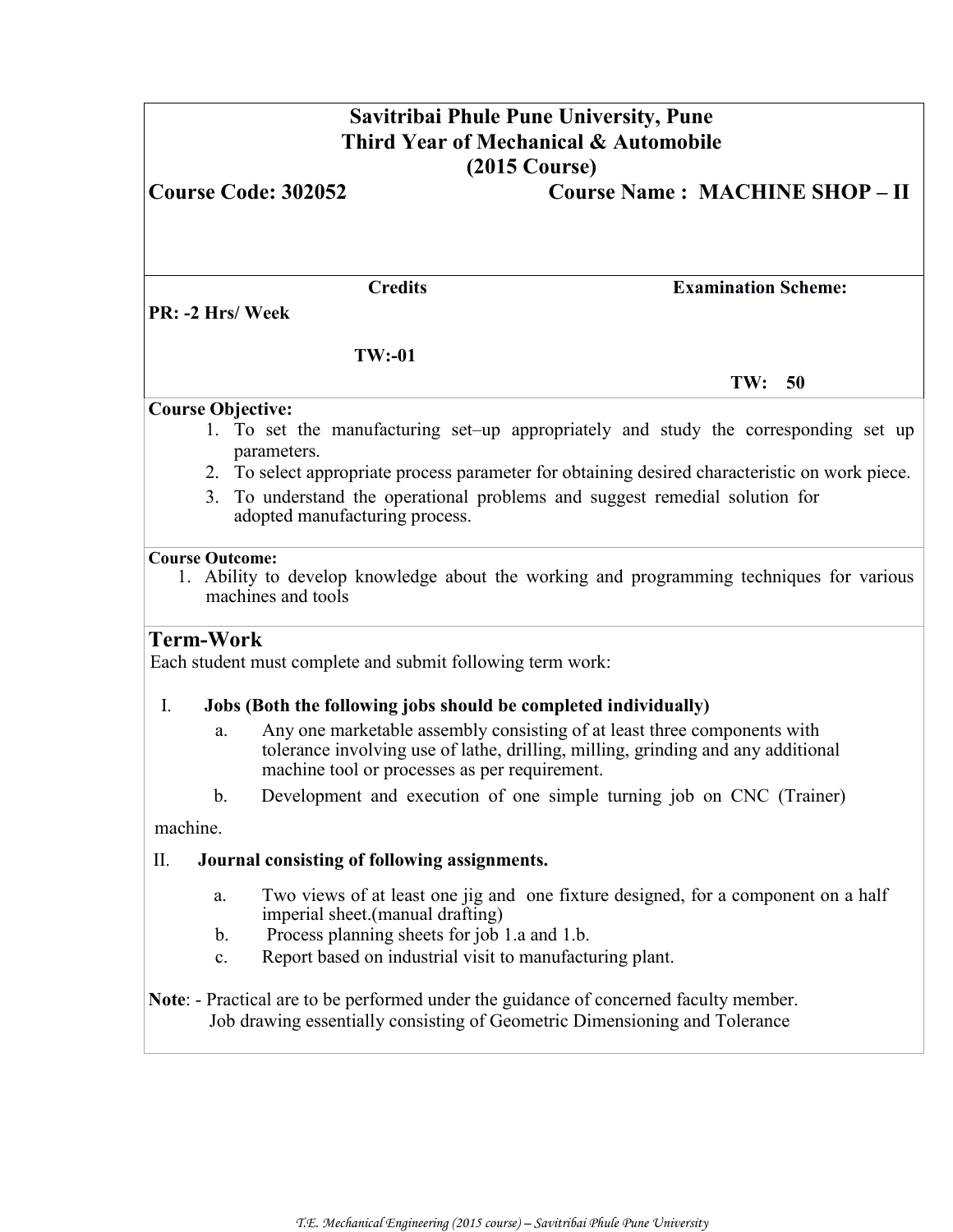**Savitribai Phule Pune University, Pune**
**Third Year of Mechanical & Automobile**
**(2015 Course)**

**Course Code: 302052** **Course Name : MACHINE SHOP – II**

| Credits | Examination Scheme: |
|---|---|
| PR: -2 Hrs/ Week | |
| TW:-01 | |
| | TW: 50 |

**Course Objective:**

1. To set the manufacturing set–up appropriately and study the corresponding set up parameters.
2. To select appropriate process parameter for obtaining desired characteristic on work piece.
3. To understand the operational problems and suggest remedial solution for adopted manufacturing process.

**Course Outcome:**

1. Ability to develop knowledge about the working and programming techniques for various machines and tools

## Term-Work

Each student must complete and submit following term work:

I. **Jobs (Both the following jobs should be completed individually)**

   a. Any one marketable assembly consisting of at least three components with tolerance involving use of lathe, drilling, milling, grinding and any additional machine tool or processes as per requirement.

   b. Development and execution of one simple turning job on CNC (Trainer) machine.

II. **Journal consisting of following assignments.**

   a. Two views of at least one jig and one fixture designed, for a component on a half imperial sheet.(manual drafting)

   b. Process planning sheets for job 1.a and 1.b.

   c. Report based on industrial visit to manufacturing plant.

**Note**: - Practical are to be performed under the guidance of concerned faculty member.
Job drawing essentially consisting of Geometric Dimensioning and Tolerance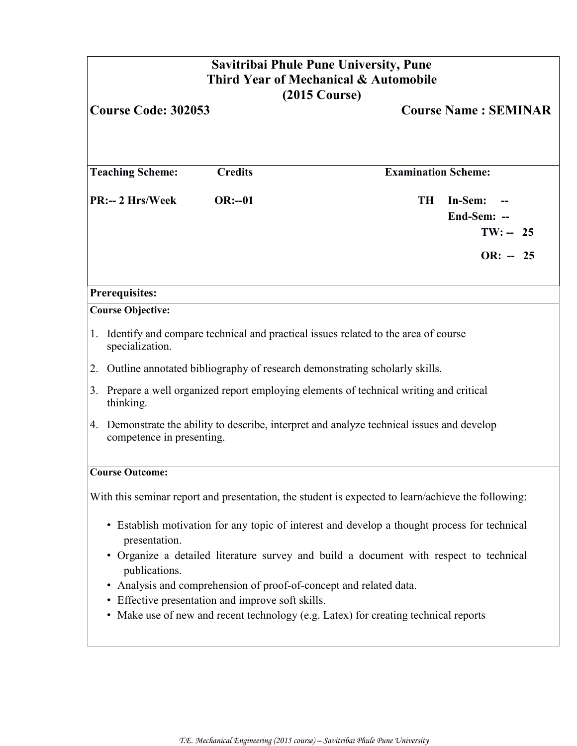**Savitribai Phule Pune University, Pune**
**Third Year of Mechanical & Automobile**
**(2015 Course)**

**Course Code: 302053** **Course Name : SEMINAR**

| **Teaching Scheme:** | **Credits** | **Examination Scheme:** |
|---|---|---|
| **PR:-- 2 Hrs/Week** | **OR:--01** | **TH In-Sem: --** |
| | | **End-Sem: --** |
| | | **TW: -- 25** |
| | | **OR: -- 25** |

**Prerequisites:**

**Course Objective:**

1. Identify and compare technical and practical issues related to the area of course specialization.
2. Outline annotated bibliography of research demonstrating scholarly skills.
3. Prepare a well organized report employing elements of technical writing and critical thinking.
4. Demonstrate the ability to describe, interpret and analyze technical issues and develop competence in presenting.

**Course Outcome:**

With this seminar report and presentation, the student is expected to learn/achieve the following:

- Establish motivation for any topic of interest and develop a thought process for technical presentation.
- Organize a detailed literature survey and build a document with respect to technical publications.
- Analysis and comprehension of proof-of-concept and related data.
- Effective presentation and improve soft skills.
- Make use of new and recent technology (e.g. Latex) for creating technical reports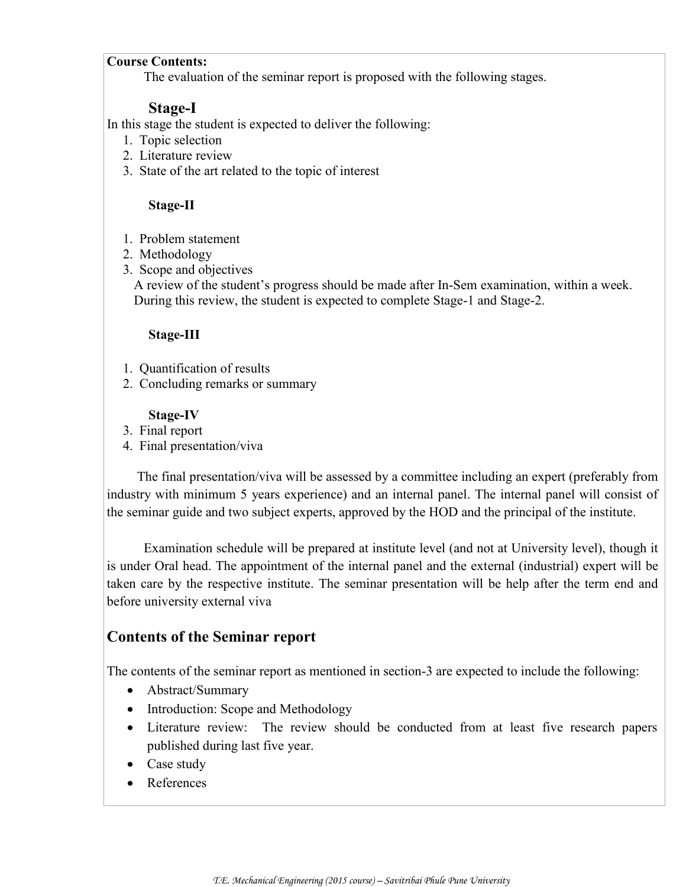**Course Contents:**

The evaluation of the seminar report is proposed with the following stages.

### Stage-I

In this stage the student is expected to deliver the following:

1. Topic selection
2. Literature review
3. State of the art related to the topic of interest

**Stage-II**

1. Problem statement
2. Methodology
3. Scope and objectives

A review of the student's progress should be made after In-Sem examination, within a week. During this review, the student is expected to complete Stage-1 and Stage-2.

**Stage-III**

1. Quantification of results
2. Concluding remarks or summary

**Stage-IV**

3. Final report
4. Final presentation/viva

The final presentation/viva will be assessed by a committee including an expert (preferably from industry with minimum 5 years experience) and an internal panel. The internal panel will consist of the seminar guide and two subject experts, approved by the HOD and the principal of the institute.

Examination schedule will be prepared at institute level (and not at University level), though it is under Oral head. The appointment of the internal panel and the external (industrial) expert will be taken care by the respective institute. The seminar presentation will be help after the term end and before university external viva

## Contents of the Seminar report

The contents of the seminar report as mentioned in section-3 are expected to include the following:

- Abstract/Summary
- Introduction: Scope and Methodology
- Literature review: The review should be conducted from at least five research papers published during last five year.
- Case study
- References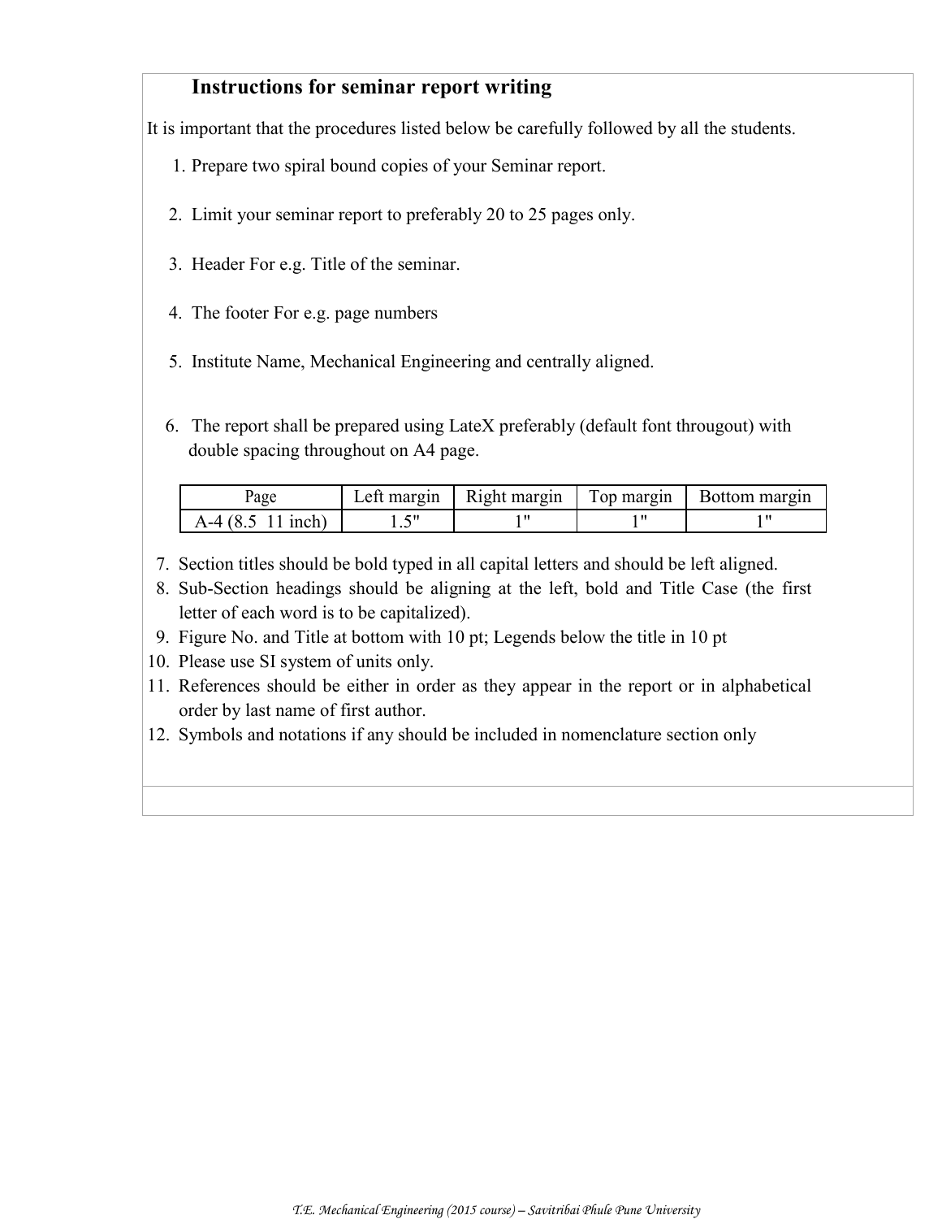## Instructions for seminar report writing

It is important that the procedures listed below be carefully followed by all the students.

1. Prepare two spiral bound copies of your Seminar report.
2. Limit your seminar report to preferably 20 to 25 pages only.
3. Header For e.g. Title of the seminar.
4. The footer For e.g. page numbers
5. Institute Name, Mechanical Engineering and centrally aligned.
6. The report shall be prepared using LateX preferably (default font througout) with double spacing throughout on A4 page.

| Page | Left margin | Right margin | Top margin | Bottom margin |
|---|---|---|---|---|
| A-4 (8.5 11 inch) | 1.5" | 1" | 1" | 1" |

7. Section titles should be bold typed in all capital letters and should be left aligned.
8. Sub-Section headings should be aligning at the left, bold and Title Case (the first letter of each word is to be capitalized).
9. Figure No. and Title at bottom with 10 pt; Legends below the title in 10 pt
10. Please use SI system of units only.
11. References should be either in order as they appear in the report or in alphabetical order by last name of first author.
12. Symbols and notations if any should be included in nomenclature section only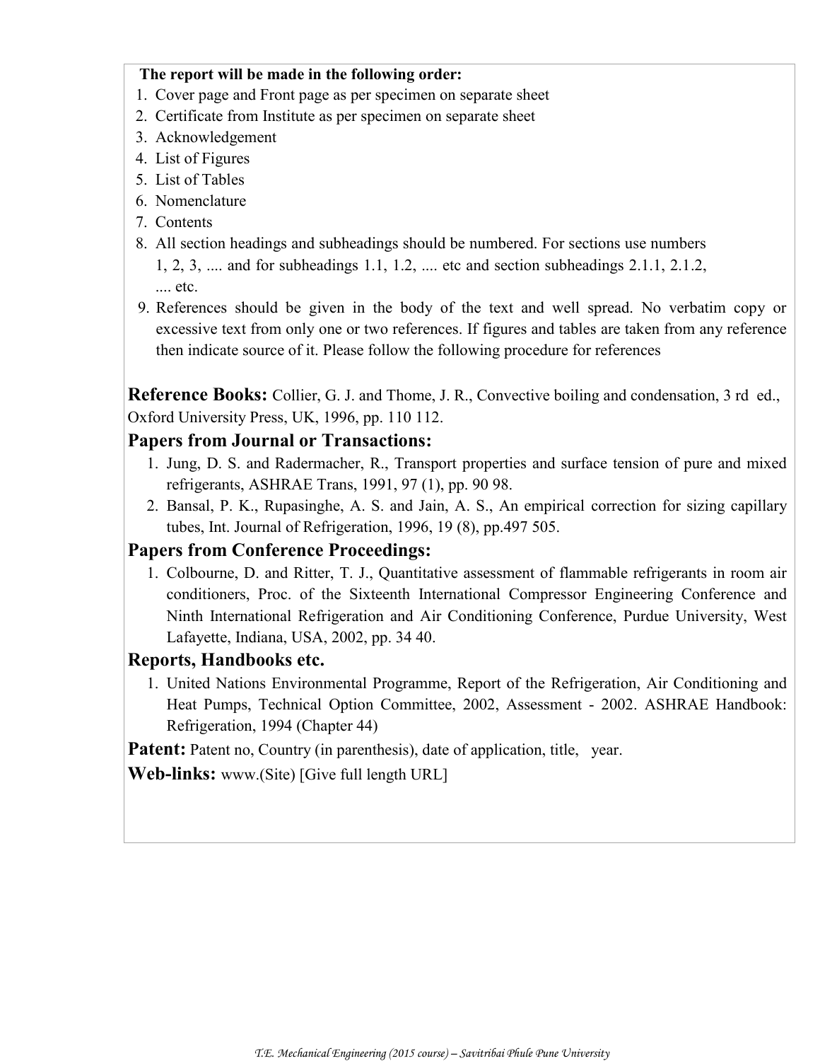**The report will be made in the following order:**

1. Cover page and Front page as per specimen on separate sheet
2. Certificate from Institute as per specimen on separate sheet
3. Acknowledgement
4. List of Figures
5. List of Tables
6. Nomenclature
7. Contents
8. All section headings and subheadings should be numbered. For sections use numbers 1, 2, 3, .... and for subheadings 1.1, 1.2, .... etc and section subheadings 2.1.1, 2.1.2, .... etc.
9. References should be given in the body of the text and well spread. No verbatim copy or excessive text from only one or two references. If figures and tables are taken from any reference then indicate source of it. Please follow the following procedure for references

**Reference Books:** Collier, G. J. and Thome, J. R., Convective boiling and condensation, 3 rd ed., Oxford University Press, UK, 1996, pp. 110 112.

### Papers from Journal or Transactions:

1. Jung, D. S. and Radermacher, R., Transport properties and surface tension of pure and mixed refrigerants, ASHRAE Trans, 1991, 97 (1), pp. 90 98.
2. Bansal, P. K., Rupasinghe, A. S. and Jain, A. S., An empirical correction for sizing capillary tubes, Int. Journal of Refrigeration, 1996, 19 (8), pp.497 505.

### Papers from Conference Proceedings:

1. Colbourne, D. and Ritter, T. J., Quantitative assessment of flammable refrigerants in room air conditioners, Proc. of the Sixteenth International Compressor Engineering Conference and Ninth International Refrigeration and Air Conditioning Conference, Purdue University, West Lafayette, Indiana, USA, 2002, pp. 34 40.

### Reports, Handbooks etc.

1. United Nations Environmental Programme, Report of the Refrigeration, Air Conditioning and Heat Pumps, Technical Option Committee, 2002, Assessment - 2002. ASHRAE Handbook: Refrigeration, 1994 (Chapter 44)

**Patent:** Patent no, Country (in parenthesis), date of application, title, year.

**Web-links:** www.(Site) [Give full length URL]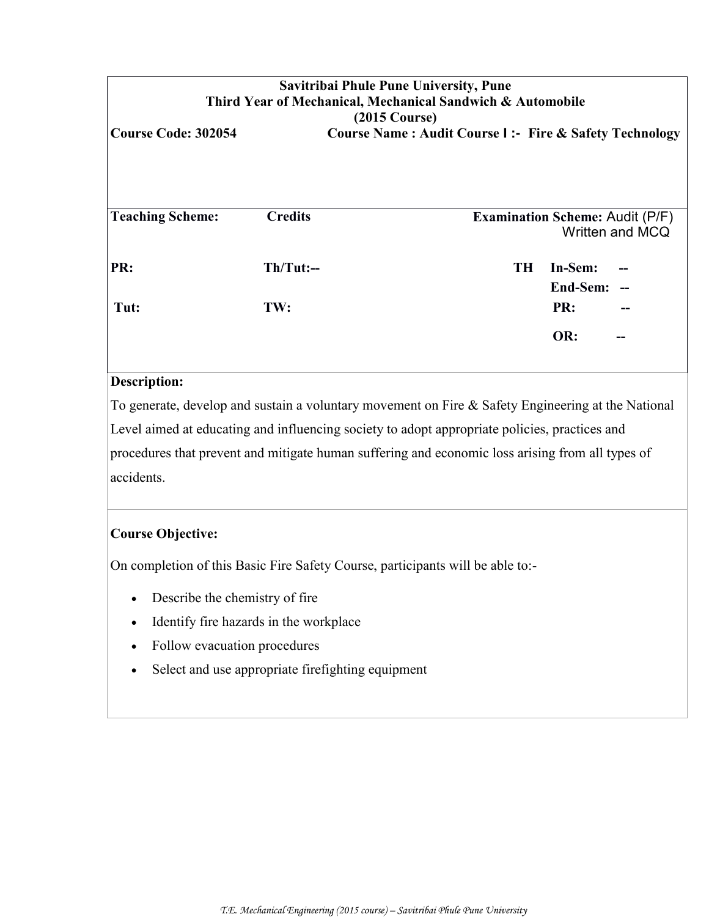**Savitribai Phule Pune University, Pune**
**Third Year of Mechanical, Mechanical Sandwich & Automobile**
**(2015 Course)**

**Course Code: 302054** **Course Name : Audit Course I :- Fire & Safety Technology**

| **Teaching Scheme:** | **Credits** | **Examination Scheme:** Audit (P/F) Written and MCQ | |
|---|---|---|---|
| **PR:** | **Th/Tut:--** | **TH** | **In-Sem:** -- |
| | | | **End-Sem:** -- |
| **Tut:** | **TW:** | | **PR:** -- |
| | | | **OR:** -- |

**Description:**

To generate, develop and sustain a voluntary movement on Fire & Safety Engineering at the National Level aimed at educating and influencing society to adopt appropriate policies, practices and procedures that prevent and mitigate human suffering and economic loss arising from all types of accidents.

**Course Objective:**

On completion of this Basic Fire Safety Course, participants will be able to:-

- Describe the chemistry of fire
- Identify fire hazards in the workplace
- Follow evacuation procedures
- Select and use appropriate firefighting equipment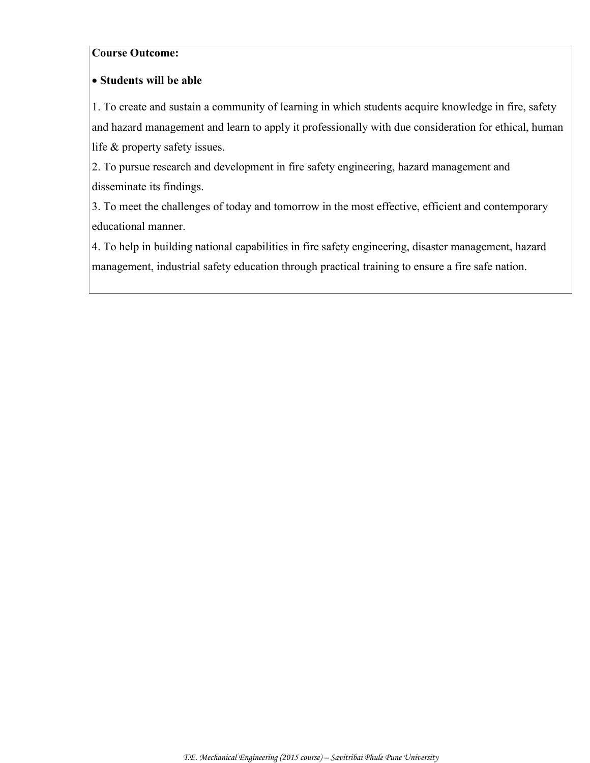**Course Outcome:**

- **Students will be able**

1. To create and sustain a community of learning in which students acquire knowledge in fire, safety and hazard management and learn to apply it professionally with due consideration for ethical, human life & property safety issues.
2. To pursue research and development in fire safety engineering, hazard management and disseminate its findings.
3. To meet the challenges of today and tomorrow in the most effective, efficient and contemporary educational manner.
4. To help in building national capabilities in fire safety engineering, disaster management, hazard management, industrial safety education through practical training to ensure a fire safe nation.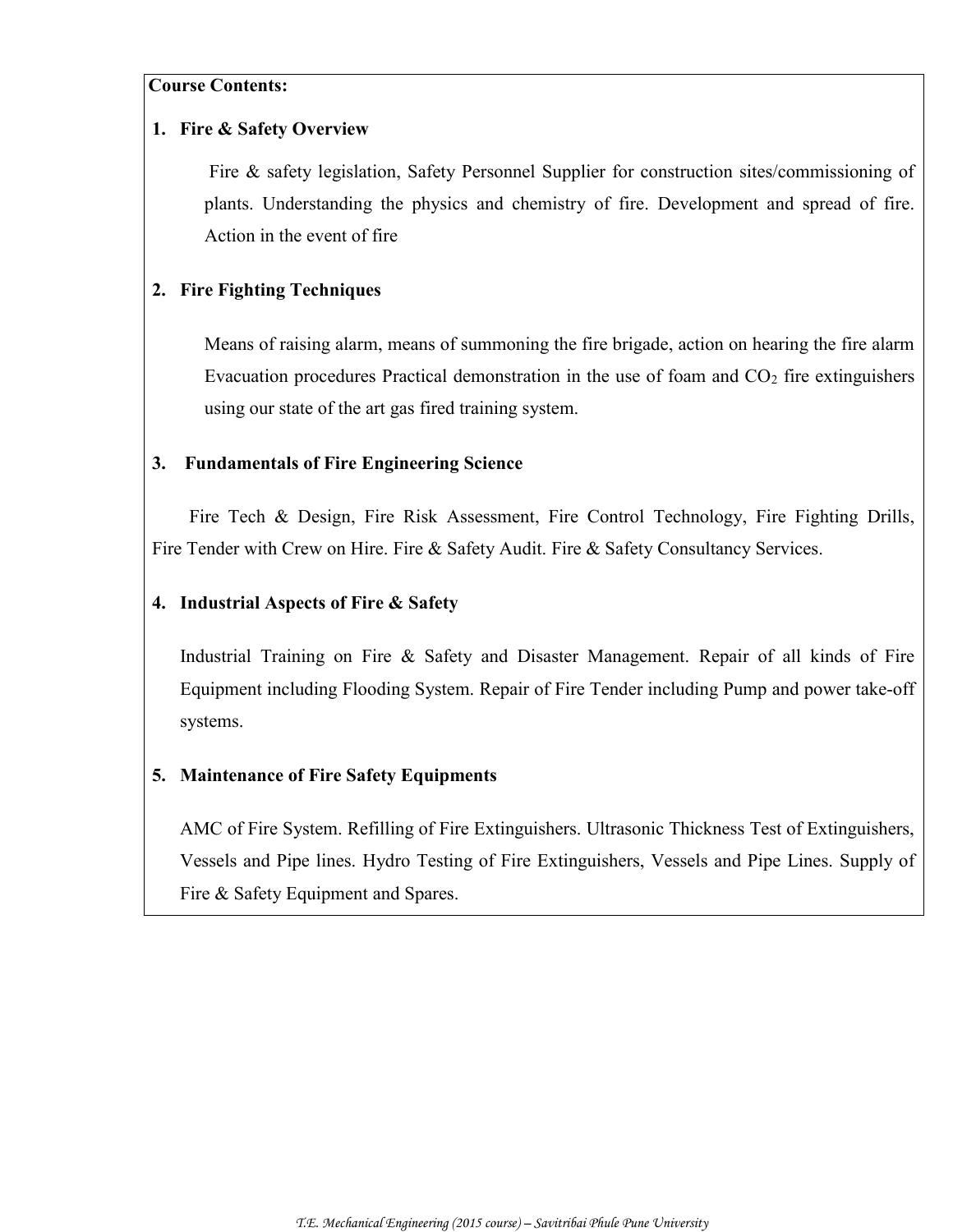**Course Contents:**

1. **Fire & Safety Overview**

   Fire & safety legislation, Safety Personnel Supplier for construction sites/commissioning of plants. Understanding the physics and chemistry of fire. Development and spread of fire. Action in the event of fire

2. **Fire Fighting Techniques**

   Means of raising alarm, means of summoning the fire brigade, action on hearing the fire alarm Evacuation procedures Practical demonstration in the use of foam and $CO_2$ fire extinguishers using our state of the art gas fired training system.

3. **Fundamentals of Fire Engineering Science**

   Fire Tech & Design, Fire Risk Assessment, Fire Control Technology, Fire Fighting Drills, Fire Tender with Crew on Hire. Fire & Safety Audit. Fire & Safety Consultancy Services.

4. **Industrial Aspects of Fire & Safety**

   Industrial Training on Fire & Safety and Disaster Management. Repair of all kinds of Fire Equipment including Flooding System. Repair of Fire Tender including Pump and power take-off systems.

5. **Maintenance of Fire Safety Equipments**

   AMC of Fire System. Refilling of Fire Extinguishers. Ultrasonic Thickness Test of Extinguishers, Vessels and Pipe lines. Hydro Testing of Fire Extinguishers, Vessels and Pipe Lines. Supply of Fire & Safety Equipment and Spares.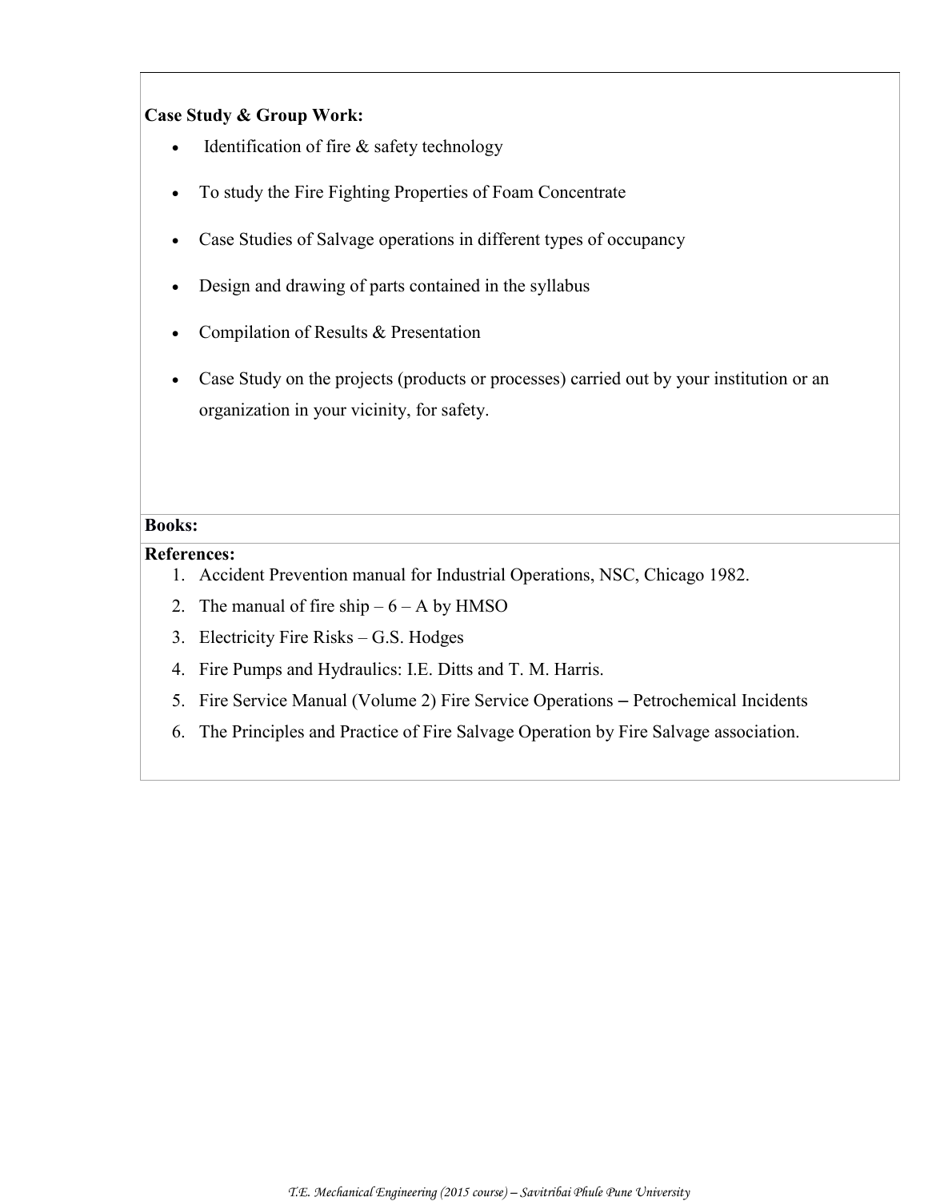**Case Study & Group Work:**

- Identification of fire & safety technology
- To study the Fire Fighting Properties of Foam Concentrate
- Case Studies of Salvage operations in different types of occupancy
- Design and drawing of parts contained in the syllabus
- Compilation of Results & Presentation
- Case Study on the projects (products or processes) carried out by your institution or an organization in your vicinity, for safety.

**Books:**

**References:**

1. Accident Prevention manual for Industrial Operations, NSC, Chicago 1982.
2. The manual of fire ship – 6 – A by HMSO
3. Electricity Fire Risks – G.S. Hodges
4. Fire Pumps and Hydraulics: I.E. Ditts and T. M. Harris.
5. Fire Service Manual (Volume 2) Fire Service Operations – Petrochemical Incidents
6. The Principles and Practice of Fire Salvage Operation by Fire Salvage association.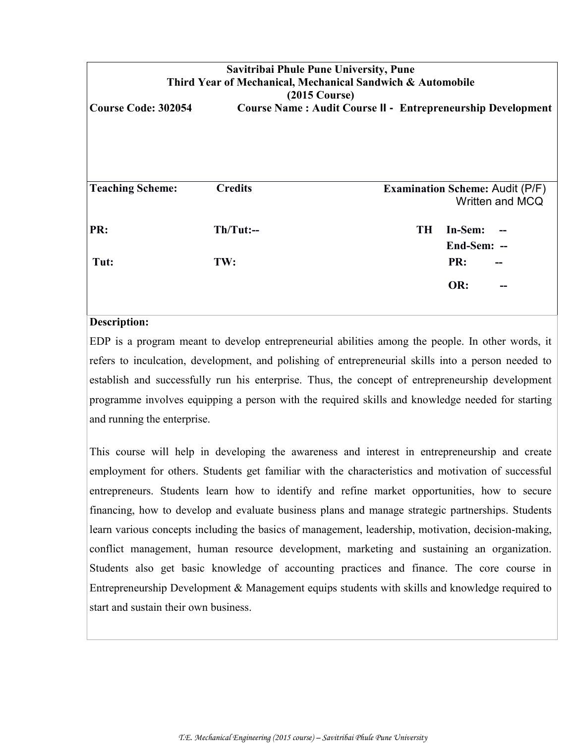**Savitribai Phule Pune University, Pune**
**Third Year of Mechanical, Mechanical Sandwich & Automobile**
**(2015 Course)**

**Course Code: 302054** **Course Name : Audit Course II - Entrepreneurship Development**

| **Teaching Scheme:** | **Credits** | **Examination Scheme:** Audit (P/F) Written and MCQ | |
|---|---|---|---|
| **PR:** | **Th/Tut:--** | **TH In-Sem:** | **--** |
| | | **End-Sem:** | **--** |
| **Tut:** | **TW:** | **PR:** | **--** |
| | | **OR:** | **--** |

**Description:**

EDP is a program meant to develop entrepreneurial abilities among the people. In other words, it refers to inculcation, development, and polishing of entrepreneurial skills into a person needed to establish and successfully run his enterprise. Thus, the concept of entrepreneurship development programme involves equipping a person with the required skills and knowledge needed for starting and running the enterprise.

This course will help in developing the awareness and interest in entrepreneurship and create employment for others. Students get familiar with the characteristics and motivation of successful entrepreneurs. Students learn how to identify and refine market opportunities, how to secure financing, how to develop and evaluate business plans and manage strategic partnerships. Students learn various concepts including the basics of management, leadership, motivation, decision-making, conflict management, human resource development, marketing and sustaining an organization. Students also get basic knowledge of accounting practices and finance. The core course in Entrepreneurship Development & Management equips students with skills and knowledge required to start and sustain their own business.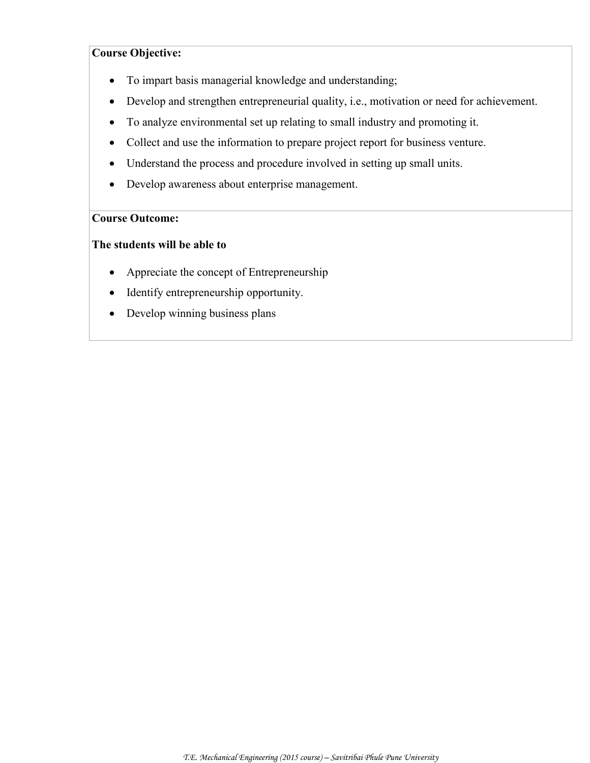**Course Objective:**

- To impart basis managerial knowledge and understanding;
- Develop and strengthen entrepreneurial quality, i.e., motivation or need for achievement.
- To analyze environmental set up relating to small industry and promoting it.
- Collect and use the information to prepare project report for business venture.
- Understand the process and procedure involved in setting up small units.
- Develop awareness about enterprise management.

**Course Outcome:**

**The students will be able to**

- Appreciate the concept of Entrepreneurship
- Identify entrepreneurship opportunity.
- Develop winning business plans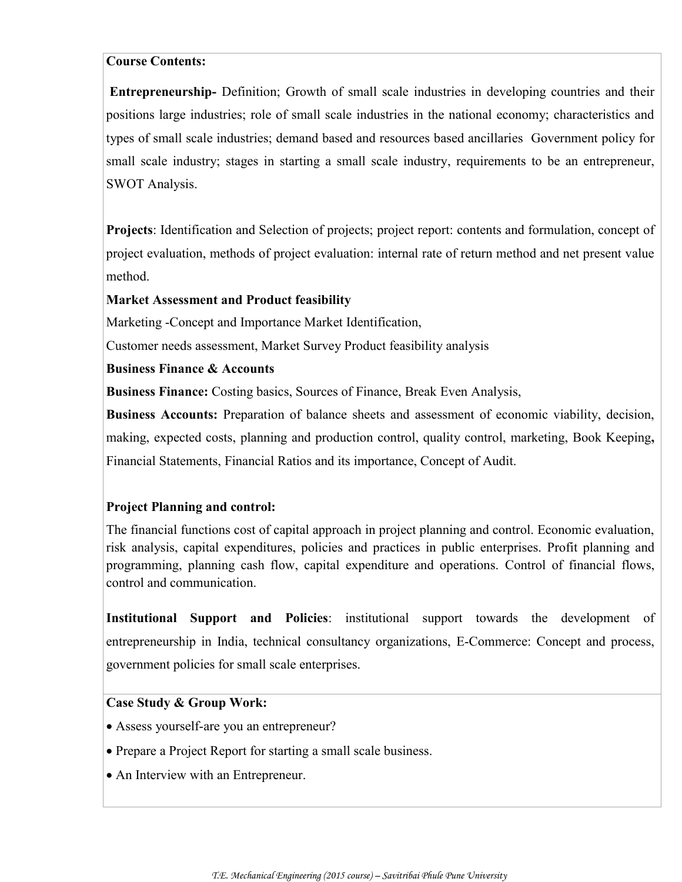**Course Contents:**

**Entrepreneurship-** Definition; Growth of small scale industries in developing countries and their positions large industries; role of small scale industries in the national economy; characteristics and types of small scale industries; demand based and resources based ancillaries Government policy for small scale industry; stages in starting a small scale industry, requirements to be an entrepreneur, SWOT Analysis.

**Projects**: Identification and Selection of projects; project report: contents and formulation, concept of project evaluation, methods of project evaluation: internal rate of return method and net present value method.

**Market Assessment and Product feasibility**

Marketing -Concept and Importance Market Identification,

Customer needs assessment, Market Survey Product feasibility analysis

**Business Finance & Accounts**

**Business Finance:** Costing basics, Sources of Finance, Break Even Analysis,

**Business Accounts:** Preparation of balance sheets and assessment of economic viability, decision, making, expected costs, planning and production control, quality control, marketing, Book Keeping**,** Financial Statements, Financial Ratios and its importance, Concept of Audit.

**Project Planning and control:**

The financial functions cost of capital approach in project planning and control. Economic evaluation, risk analysis, capital expenditures, policies and practices in public enterprises. Profit planning and programming, planning cash flow, capital expenditure and operations. Control of financial flows, control and communication.

**Institutional Support and Policies**: institutional support towards the development of entrepreneurship in India, technical consultancy organizations, E-Commerce: Concept and process, government policies for small scale enterprises.

**Case Study & Group Work:**

- Assess yourself-are you an entrepreneur?
- Prepare a Project Report for starting a small scale business.
- An Interview with an Entrepreneur.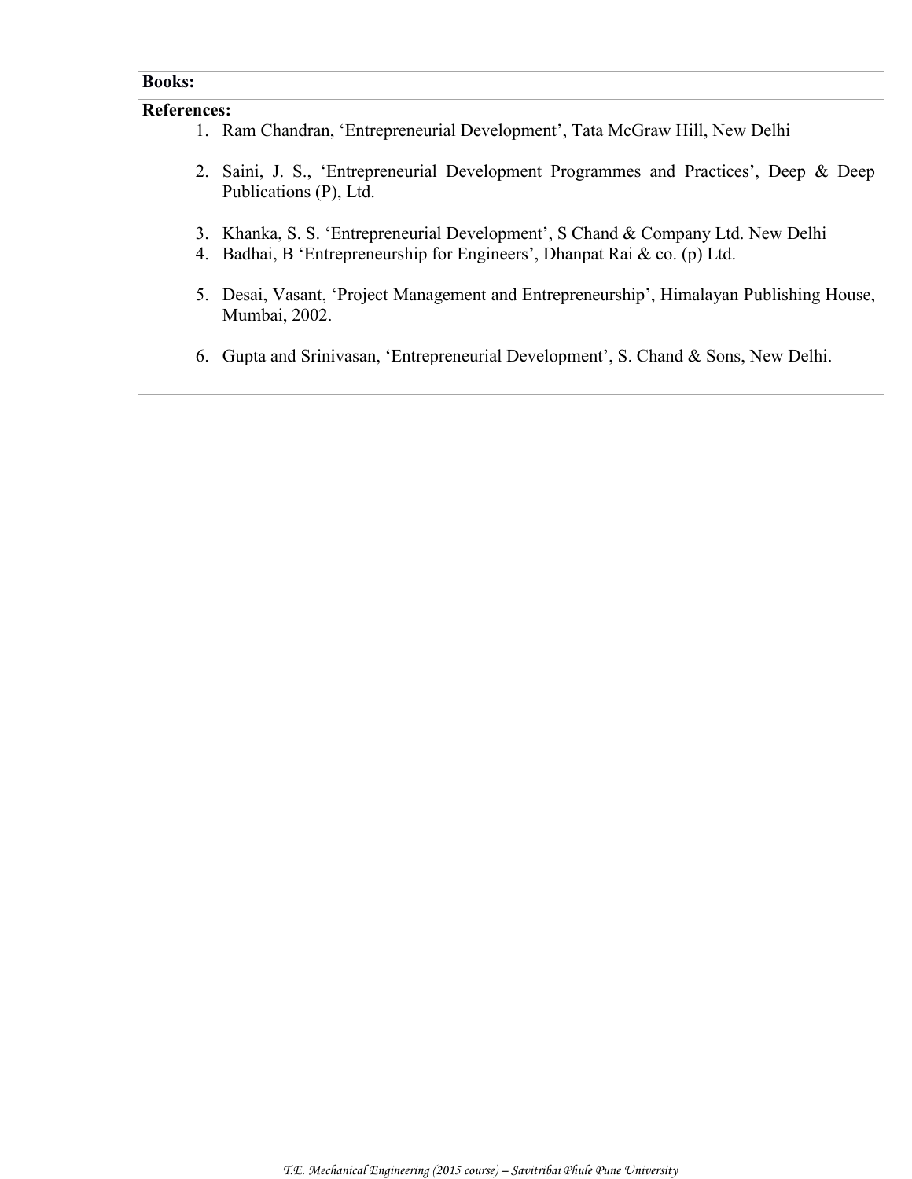**Books:**

**References:**

1. Ram Chandran, 'Entrepreneurial Development', Tata McGraw Hill, New Delhi
2. Saini, J. S., 'Entrepreneurial Development Programmes and Practices', Deep & Deep Publications (P), Ltd.
3. Khanka, S. S. 'Entrepreneurial Development', S Chand & Company Ltd. New Delhi
4. Badhai, B 'Entrepreneurship for Engineers', Dhanpat Rai & co. (p) Ltd.
5. Desai, Vasant, 'Project Management and Entrepreneurship', Himalayan Publishing House, Mumbai, 2002.
6. Gupta and Srinivasan, 'Entrepreneurial Development', S. Chand & Sons, New Delhi.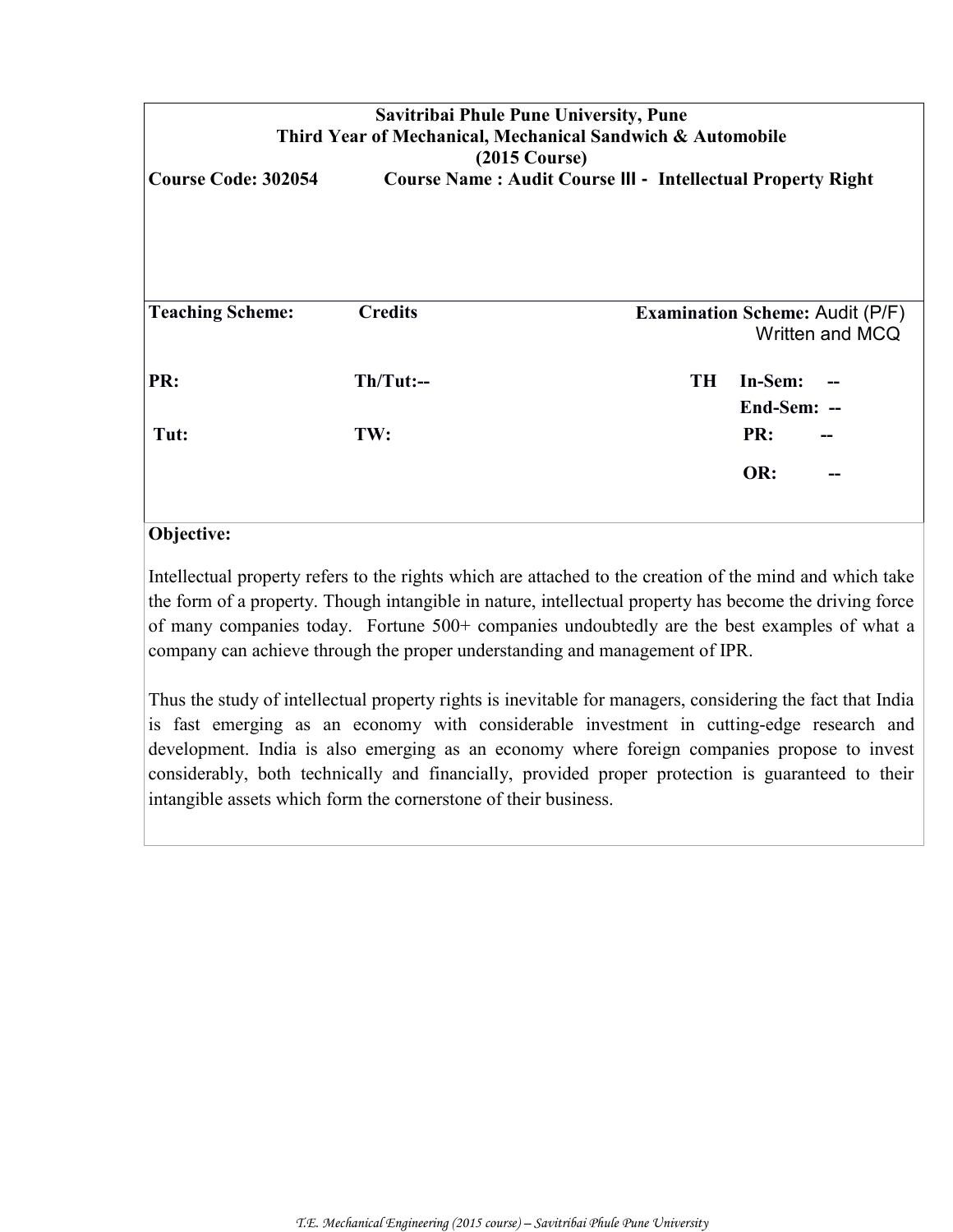**Savitribai Phule Pune University, Pune**
**Third Year of Mechanical, Mechanical Sandwich & Automobile**
**(2015 Course)**

**Course Code: 302054** **Course Name : Audit Course III - Intellectual Property Right**

| Teaching Scheme: | Credits | Examination Scheme: Audit (P/F) Written and MCQ |
|---|---|---|
| PR: | Th/Tut:-- | TH In-Sem: -- End-Sem: -- |
| Tut: | TW: | PR: -- |
| | | OR: -- |

**Objective:**

Intellectual property refers to the rights which are attached to the creation of the mind and which take the form of a property. Though intangible in nature, intellectual property has become the driving force of many companies today. Fortune 500+ companies undoubtedly are the best examples of what a company can achieve through the proper understanding and management of IPR.

Thus the study of intellectual property rights is inevitable for managers, considering the fact that India is fast emerging as an economy with considerable investment in cutting-edge research and development. India is also emerging as an economy where foreign companies propose to invest considerably, both technically and financially, provided proper protection is guaranteed to their intangible assets which form the cornerstone of their business.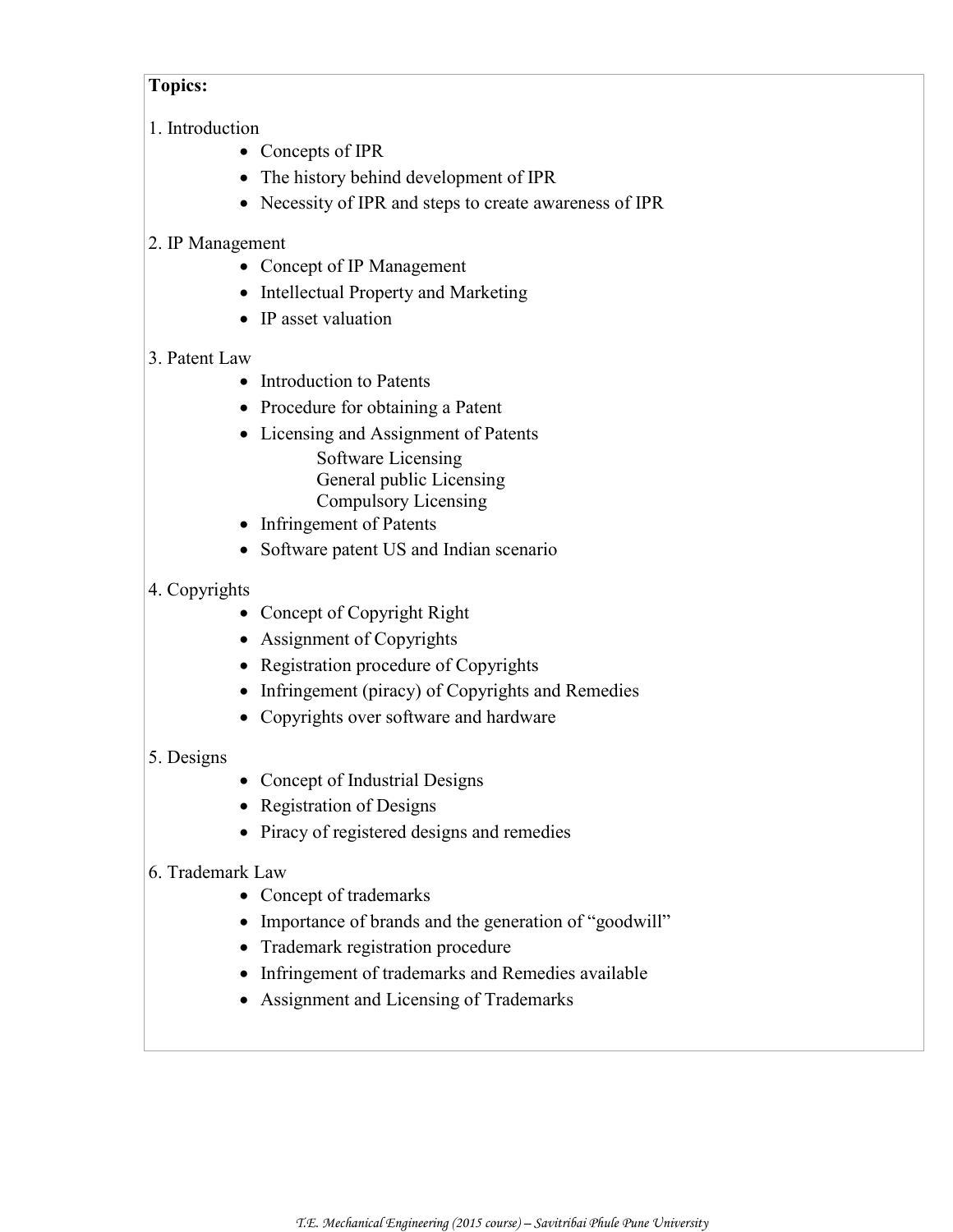**Topics:**

1. Introduction
    - Concepts of IPR
    - The history behind development of IPR
    - Necessity of IPR and steps to create awareness of IPR

2. IP Management
    - Concept of IP Management
    - Intellectual Property and Marketing
    - IP asset valuation

3. Patent Law
    - Introduction to Patents
    - Procedure for obtaining a Patent
    - Licensing and Assignment of Patents
        - Software Licensing
        - General public Licensing
        - Compulsory Licensing
    - Infringement of Patents
    - Software patent US and Indian scenario

4. Copyrights
    - Concept of Copyright Right
    - Assignment of Copyrights
    - Registration procedure of Copyrights
    - Infringement (piracy) of Copyrights and Remedies
    - Copyrights over software and hardware

5. Designs
    - Concept of Industrial Designs
    - Registration of Designs
    - Piracy of registered designs and remedies

6. Trademark Law
    - Concept of trademarks
    - Importance of brands and the generation of "goodwill"
    - Trademark registration procedure
    - Infringement of trademarks and Remedies available
    - Assignment and Licensing of Trademarks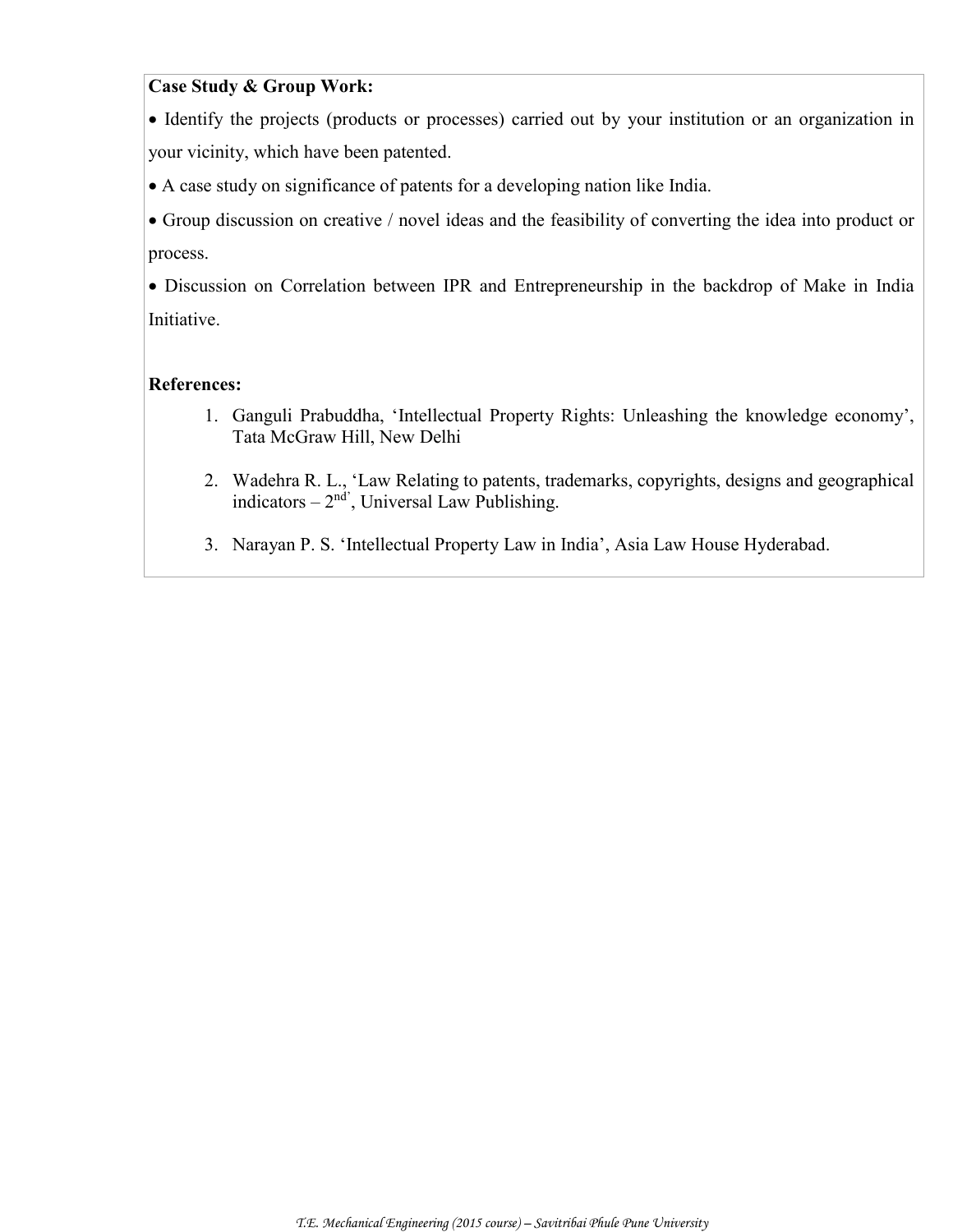**Case Study & Group Work:**

- Identify the projects (products or processes) carried out by your institution or an organization in your vicinity, which have been patented.
- A case study on significance of patents for a developing nation like India.
- Group discussion on creative / novel ideas and the feasibility of converting the idea into product or process.
- Discussion on Correlation between IPR and Entrepreneurship in the backdrop of Make in India Initiative.

**References:**

1. Ganguli Prabuddha, 'Intellectual Property Rights: Unleashing the knowledge economy', Tata McGraw Hill, New Delhi
2. Wadehra R. L., 'Law Relating to patents, trademarks, copyrights, designs and geographical indicators – 2nd', Universal Law Publishing.
3. Narayan P. S. 'Intellectual Property Law in India', Asia Law House Hyderabad.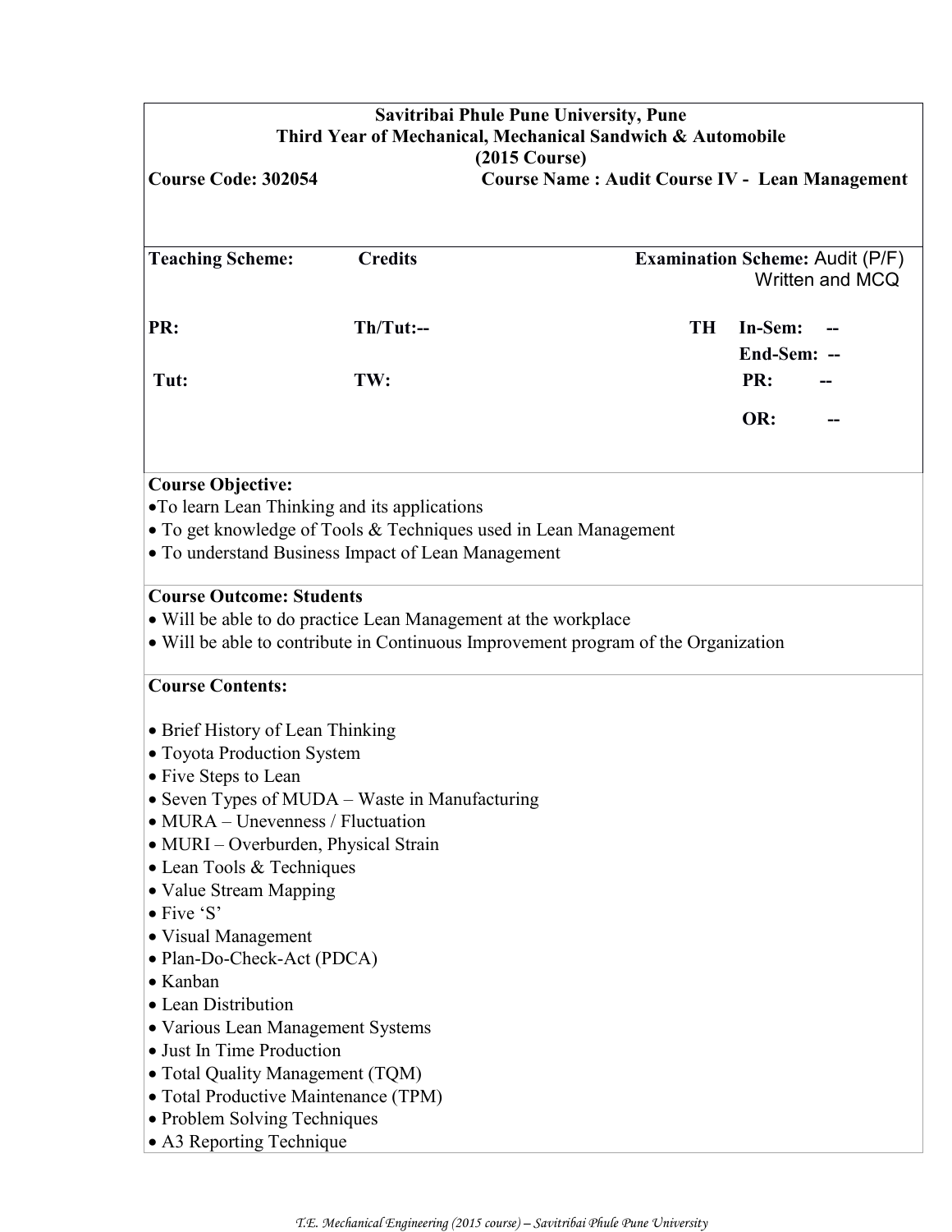**Savitribai Phule Pune University, Pune**
**Third Year of Mechanical, Mechanical Sandwich & Automobile**
**(2015 Course)**

**Course Code: 302054** **Course Name : Audit Course IV - Lean Management**

| **Teaching Scheme:** | **Credits** | **Examination Scheme:** Audit (P/F) Written and MCQ | |
|---|---|---|---|
| **PR:** | **Th/Tut:--** | **TH In-Sem:** | **--** |
| | | **End-Sem:** | **--** |
| **Tut:** | **TW:** | **PR:** | **--** |
| | | **OR:** | **--** |

**Course Objective:**

- To learn Lean Thinking and its applications
- To get knowledge of Tools & Techniques used in Lean Management
- To understand Business Impact of Lean Management

**Course Outcome: Students**

- Will be able to do practice Lean Management at the workplace
- Will be able to contribute in Continuous Improvement program of the Organization

**Course Contents:**

- Brief History of Lean Thinking
- Toyota Production System
- Five Steps to Lean
- Seven Types of MUDA – Waste in Manufacturing
- MURA – Unevenness / Fluctuation
- MURI – Overburden, Physical Strain
- Lean Tools & Techniques
- Value Stream Mapping
- Five 'S'
- Visual Management
- Plan-Do-Check-Act (PDCA)
- Kanban
- Lean Distribution
- Various Lean Management Systems
- Just In Time Production
- Total Quality Management (TQM)
- Total Productive Maintenance (TPM)
- Problem Solving Techniques
- A3 Reporting Technique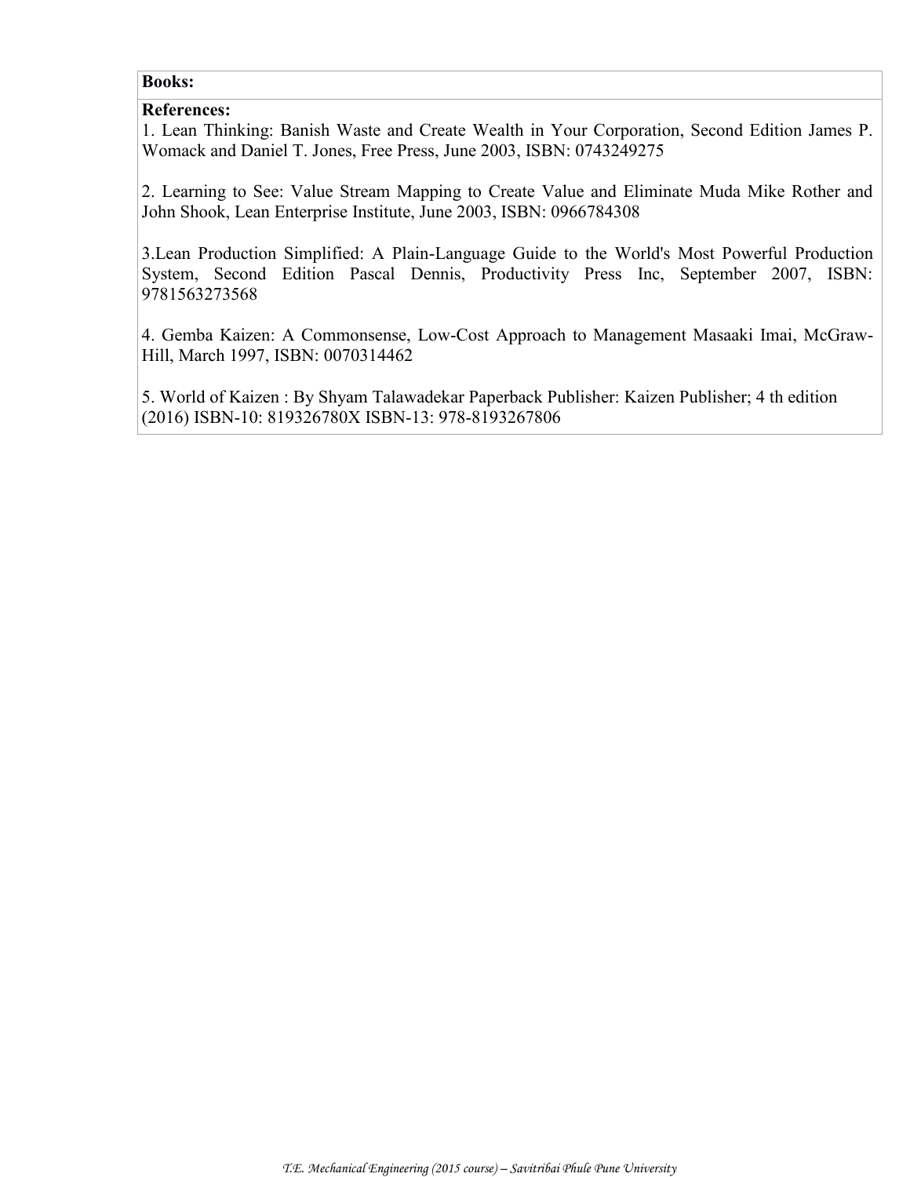**Books:**

**References:**

1. Lean Thinking: Banish Waste and Create Wealth in Your Corporation, Second Edition James P. Womack and Daniel T. Jones, Free Press, June 2003, ISBN: 0743249275

2. Learning to See: Value Stream Mapping to Create Value and Eliminate Muda Mike Rother and John Shook, Lean Enterprise Institute, June 2003, ISBN: 0966784308

3. Lean Production Simplified: A Plain-Language Guide to the World's Most Powerful Production System, Second Edition Pascal Dennis, Productivity Press Inc, September 2007, ISBN: 9781563273568

4. Gemba Kaizen: A Commonsense, Low-Cost Approach to Management Masaaki Imai, McGraw-Hill, March 1997, ISBN: 0070314462

5. World of Kaizen : By Shyam Talawadekar Paperback Publisher: Kaizen Publisher; 4 th edition (2016) ISBN-10: 819326780X ISBN-13: 978-8193267806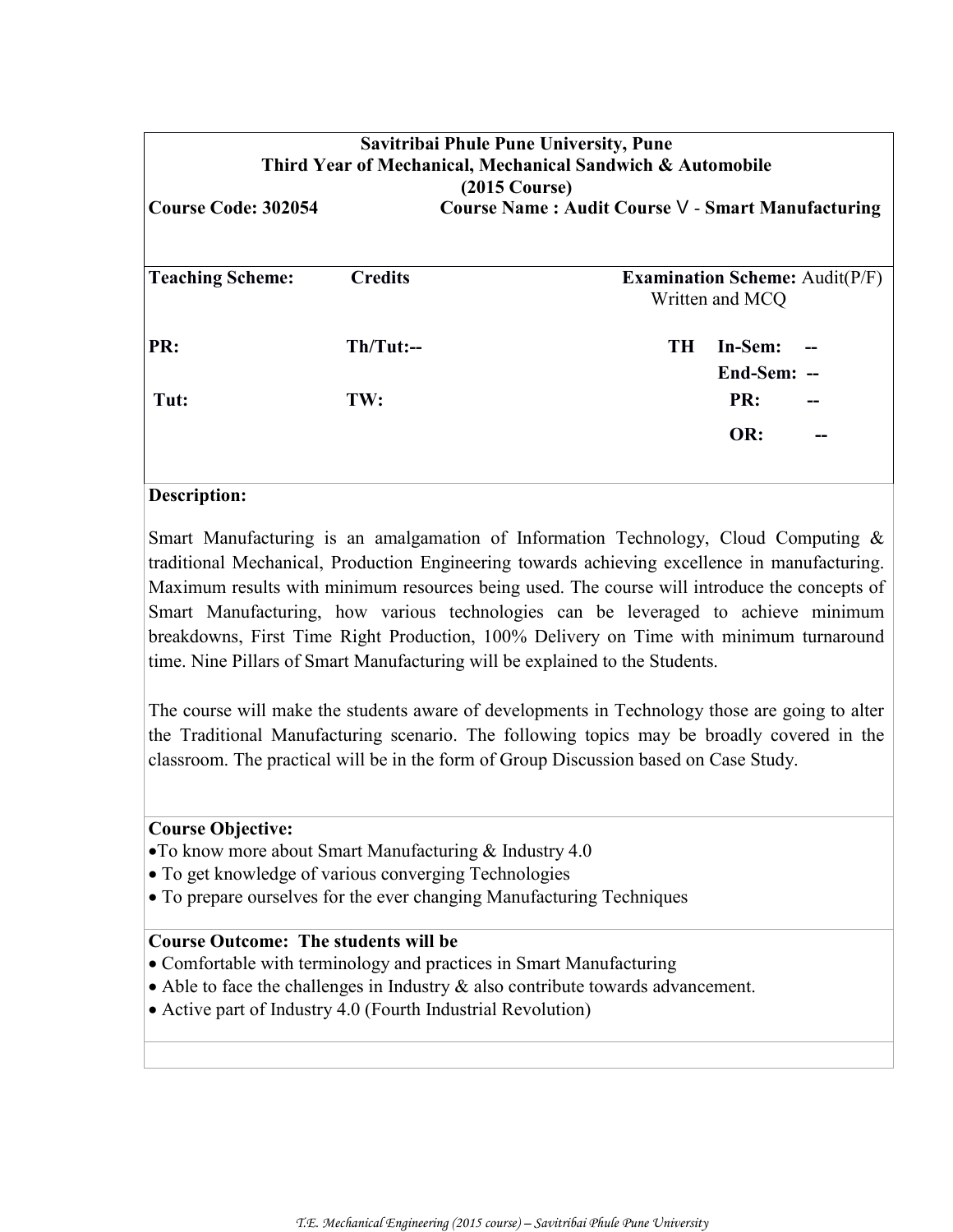**Savitribai Phule Pune University, Pune**
**Third Year of Mechanical, Mechanical Sandwich & Automobile**
**(2015 Course)**

**Course Code: 302054** **Course Name : Audit Course V - Smart Manufacturing**

| **Teaching Scheme:** | **Credits** | **Examination Scheme:** Audit(P/F) Written and MCQ |
|---|---|---|
| **PR:** | **Th/Tut:--** | **TH In-Sem: --** |
| | | **End-Sem: --** |
| **Tut:** | **TW:** | **PR: --** |
| | | **OR: --** |

**Description:**

Smart Manufacturing is an amalgamation of Information Technology, Cloud Computing & traditional Mechanical, Production Engineering towards achieving excellence in manufacturing. Maximum results with minimum resources being used. The course will introduce the concepts of Smart Manufacturing, how various technologies can be leveraged to achieve minimum breakdowns, First Time Right Production, 100% Delivery on Time with minimum turnaround time. Nine Pillars of Smart Manufacturing will be explained to the Students.

The course will make the students aware of developments in Technology those are going to alter the Traditional Manufacturing scenario. The following topics may be broadly covered in the classroom. The practical will be in the form of Group Discussion based on Case Study.

**Course Objective:**

- To know more about Smart Manufacturing & Industry 4.0
- To get knowledge of various converging Technologies
- To prepare ourselves for the ever changing Manufacturing Techniques

**Course Outcome: The students will be**

- Comfortable with terminology and practices in Smart Manufacturing
- Able to face the challenges in Industry & also contribute towards advancement.
- Active part of Industry 4.0 (Fourth Industrial Revolution)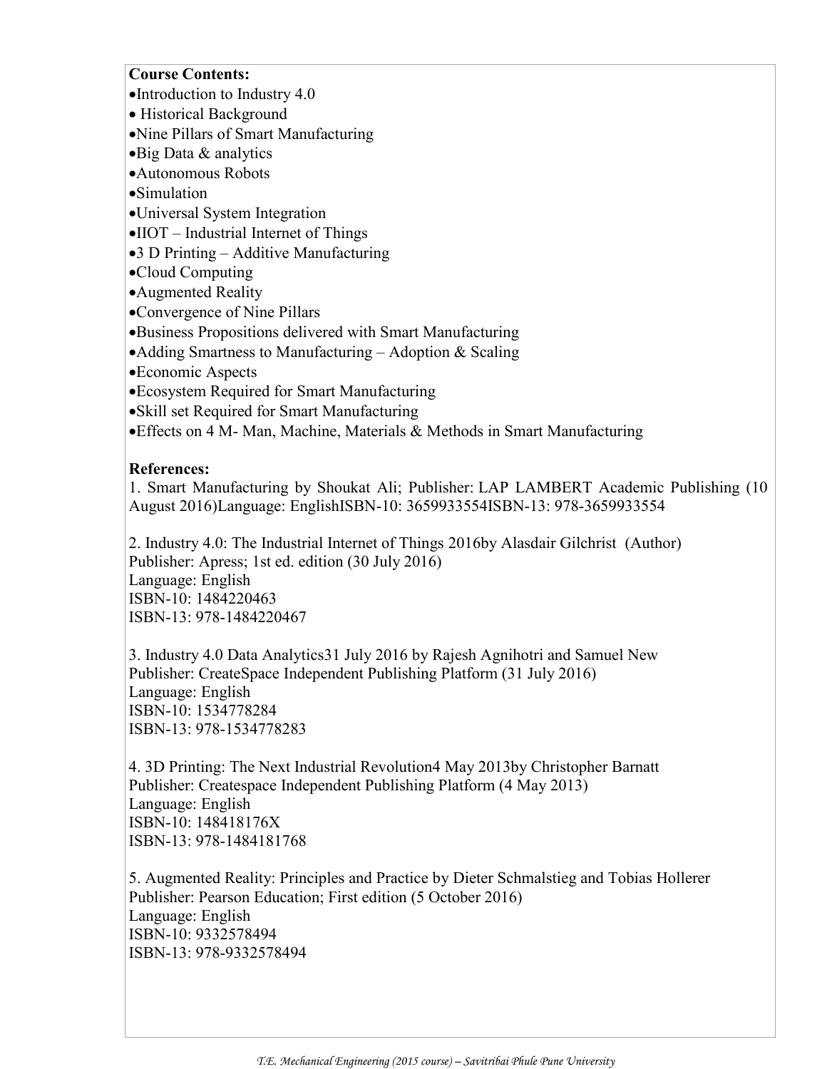**Course Contents:**

- Introduction to Industry 4.0
- Historical Background
- Nine Pillars of Smart Manufacturing
- Big Data & analytics
- Autonomous Robots
- Simulation
- Universal System Integration
- IIOT – Industrial Internet of Things
- 3 D Printing – Additive Manufacturing
- Cloud Computing
- Augmented Reality
- Convergence of Nine Pillars
- Business Propositions delivered with Smart Manufacturing
- Adding Smartness to Manufacturing – Adoption & Scaling
- Economic Aspects
- Ecosystem Required for Smart Manufacturing
- Skill set Required for Smart Manufacturing
- Effects on 4 M- Man, Machine, Materials & Methods in Smart Manufacturing

**References:**

1. Smart Manufacturing by Shoukat Ali; Publisher: LAP LAMBERT Academic Publishing (10 August 2016)Language: EnglishISBN-10: 3659933554ISBN-13: 978-3659933554

2. Industry 4.0: The Industrial Internet of Things 2016by Alasdair Gilchrist (Author)
Publisher: Apress; 1st ed. edition (30 July 2016)
Language: English
ISBN-10: 1484220463
ISBN-13: 978-1484220467

3. Industry 4.0 Data Analytics31 July 2016 by Rajesh Agnihotri and Samuel New
Publisher: CreateSpace Independent Publishing Platform (31 July 2016)
Language: English
ISBN-10: 1534778284
ISBN-13: 978-1534778283

4. 3D Printing: The Next Industrial Revolution4 May 2013by Christopher Barnatt
Publisher: Createspace Independent Publishing Platform (4 May 2013)
Language: English
ISBN-10: 148418176X
ISBN-13: 978-1484181768

5. Augmented Reality: Principles and Practice by Dieter Schmalstieg and Tobias Hollerer
Publisher: Pearson Education; First edition (5 October 2016)
Language: English
ISBN-10: 9332578494
ISBN-13: 978-9332578494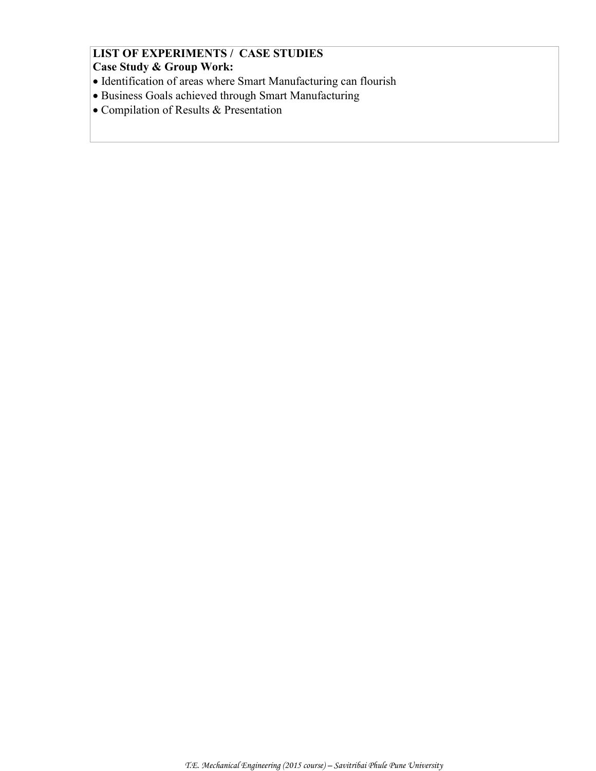**LIST OF EXPERIMENTS / CASE STUDIES**

**Case Study & Group Work:**

- Identification of areas where Smart Manufacturing can flourish
- Business Goals achieved through Smart Manufacturing
- Compilation of Results & Presentation